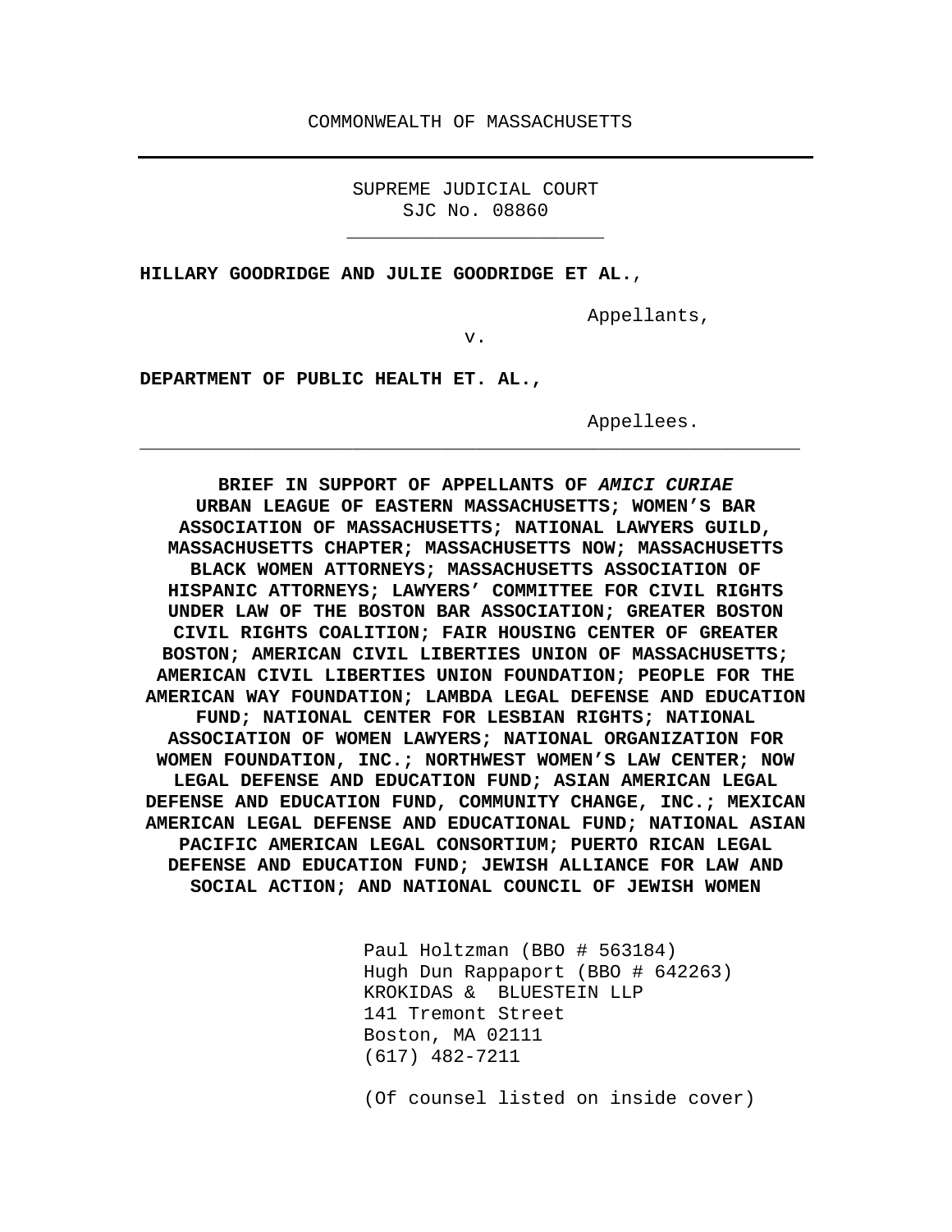COMMONWEALTH OF MASSACHUSETTS

---

SUPREME JUDICIAL COURT
SJC No. 08860

---

**HILLARY GOODRIDGE AND JULIE GOODRIDGE ET AL.**,

Appellants,

v.

**DEPARTMENT OF PUBLIC HEALTH ET. AL.,**

Appellees.

---

**BRIEF IN SUPPORT OF APPELLANTS OF *AMICI CURIAE* URBAN LEAGUE OF EASTERN MASSACHUSETTS; WOMEN'S BAR ASSOCIATION OF MASSACHUSETTS; NATIONAL LAWYERS GUILD, MASSACHUSETTS CHAPTER; MASSACHUSETTS NOW; MASSACHUSETTS BLACK WOMEN ATTORNEYS; MASSACHUSETTS ASSOCIATION OF HISPANIC ATTORNEYS; LAWYERS' COMMITTEE FOR CIVIL RIGHTS UNDER LAW OF THE BOSTON BAR ASSOCIATION; GREATER BOSTON CIVIL RIGHTS COALITION; FAIR HOUSING CENTER OF GREATER BOSTON; AMERICAN CIVIL LIBERTIES UNION OF MASSACHUSETTS; AMERICAN CIVIL LIBERTIES UNION FOUNDATION; PEOPLE FOR THE AMERICAN WAY FOUNDATION; LAMBDA LEGAL DEFENSE AND EDUCATION FUND; NATIONAL CENTER FOR LESBIAN RIGHTS; NATIONAL ASSOCIATION OF WOMEN LAWYERS; NATIONAL ORGANIZATION FOR WOMEN FOUNDATION, INC.; NORTHWEST WOMEN'S LAW CENTER; NOW LEGAL DEFENSE AND EDUCATION FUND; ASIAN AMERICAN LEGAL DEFENSE AND EDUCATION FUND, COMMUNITY CHANGE, INC.; MEXICAN AMERICAN LEGAL DEFENSE AND EDUCATIONAL FUND; NATIONAL ASIAN PACIFIC AMERICAN LEGAL CONSORTIUM; PUERTO RICAN LEGAL DEFENSE AND EDUCATION FUND; JEWISH ALLIANCE FOR LAW AND SOCIAL ACTION; AND NATIONAL COUNCIL OF JEWISH WOMEN**

Paul Holtzman (BBO # 563184)
Hugh Dun Rappaport (BBO # 642263)
KROKIDAS & BLUESTEIN LLP
141 Tremont Street
Boston, MA 02111
(617) 482-7211

(Of counsel listed on inside cover)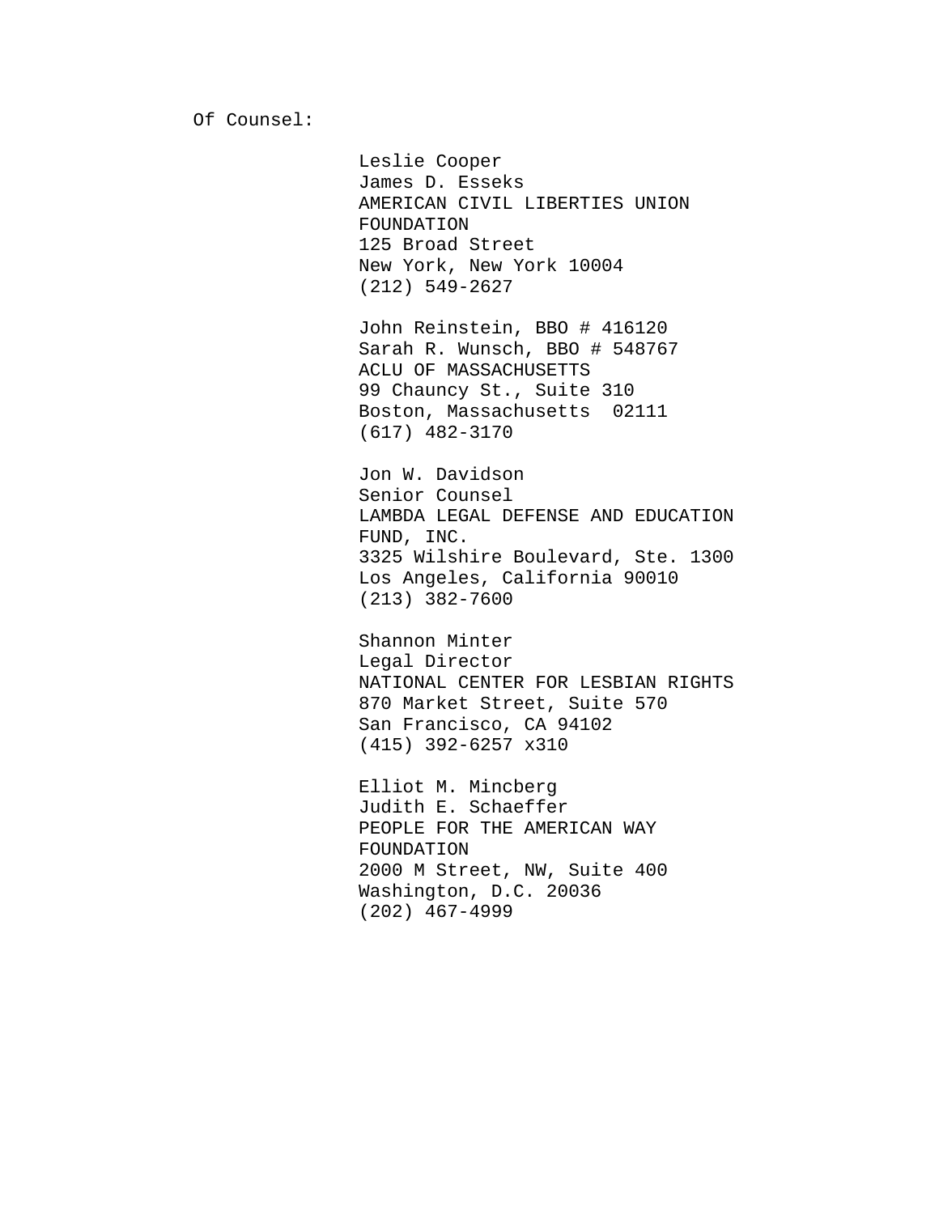Of Counsel:

Leslie Cooper
James D. Esseks
AMERICAN CIVIL LIBERTIES UNION FOUNDATION
125 Broad Street
New York, New York 10004
(212) 549-2627

John Reinstein, BBO # 416120
Sarah R. Wunsch, BBO # 548767
ACLU OF MASSACHUSETTS
99 Chauncy St., Suite 310
Boston, Massachusetts 02111
(617) 482-3170

Jon W. Davidson
Senior Counsel
LAMBDA LEGAL DEFENSE AND EDUCATION FUND, INC.
3325 Wilshire Boulevard, Ste. 1300
Los Angeles, California 90010
(213) 382-7600

Shannon Minter
Legal Director
NATIONAL CENTER FOR LESBIAN RIGHTS
870 Market Street, Suite 570
San Francisco, CA 94102
(415) 392-6257 x310

Elliot M. Mincberg
Judith E. Schaeffer
PEOPLE FOR THE AMERICAN WAY FOUNDATION
2000 M Street, NW, Suite 400
Washington, D.C. 20036
(202) 467-4999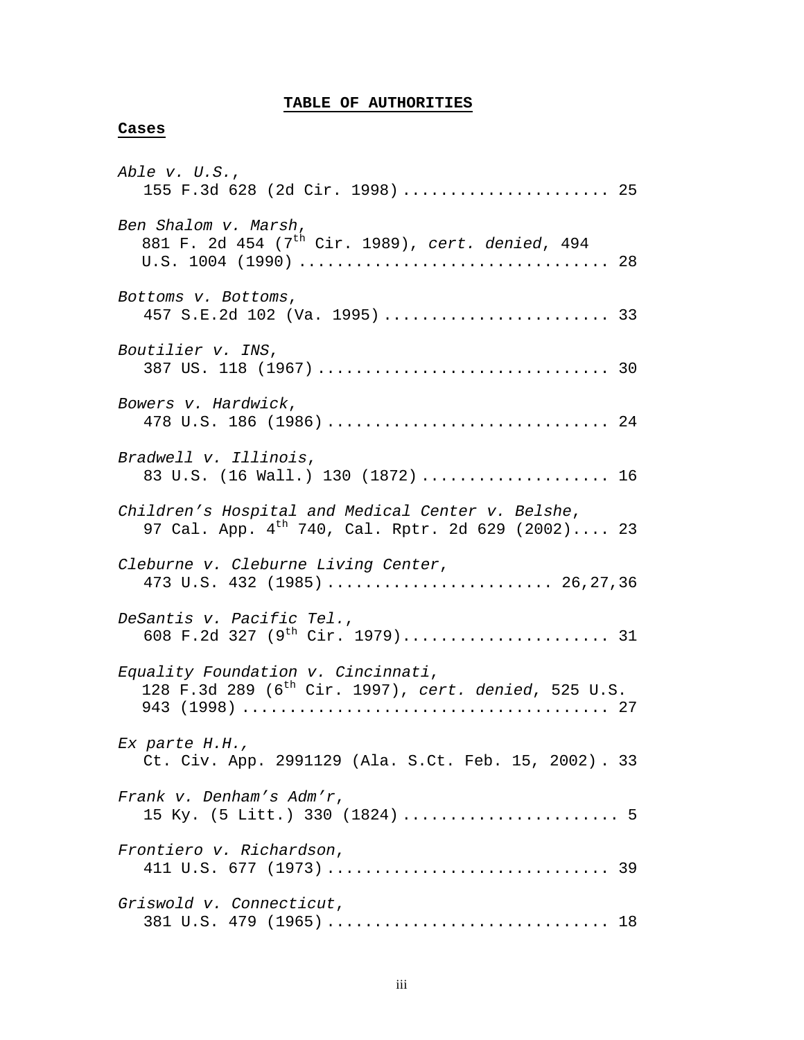# TABLE OF AUTHORITIES

## Cases

*Able v. U.S.*,
155 F.3d 628 (2d Cir. 1998) ...................... 25

*Ben Shalom v. Marsh*,
881 F. 2d 454 (7th Cir. 1989), *cert. denied*, 494 U.S. 1004 (1990) ................................ 28

*Bottoms v. Bottoms*,
457 S.E.2d 102 (Va. 1995) ........................ 33

*Boutilier v. INS*,
387 US. 118 (1967) .............................. 30

*Bowers v. Hardwick*,
478 U.S. 186 (1986) .............................. 24

*Bradwell v. Illinois*,
83 U.S. (16 Wall.) 130 (1872) .................... 16

*Children's Hospital and Medical Center v. Belshe*,
97 Cal. App. 4th 740, Cal. Rptr. 2d 629 (2002).... 23

*Cleburne v. Cleburne Living Center*,
473 U.S. 432 (1985) ........................ 26,27,36

*DeSantis v. Pacific Tel.*,
608 F.2d 327 (9th Cir. 1979)...................... 31

*Equality Foundation v. Cincinnati*,
128 F.3d 289 (6th Cir. 1997), *cert. denied*, 525 U.S. 943 (1998) ...................................... 27

*Ex parte H.H.*,
Ct. Civ. App. 2991129 (Ala. S.Ct. Feb. 15, 2002) . 33

*Frank v. Denham's Adm'r*,
15 Ky. (5 Litt.) 330 (1824) ....................... 5

*Frontiero v. Richardson*,
411 U.S. 677 (1973) .............................. 39

*Griswold v. Connecticut*,
381 U.S. 479 (1965) .............................. 18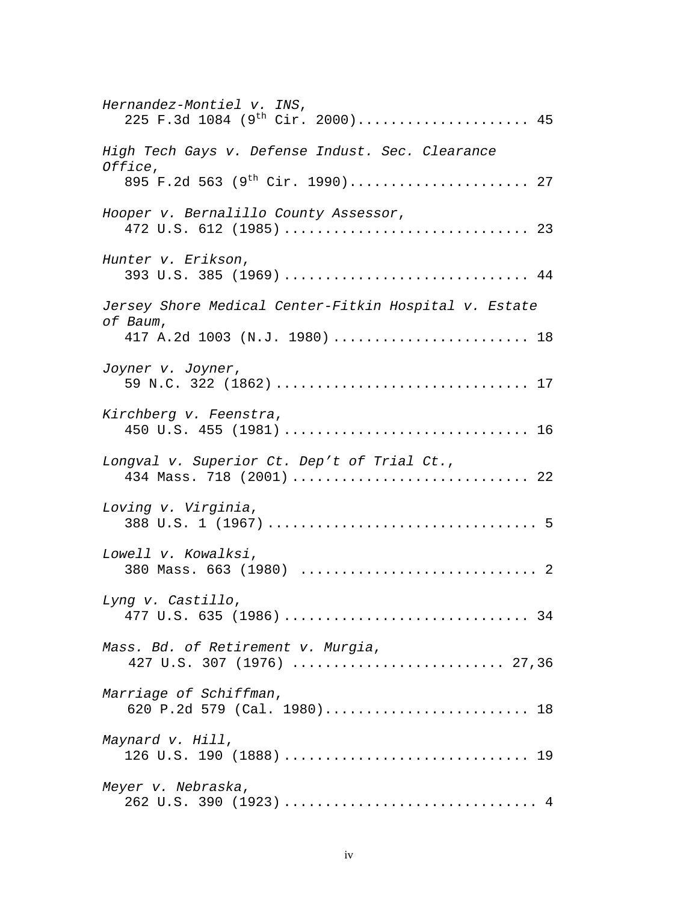*Hernandez-Montiel v. INS*,
225 F.3d 1084 (9th Cir. 2000)..................... 45

*High Tech Gays v. Defense Indust. Sec. Clearance Office*,
895 F.2d 563 (9th Cir. 1990)...................... 27

*Hooper v. Bernalillo County Assessor*,
472 U.S. 612 (1985)............................. 23

*Hunter v. Erikson*,
393 U.S. 385 (1969)............................. 44

*Jersey Shore Medical Center-Fitkin Hospital v. Estate of Baum*,
417 A.2d 1003 (N.J. 1980)........................ 18

*Joyner v. Joyner*,
59 N.C. 322 (1862).............................. 17

*Kirchberg v. Feenstra*,
450 U.S. 455 (1981)............................. 16

*Longval v. Superior Ct. Dep't of Trial Ct.*,
434 Mass. 718 (2001)............................ 22

*Loving v. Virginia*,
388 U.S. 1 (1967)................................ 5

*Lowell v. Kowalksi*,
380 Mass. 663 (1980) ............................ 2

*Lyng v. Castillo*,
477 U.S. 635 (1986)............................. 34

*Mass. Bd. of Retirement v. Murgia*,
427 U.S. 307 (1976) ......................... 27,36

*Marriage of Schiffman*,
620 P.2d 579 (Cal. 1980)........................ 18

*Maynard v. Hill*,
126 U.S. 190 (1888)............................. 19

*Meyer v. Nebraska*,
262 U.S. 390 (1923).............................. 4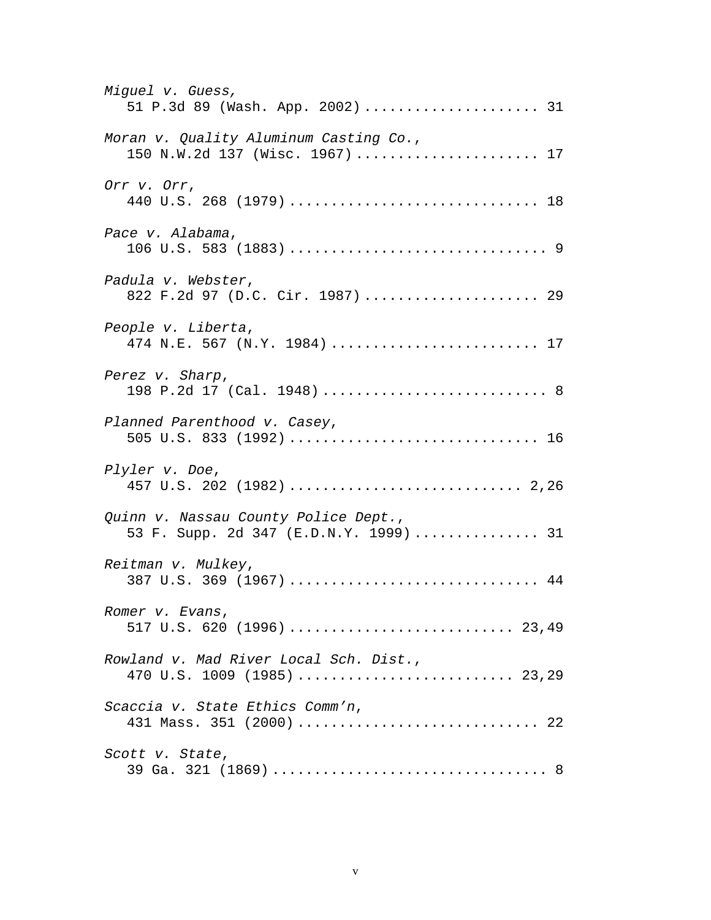*Miguel v. Guess*,
51 P.3d 89 (Wash. App. 2002) ..................... 31

*Moran v. Quality Aluminum Casting Co.*,
150 N.W.2d 137 (Wisc. 1967) ...................... 17

*Orr v. Orr*,
440 U.S. 268 (1979) .............................. 18

*Pace v. Alabama*,
106 U.S. 583 (1883) ............................... 9

*Padula v. Webster*,
822 F.2d 97 (D.C. Cir. 1987) ..................... 29

*People v. Liberta*,
474 N.E. 567 (N.Y. 1984) ......................... 17

*Perez v. Sharp*,
198 P.2d 17 (Cal. 1948) ........................... 8

*Planned Parenthood v. Casey*,
505 U.S. 833 (1992) .............................. 16

*Plyler v. Doe*,
457 U.S. 202 (1982) ............................ 2,26

*Quinn v. Nassau County Police Dept.*,
53 F. Supp. 2d 347 (E.D.N.Y. 1999) ............... 31

*Reitman v. Mulkey*,
387 U.S. 369 (1967) .............................. 44

*Romer v. Evans*,
517 U.S. 620 (1996) ........................... 23,49

*Rowland v. Mad River Local Sch. Dist.*,
470 U.S. 1009 (1985) .......................... 23,29

*Scaccia v. State Ethics Comm'n*,
431 Mass. 351 (2000) ............................. 22

*Scott v. State*,
39 Ga. 321 (1869) ................................. 8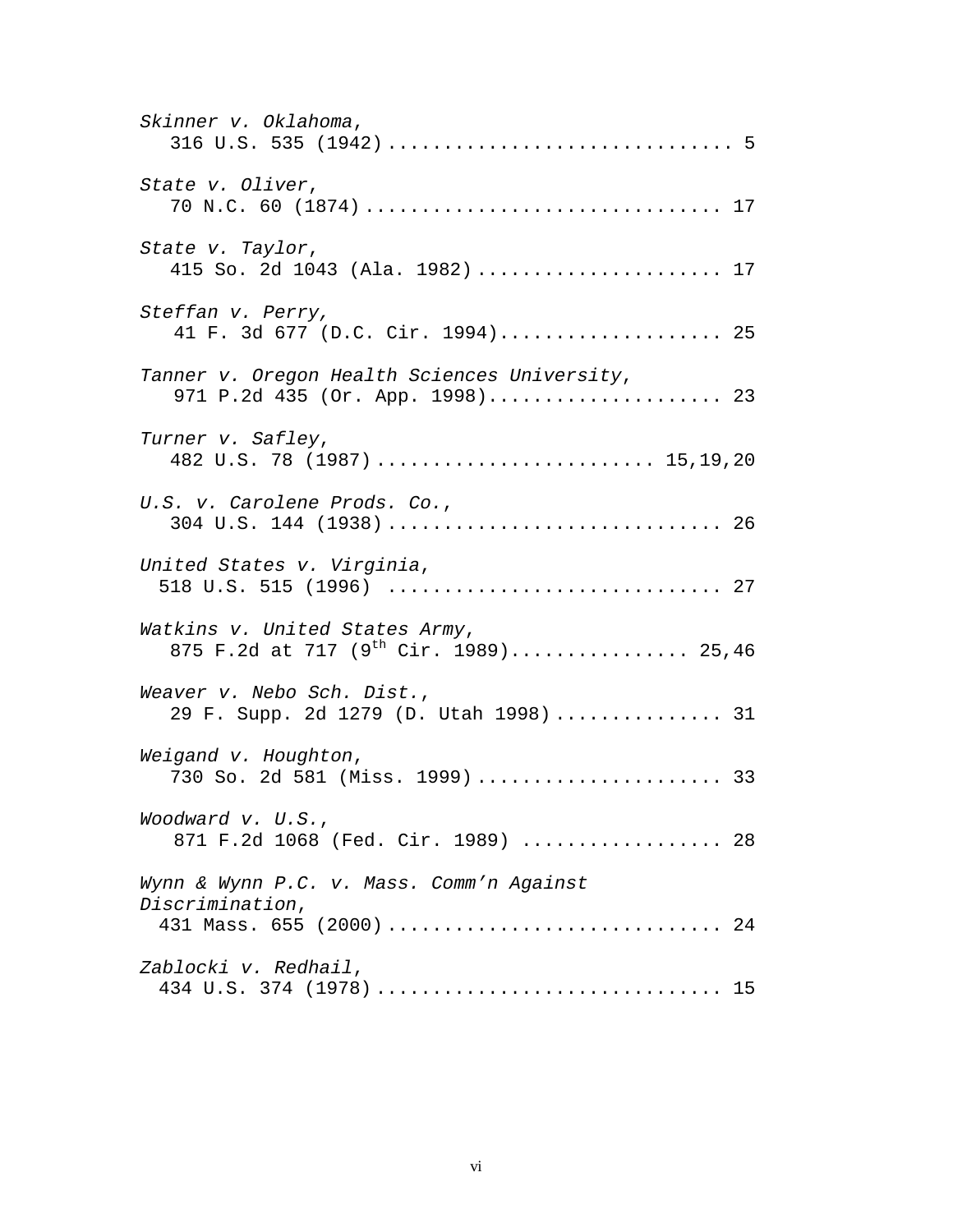*Skinner v. Oklahoma*,
316 U.S. 535 (1942) .............................. 5

*State v. Oliver*,
70 N.C. 60 (1874) ............................... 17

*State v. Taylor*,
415 So. 2d 1043 (Ala. 1982) ...................... 17

*Steffan v. Perry,*
41 F. 3d 677 (D.C. Cir. 1994).................... 25

*Tanner v. Oregon Health Sciences University*,
971 P.2d 435 (Or. App. 1998)..................... 23

*Turner v. Safley*,
482 U.S. 78 (1987) ........................ 15,19,20

*U.S. v. Carolene Prods. Co.*,
304 U.S. 144 (1938) ............................. 26

*United States v. Virginia*,
518 U.S. 515 (1996) ............................. 27

*Watkins v. United States Army*,
875 F.2d at 717 (9th Cir. 1989)................ 25,46

*Weaver v. Nebo Sch. Dist.*,
29 F. Supp. 2d 1279 (D. Utah 1998) ............... 31

*Weigand v. Houghton*,
730 So. 2d 581 (Miss. 1999) ...................... 33

*Woodward v. U.S.*,
871 F.2d 1068 (Fed. Cir. 1989) .................. 28

*Wynn & Wynn P.C. v. Mass. Comm'n Against Discrimination*,
431 Mass. 655 (2000) ............................. 24

*Zablocki v. Redhail*,
434 U.S. 374 (1978) .............................. 15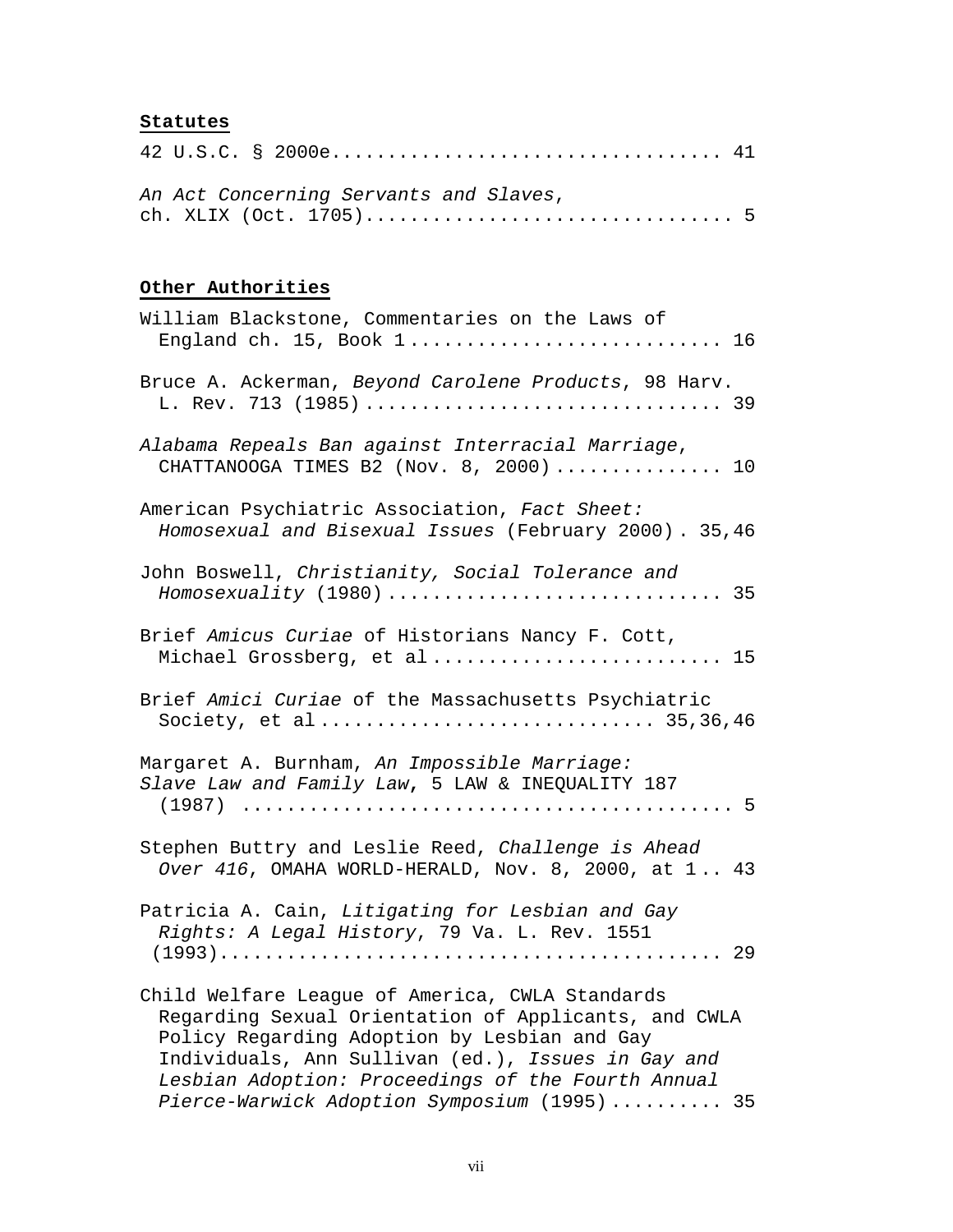**Statutes**

42 U.S.C. § 2000e................................. 41

*An Act Concerning Servants and Slaves*, ch. XLIX (Oct. 1705)................................ 5

**Other Authorities**

William Blackstone, Commentaries on the Laws of England ch. 15, Book 1.......................... 16

Bruce A. Ackerman, *Beyond Carolene Products*, 98 Harv. L. Rev. 713 (1985).............................. 39

*Alabama Repeals Ban against Interracial Marriage*, CHATTANOOGA TIMES B2 (Nov. 8, 2000).............. 10

American Psychiatric Association, *Fact Sheet: Homosexual and Bisexual Issues* (February 2000). 35,46

John Boswell, *Christianity, Social Tolerance and Homosexuality* (1980)............................ 35

Brief *Amicus Curiae* of Historians Nancy F. Cott, Michael Grossberg, et al........................ 15

Brief *Amici Curiae* of the Massachusetts Psychiatric Society, et al........................... 35,36,46

Margaret A. Burnham, *An Impossible Marriage: Slave Law and Family Law*, 5 LAW & INEQUALITY 187 (1987) .......................................... 5

Stephen Buttry and Leslie Reed, *Challenge is Ahead Over 416*, OMAHA WORLD-HERALD, Nov. 8, 2000, at 1.. 43

Patricia A. Cain, *Litigating for Lesbian and Gay Rights: A Legal History*, 79 Va. L. Rev. 1551 (1993)........................................... 29

Child Welfare League of America, CWLA Standards Regarding Sexual Orientation of Applicants, and CWLA Policy Regarding Adoption by Lesbian and Gay Individuals, Ann Sullivan (ed.), *Issues in Gay and Lesbian Adoption: Proceedings of the Fourth Annual Pierce-Warwick Adoption Symposium* (1995).......... 35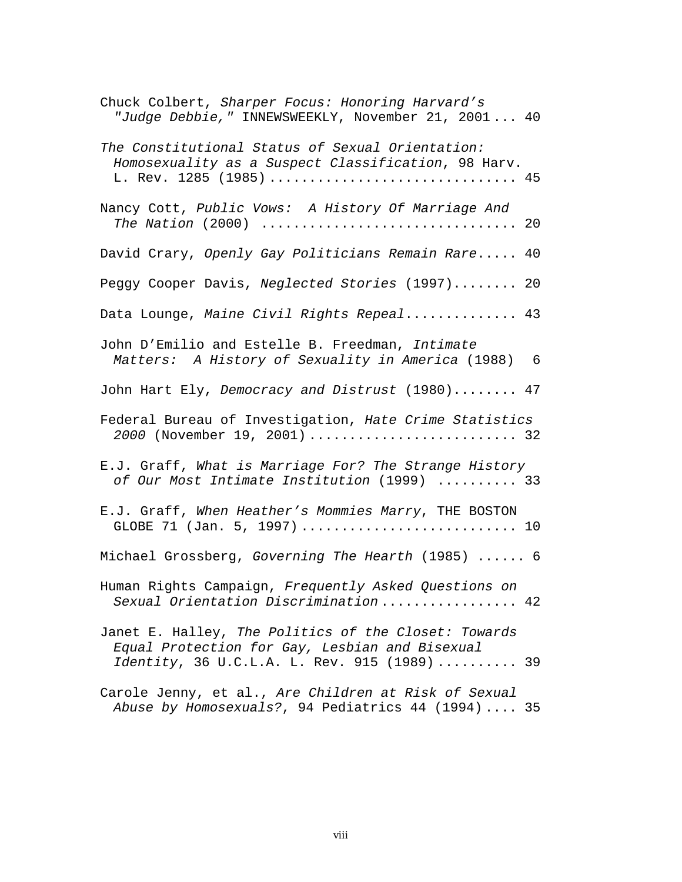Chuck Colbert, *Sharper Focus: Honoring Harvard's "Judge Debbie,"* INNEWSWEEKLY, November 21, 2001 ... 40

*The Constitutional Status of Sexual Orientation: Homosexuality as a Suspect Classification*, 98 Harv. L. Rev. 1285 (1985) ............................... 45

Nancy Cott, *Public Vows: A History Of Marriage And The Nation* (2000) ............................... 20

David Crary, *Openly Gay Politicians Remain Rare*..... 40

Peggy Cooper Davis, *Neglected Stories* (1997)........ 20

Data Lounge, *Maine Civil Rights Repeal*............. 43

John D'Emilio and Estelle B. Freedman, *Intimate Matters: A History of Sexuality in America* (1988) 6

John Hart Ely, *Democracy and Distrust* (1980)........ 47

Federal Bureau of Investigation, *Hate Crime Statistics 2000* (November 19, 2001) .......................... 32

E.J. Graff, *What is Marriage For? The Strange History of Our Most Intimate Institution* (1999) .......... 33

E.J. Graff, *When Heather's Mommies Marry*, THE BOSTON GLOBE 71 (Jan. 5, 1997) ........................... 10

Michael Grossberg, *Governing The Hearth* (1985) ...... 6

Human Rights Campaign, *Frequently Asked Questions on Sexual Orientation Discrimination* ................. 42

Janet E. Halley, *The Politics of the Closet: Towards Equal Protection for Gay, Lesbian and Bisexual Identity*, 36 U.C.L.A. L. Rev. 915 (1989) .......... 39

Carole Jenny, et al., *Are Children at Risk of Sexual Abuse by Homosexuals?*, 94 Pediatrics 44 (1994) .... 35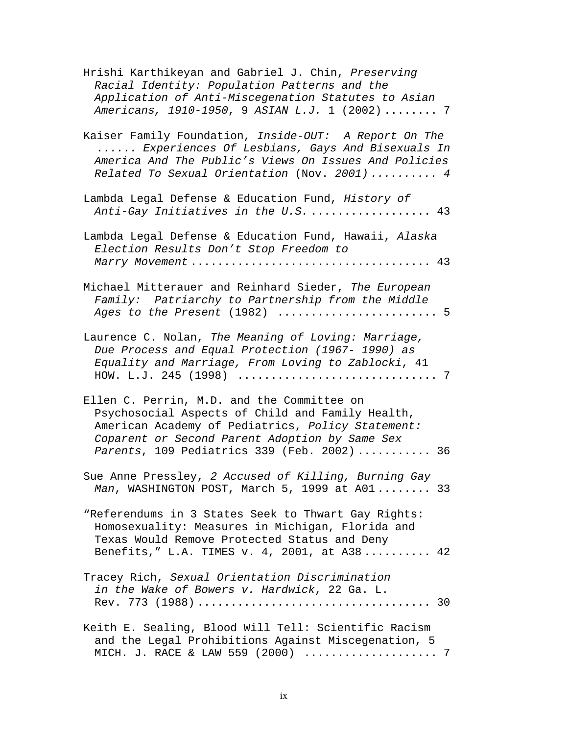Hrishi Karthikeyan and Gabriel J. Chin, *Preserving Racial Identity: Population Patterns and the Application of Anti-Miscegenation Statutes to Asian Americans, 1910-1950*, 9 *ASIAN L.J.* 1 (2002) ........ 7

Kaiser Family Foundation, *Inside-OUT: A Report On The ...... Experiences Of Lesbians, Gays And Bisexuals In America And The Public's Views On Issues And Policies Related To Sexual Orientation* (Nov. *2001)* .......... 4

Lambda Legal Defense & Education Fund, *History of Anti-Gay Initiatives in the U.S.* .................. 43

Lambda Legal Defense & Education Fund, Hawaii, *Alaska Election Results Don't Stop Freedom to Marry Movement* .................................. 43

Michael Mitterauer and Reinhard Sieder, *The European Family: Patriarchy to Partnership from the Middle Ages to the Present* (1982) ....................... 5

Laurence C. Nolan, *The Meaning of Loving: Marriage, Due Process and Equal Protection (1967- 1990) as Equality and Marriage, From Loving to Zablocki*, 41 HOW. L.J. 245 (1998) ............................ 7

Ellen C. Perrin, M.D. and the Committee on Psychosocial Aspects of Child and Family Health, American Academy of Pediatrics, *Policy Statement: Coparent or Second Parent Adoption by Same Sex Parents*, 109 Pediatrics 339 (Feb. 2002) ........... 36

Sue Anne Pressley, *2 Accused of Killing, Burning Gay Man*, WASHINGTON POST, March 5, 1999 at A01 ........ 33

"Referendums in 3 States Seek to Thwart Gay Rights: Homosexuality: Measures in Michigan, Florida and Texas Would Remove Protected Status and Deny Benefits," L.A. TIMES v. 4, 2001, at A38 .......... 42

Tracey Rich, *Sexual Orientation Discrimination in the Wake of Bowers v. Hardwick*, 22 Ga. L. Rev. 773 (1988) .................................. 30

Keith E. Sealing, Blood Will Tell: Scientific Racism and the Legal Prohibitions Against Miscegenation, 5 MICH. J. RACE & LAW 559 (2000) ................... 7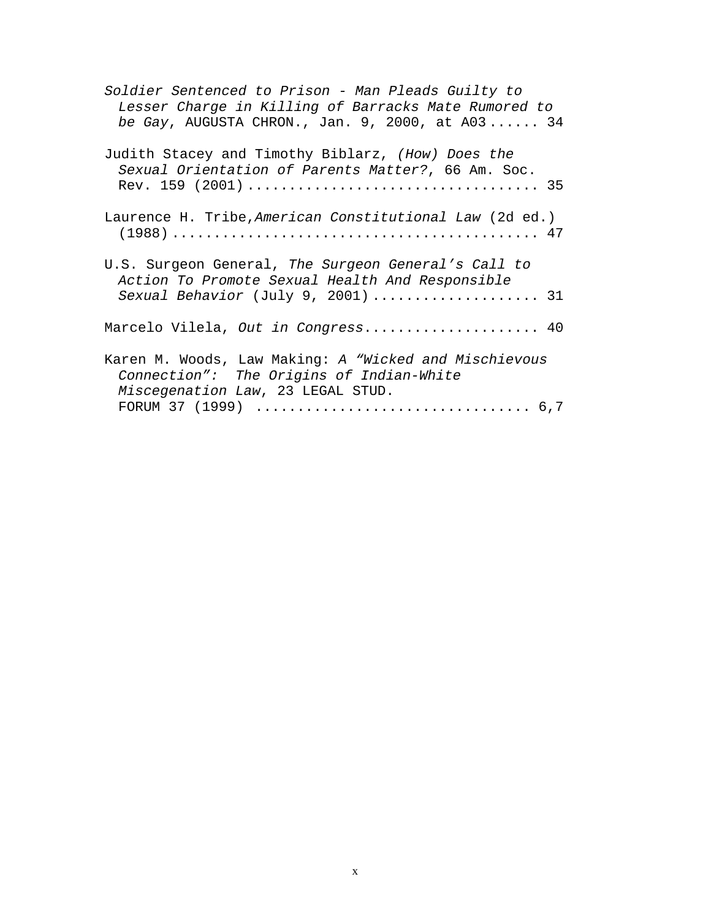*Soldier Sentenced to Prison - Man Pleads Guilty to Lesser Charge in Killing of Barracks Mate Rumored to be Gay*, AUGUSTA CHRON., Jan. 9, 2000, at A03 ...... 34

Judith Stacey and Timothy Biblarz, *(How) Does the Sexual Orientation of Parents Matter?*, 66 Am. Soc. Rev. 159 (2001) .................................. 35

Laurence H. Tribe, *American Constitutional Law* (2d ed.) (1988) ........................................... 47

U.S. Surgeon General, *The Surgeon General's Call to Action To Promote Sexual Health And Responsible Sexual Behavior* (July 9, 2001) .................... 31

Marcelo Vilela, *Out in Congress*..................... 40

Karen M. Woods, Law Making: *A "Wicked and Mischievous Connection": The Origins of Indian-White Miscegenation Law*, 23 LEGAL STUD. FORUM 37 (1999) ................................ 6,7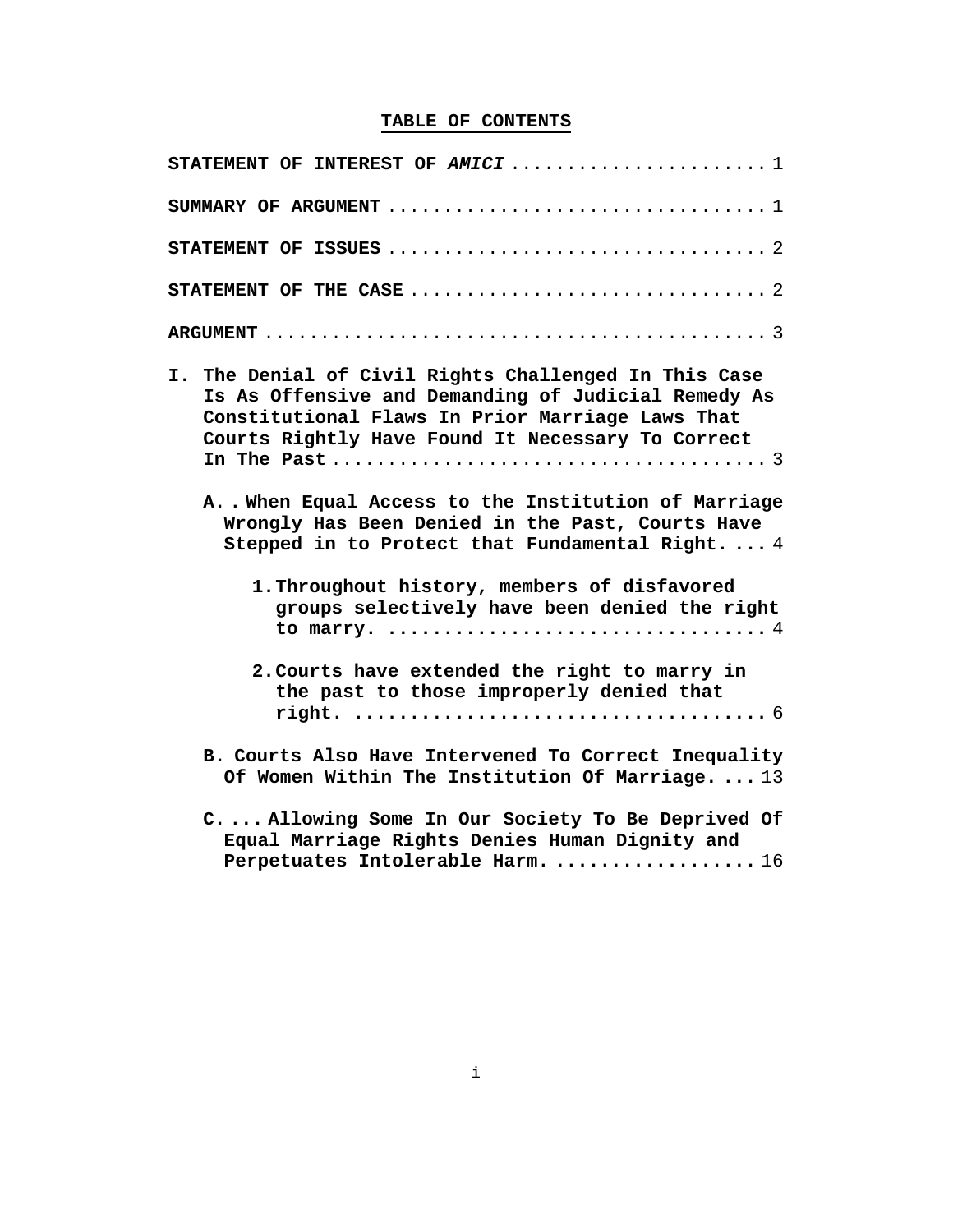# TABLE OF CONTENTS

**STATEMENT OF INTEREST OF *AMICI*** ...................... 1

**SUMMARY OF ARGUMENT** ................................. 1

**STATEMENT OF ISSUES** ................................. 2

**STATEMENT OF THE CASE** ............................... 2

**ARGUMENT** ............................................ 3

**I. The Denial of Civil Rights Challenged In This Case Is As Offensive and Demanding of Judicial Remedy As Constitutional Flaws In Prior Marriage Laws That Courts Rightly Have Found It Necessary To Correct In The Past** ...................................... 3

- **A. . When Equal Access to the Institution of Marriage Wrongly Has Been Denied in the Past, Courts Have Stepped in to Protect that Fundamental Right.** ... 4

  - **1. Throughout history, members of disfavored groups selectively have been denied the right to marry.** ................................ 4

  - **2. Courts have extended the right to marry in the past to those improperly denied that right.** ................................... 6

- **B. Courts Also Have Intervened To Correct Inequality Of Women Within The Institution Of Marriage.** ... 13

- **C. ... Allowing Some In Our Society To Be Deprived Of Equal Marriage Rights Denies Human Dignity and Perpetuates Intolerable Harm.** .................. 16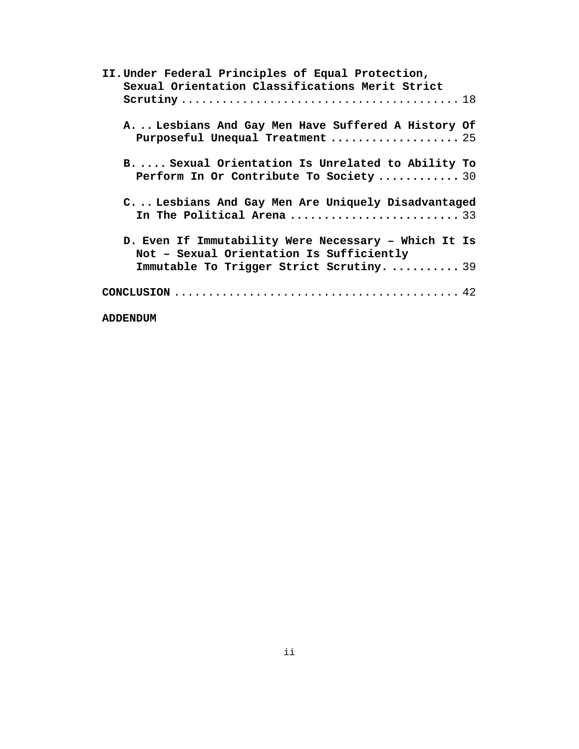**II. Under Federal Principles of Equal Protection, Sexual Orientation Classifications Merit Strict Scrutiny** ........................................ 18

**A. Lesbians And Gay Men Have Suffered A History Of Purposeful Unequal Treatment** .................. 25

**B. Sexual Orientation Is Unrelated to Ability To Perform In Or Contribute To Society** ........... 30

**C. Lesbians And Gay Men Are Uniquely Disadvantaged In The Political Arena** ........................ 33

**D. Even If Immutability Were Necessary – Which It Is Not – Sexual Orientation Is Sufficiently Immutable To Trigger Strict Scrutiny.** .......... 39

**CONCLUSION** ......................................... 42

**ADDENDUM**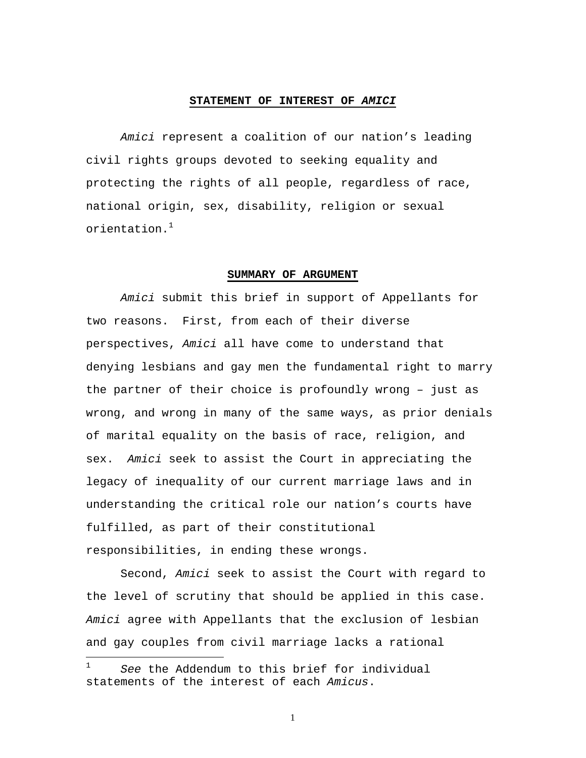## STATEMENT OF INTEREST OF *AMICI*

*Amici* represent a coalition of our nation's leading civil rights groups devoted to seeking equality and protecting the rights of all people, regardless of race, national origin, sex, disability, religion or sexual orientation.[1]

## SUMMARY OF ARGUMENT

*Amici* submit this brief in support of Appellants for two reasons. First, from each of their diverse perspectives, *Amici* all have come to understand that denying lesbians and gay men the fundamental right to marry the partner of their choice is profoundly wrong – just as wrong, and wrong in many of the same ways, as prior denials of marital equality on the basis of race, religion, and sex. *Amici* seek to assist the Court in appreciating the legacy of inequality of our current marriage laws and in understanding the critical role our nation's courts have fulfilled, as part of their constitutional responsibilities, in ending these wrongs.

Second, *Amici* seek to assist the Court with regard to the level of scrutiny that should be applied in this case. *Amici* agree with Appellants that the exclusion of lesbian and gay couples from civil marriage lacks a rational

---

[1] *See* the Addendum to this brief for individual statements of the interest of each *Amicus*.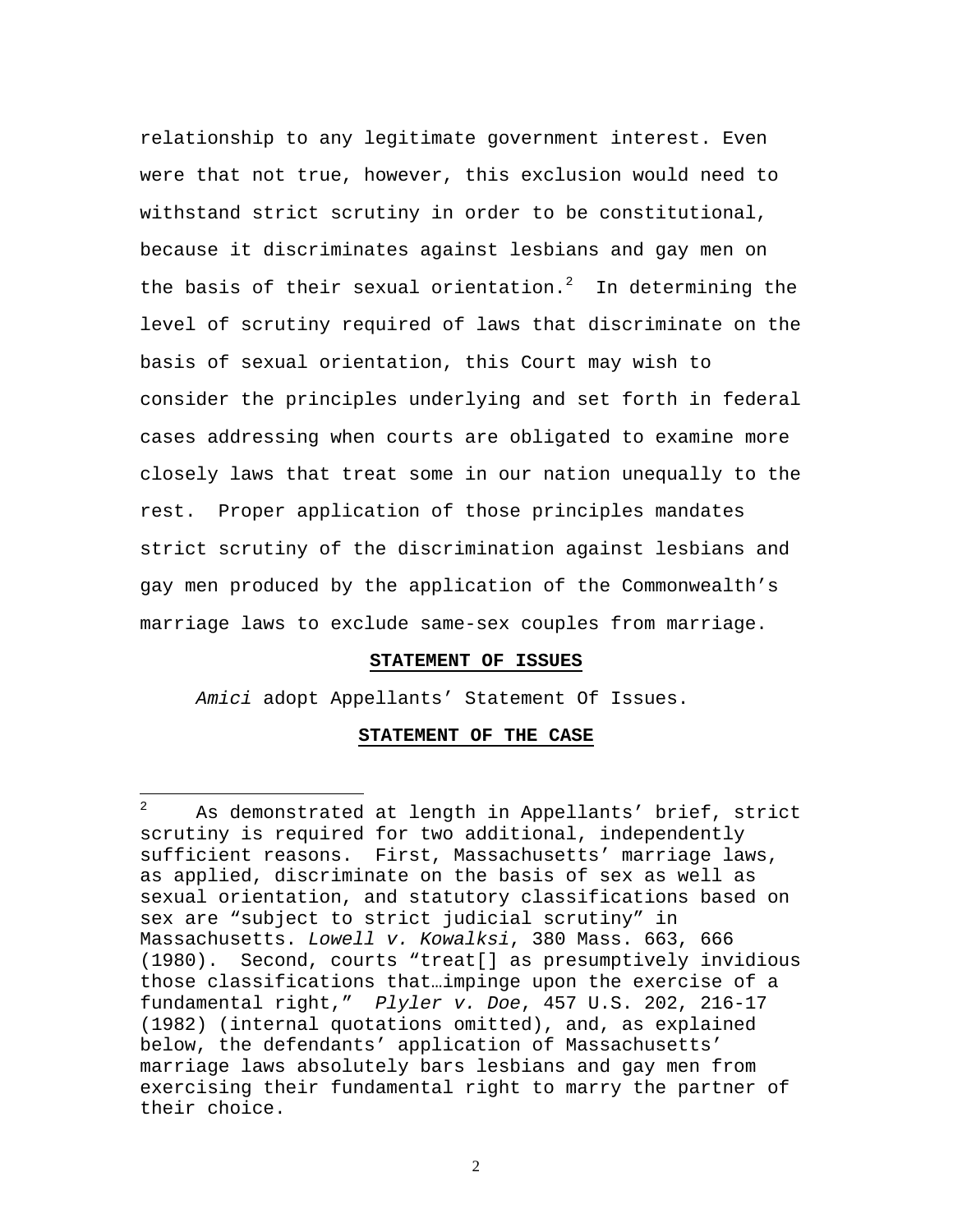relationship to any legitimate government interest. Even were that not true, however, this exclusion would need to withstand strict scrutiny in order to be constitutional, because it discriminates against lesbians and gay men on the basis of their sexual orientation.[2] In determining the level of scrutiny required of laws that discriminate on the basis of sexual orientation, this Court may wish to consider the principles underlying and set forth in federal cases addressing when courts are obligated to examine more closely laws that treat some in our nation unequally to the rest. Proper application of those principles mandates strict scrutiny of the discrimination against lesbians and gay men produced by the application of the Commonwealth's marriage laws to exclude same-sex couples from marriage.

**STATEMENT OF ISSUES**

*Amici* adopt Appellants' Statement Of Issues.

**STATEMENT OF THE CASE**

---

[2] As demonstrated at length in Appellants' brief, strict scrutiny is required for two additional, independently sufficient reasons. First, Massachusetts' marriage laws, as applied, discriminate on the basis of sex as well as sexual orientation, and statutory classifications based on sex are "subject to strict judicial scrutiny" in Massachusetts. *Lowell v. Kowalksi*, 380 Mass. 663, 666 (1980). Second, courts "treat[] as presumptively invidious those classifications that…impinge upon the exercise of a fundamental right," *Plyler v. Doe*, 457 U.S. 202, 216-17 (1982) (internal quotations omitted), and, as explained below, the defendants' application of Massachusetts' marriage laws absolutely bars lesbians and gay men from exercising their fundamental right to marry the partner of their choice.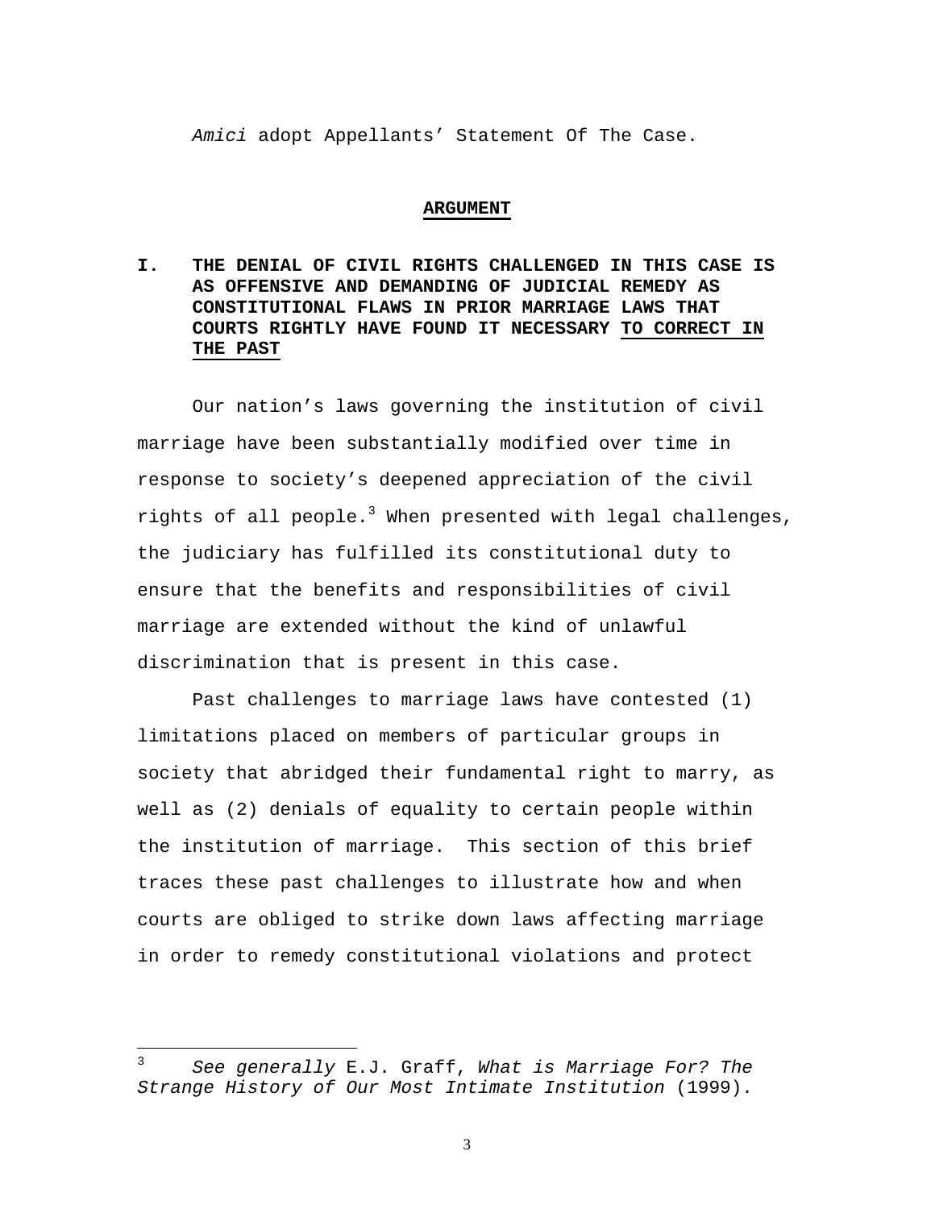*Amici* adopt Appellants' Statement Of The Case.

## ARGUMENT

### I. THE DENIAL OF CIVIL RIGHTS CHALLENGED IN THIS CASE IS AS OFFENSIVE AND DEMANDING OF JUDICIAL REMEDY AS CONSTITUTIONAL FLAWS IN PRIOR MARRIAGE LAWS THAT COURTS RIGHTLY HAVE FOUND IT NECESSARY TO CORRECT IN THE PAST

Our nation's laws governing the institution of civil marriage have been substantially modified over time in response to society's deepened appreciation of the civil rights of all people.[3] When presented with legal challenges, the judiciary has fulfilled its constitutional duty to ensure that the benefits and responsibilities of civil marriage are extended without the kind of unlawful discrimination that is present in this case.

Past challenges to marriage laws have contested (1) limitations placed on members of particular groups in society that abridged their fundamental right to marry, as well as (2) denials of equality to certain people within the institution of marriage. This section of this brief traces these past challenges to illustrate how and when courts are obliged to strike down laws affecting marriage in order to remedy constitutional violations and protect

---

[3] *See generally* E.J. Graff, *What is Marriage For? The Strange History of Our Most Intimate Institution* (1999).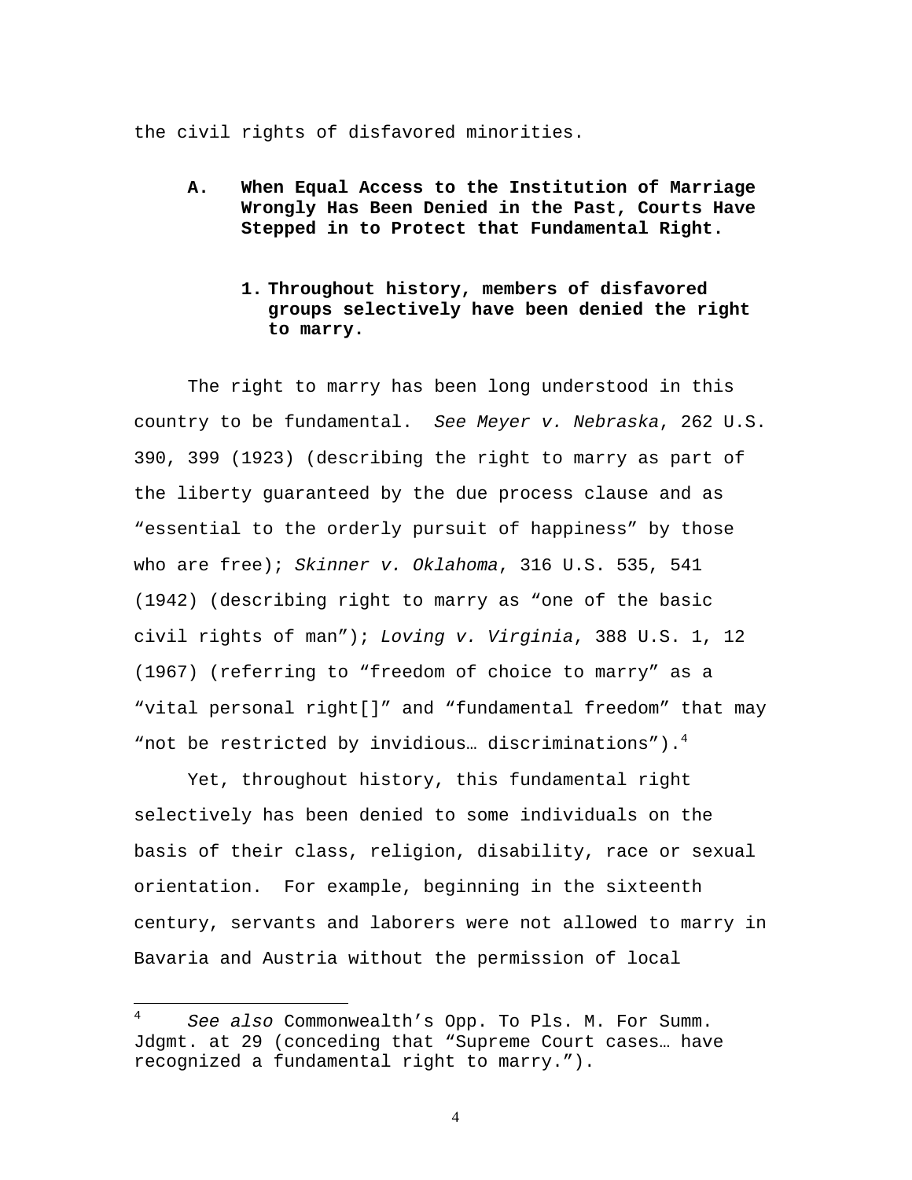the civil rights of disfavored minorities.

### A. When Equal Access to the Institution of Marriage Wrongly Has Been Denied in the Past, Courts Have Stepped in to Protect that Fundamental Right.

#### 1. Throughout history, members of disfavored groups selectively have been denied the right to marry.

The right to marry has been long understood in this country to be fundamental. *See Meyer v. Nebraska*, 262 U.S. 390, 399 (1923) (describing the right to marry as part of the liberty guaranteed by the due process clause and as "essential to the orderly pursuit of happiness" by those who are free); *Skinner v. Oklahoma*, 316 U.S. 535, 541 (1942) (describing right to marry as "one of the basic civil rights of man"); *Loving v. Virginia*, 388 U.S. 1, 12 (1967) (referring to "freedom of choice to marry" as a "vital personal right[]" and "fundamental freedom" that may "not be restricted by invidious… discriminations").[4]

Yet, throughout history, this fundamental right selectively has been denied to some individuals on the basis of their class, religion, disability, race or sexual orientation. For example, beginning in the sixteenth century, servants and laborers were not allowed to marry in Bavaria and Austria without the permission of local

[4] *See also* Commonwealth's Opp. To Pls. M. For Summ. Jdgmt. at 29 (conceding that "Supreme Court cases… have recognized a fundamental right to marry.").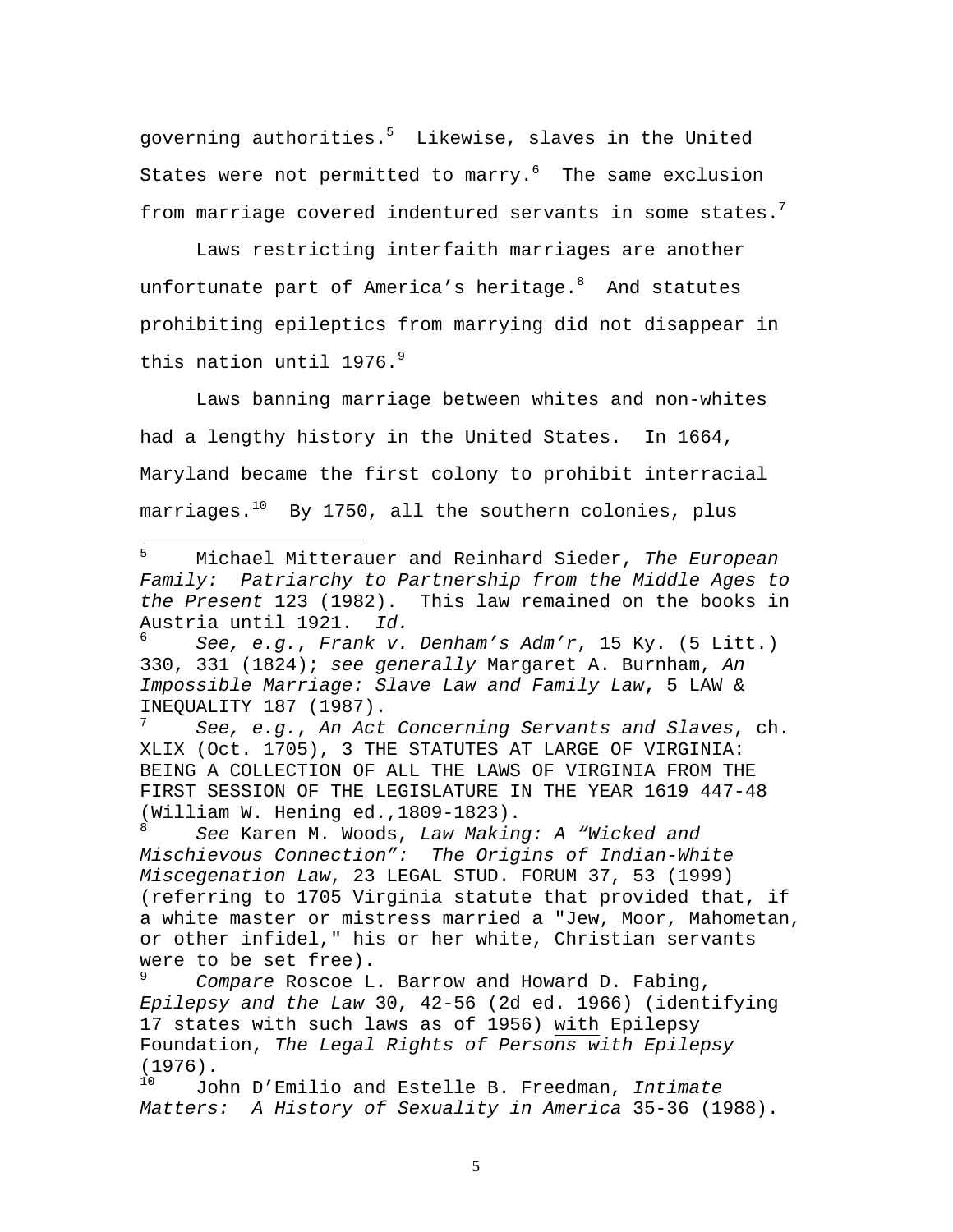governing authorities.[5] Likewise, slaves in the United States were not permitted to marry.[6] The same exclusion from marriage covered indentured servants in some states.[7]

Laws restricting interfaith marriages are another unfortunate part of America's heritage.[8] And statutes prohibiting epileptics from marrying did not disappear in this nation until 1976.[9]

Laws banning marriage between whites and non-whites had a lengthy history in the United States. In 1664, Maryland became the first colony to prohibit interracial marriages.[10] By 1750, all the southern colonies, plus

---

[5] Michael Mitterauer and Reinhard Sieder, *The European Family: Patriarchy to Partnership from the Middle Ages to the Present* 123 (1982). This law remained on the books in Austria until 1921. *Id.*

[6] *See, e.g.*, *Frank v. Denham's Adm'r*, 15 Ky. (5 Litt.) 330, 331 (1824); *see generally* Margaret A. Burnham, *An Impossible Marriage: Slave Law and Family Law*, 5 LAW & INEQUALITY 187 (1987).

[7] *See, e.g.*, *An Act Concerning Servants and Slaves*, ch. XLIX (Oct. 1705), 3 THE STATUTES AT LARGE OF VIRGINIA: BEING A COLLECTION OF ALL THE LAWS OF VIRGINIA FROM THE FIRST SESSION OF THE LEGISLATURE IN THE YEAR 1619 447-48 (William W. Hening ed.,1809-1823).

[8] *See* Karen M. Woods, *Law Making: A "Wicked and Mischievous Connection": The Origins of Indian-White Miscegenation Law*, 23 LEGAL STUD. FORUM 37, 53 (1999) (referring to 1705 Virginia statute that provided that, if a white master or mistress married a "Jew, Moor, Mahometan, or other infidel," his or her white, Christian servants were to be set free).

[9] *Compare* Roscoe L. Barrow and Howard D. Fabing, *Epilepsy and the Law* 30, 42-56 (2d ed. 1966) (identifying 17 states with such laws as of 1956) with Epilepsy Foundation, *The Legal Rights of Persons with Epilepsy* (1976).

[10] John D'Emilio and Estelle B. Freedman, *Intimate Matters: A History of Sexuality in America* 35-36 (1988).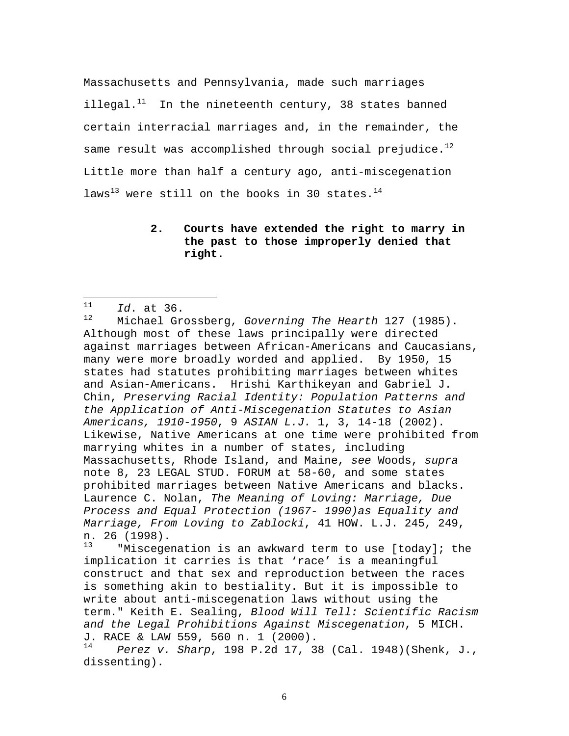Massachusetts and Pennsylvania, made such marriages illegal.[11] In the nineteenth century, 38 states banned certain interracial marriages and, in the remainder, the same result was accomplished through social prejudice.[12] Little more than half a century ago, anti-miscegenation laws[13] were still on the books in 30 states.[14]

**2. Courts have extended the right to marry in the past to those improperly denied that right.**

---

[11] *Id*. at 36.

[12] Michael Grossberg, *Governing The Hearth* 127 (1985). Although most of these laws principally were directed against marriages between African-Americans and Caucasians, many were more broadly worded and applied. By 1950, 15 states had statutes prohibiting marriages between whites and Asian-Americans. Hrishi Karthikeyan and Gabriel J. Chin, *Preserving Racial Identity: Population Patterns and the Application of Anti-Miscegenation Statutes to Asian Americans, 1910-1950*, 9 *ASIAN L.J.* 1, 3, 14-18 (2002). Likewise, Native Americans at one time were prohibited from marrying whites in a number of states, including Massachusetts, Rhode Island, and Maine, *see* Woods, *supra* note 8, 23 LEGAL STUD. FORUM at 58-60, and some states prohibited marriages between Native Americans and blacks. Laurence C. Nolan, *The Meaning of Loving: Marriage, Due Process and Equal Protection (1967- 1990)as Equality and Marriage, From Loving to Zablocki*, 41 HOW. L.J. 245, 249, n. 26 (1998).

[13] "Miscegenation is an awkward term to use [today]; the implication it carries is that 'race' is a meaningful construct and that sex and reproduction between the races is something akin to bestiality. But it is impossible to write about anti-miscegenation laws without using the term." Keith E. Sealing, *Blood Will Tell: Scientific Racism and the Legal Prohibitions Against Miscegenation*, 5 MICH. J. RACE & LAW 559, 560 n. 1 (2000).

[14] *Perez v. Sharp*, 198 P.2d 17, 38 (Cal. 1948)(Shenk, J., dissenting).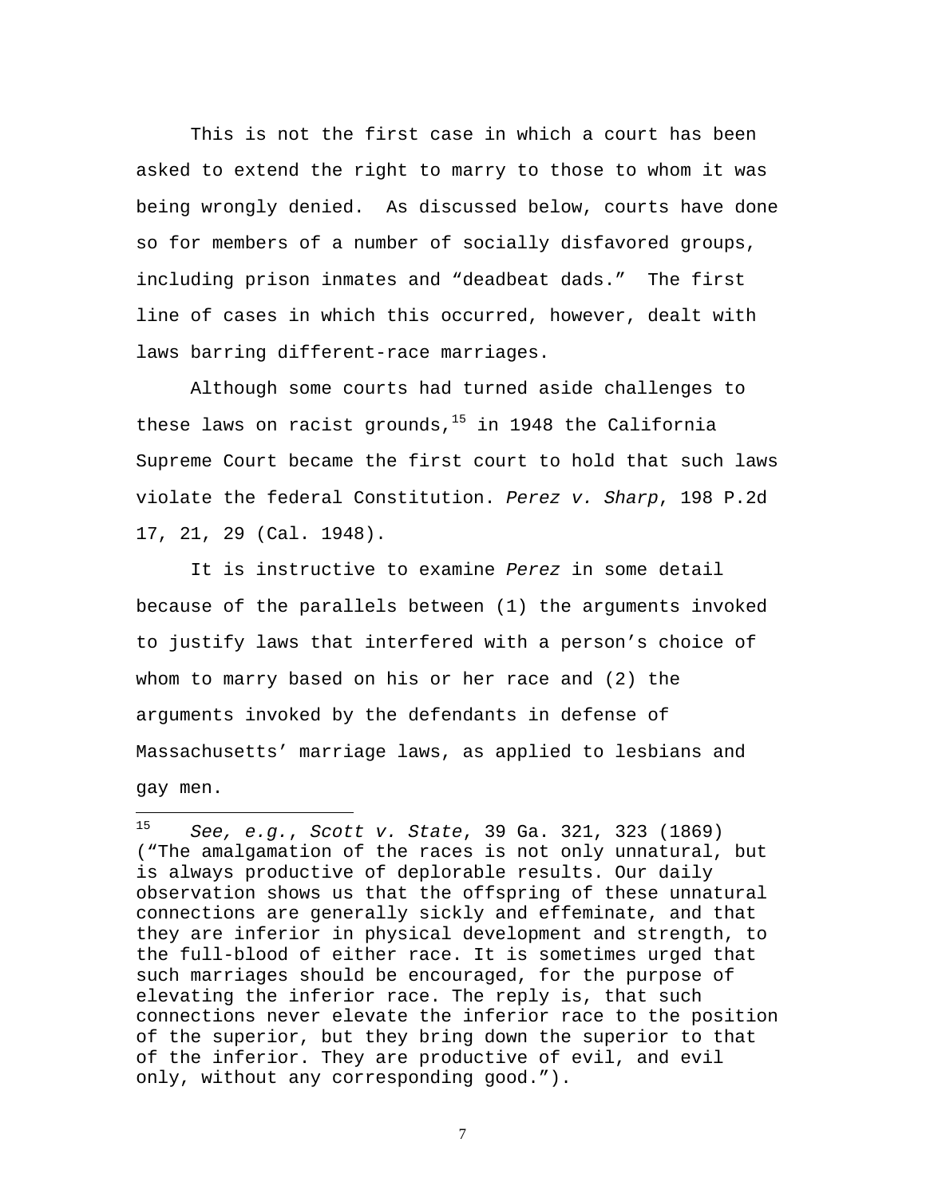This is not the first case in which a court has been asked to extend the right to marry to those to whom it was being wrongly denied. As discussed below, courts have done so for members of a number of socially disfavored groups, including prison inmates and "deadbeat dads." The first line of cases in which this occurred, however, dealt with laws barring different-race marriages.

Although some courts had turned aside challenges to these laws on racist grounds,[15] in 1948 the California Supreme Court became the first court to hold that such laws violate the federal Constitution. *Perez v. Sharp*, 198 P.2d 17, 21, 29 (Cal. 1948).

It is instructive to examine *Perez* in some detail because of the parallels between (1) the arguments invoked to justify laws that interfered with a person's choice of whom to marry based on his or her race and (2) the arguments invoked by the defendants in defense of Massachusetts' marriage laws, as applied to lesbians and gay men.

---

[15] *See, e.g.*, *Scott v. State*, 39 Ga. 321, 323 (1869) ("The amalgamation of the races is not only unnatural, but is always productive of deplorable results. Our daily observation shows us that the offspring of these unnatural connections are generally sickly and effeminate, and that they are inferior in physical development and strength, to the full-blood of either race. It is sometimes urged that such marriages should be encouraged, for the purpose of elevating the inferior race. The reply is, that such connections never elevate the inferior race to the position of the superior, but they bring down the superior to that of the inferior. They are productive of evil, and evil only, without any corresponding good.").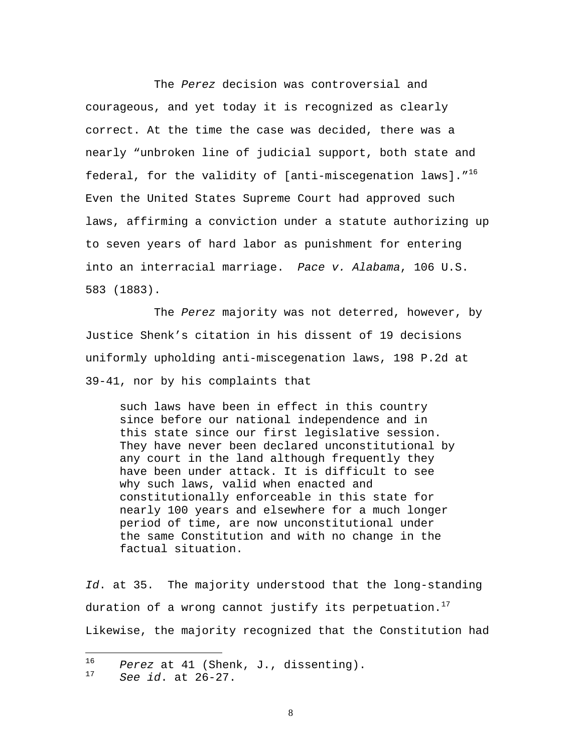The *Perez* decision was controversial and courageous, and yet today it is recognized as clearly correct. At the time the case was decided, there was a nearly "unbroken line of judicial support, both state and federal, for the validity of [anti-miscegenation laws]."[16] Even the United States Supreme Court had approved such laws, affirming a conviction under a statute authorizing up to seven years of hard labor as punishment for entering into an interracial marriage. *Pace v. Alabama*, 106 U.S. 583 (1883).

The *Perez* majority was not deterred, however, by Justice Shenk's citation in his dissent of 19 decisions uniformly upholding anti-miscegenation laws, 198 P.2d at 39-41, nor by his complaints that

> such laws have been in effect in this country since before our national independence and in this state since our first legislative session. They have never been declared unconstitutional by any court in the land although frequently they have been under attack. It is difficult to see why such laws, valid when enacted and constitutionally enforceable in this state for nearly 100 years and elsewhere for a much longer period of time, are now unconstitutional under the same Constitution and with no change in the factual situation.

*Id*. at 35. The majority understood that the long-standing duration of a wrong cannot justify its perpetuation.[17] Likewise, the majority recognized that the Constitution had

---

[16] *Perez* at 41 (Shenk, J., dissenting).

[17] *See id*. at 26-27.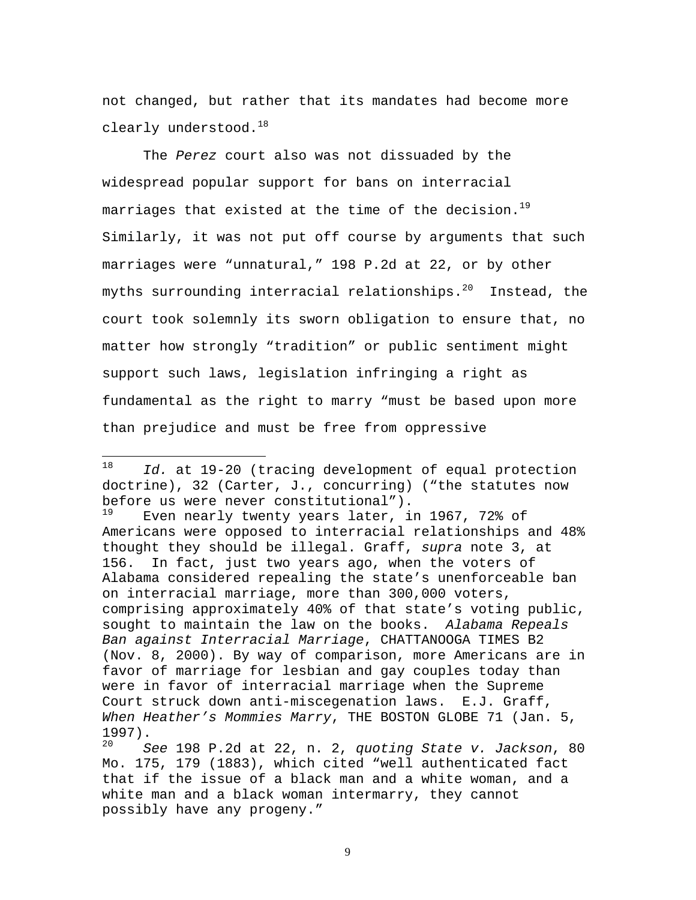not changed, but rather that its mandates had become more clearly understood.[18]

The *Perez* court also was not dissuaded by the widespread popular support for bans on interracial marriages that existed at the time of the decision.[19] Similarly, it was not put off course by arguments that such marriages were "unnatural," 198 P.2d at 22, or by other myths surrounding interracial relationships.[20] Instead, the court took solemnly its sworn obligation to ensure that, no matter how strongly "tradition" or public sentiment might support such laws, legislation infringing a right as fundamental as the right to marry "must be based upon more than prejudice and must be free from oppressive

---

[18] *Id.* at 19-20 (tracing development of equal protection doctrine), 32 (Carter, J., concurring) ("the statutes now before us were never constitutional").

[19] Even nearly twenty years later, in 1967, 72% of Americans were opposed to interracial relationships and 48% thought they should be illegal. Graff, *supra* note 3, at 156. In fact, just two years ago, when the voters of Alabama considered repealing the state's unenforceable ban on interracial marriage, more than 300,000 voters, comprising approximately 40% of that state's voting public, sought to maintain the law on the books. *Alabama Repeals Ban against Interracial Marriage*, CHATTANOOGA TIMES B2 (Nov. 8, 2000). By way of comparison, more Americans are in favor of marriage for lesbian and gay couples today than were in favor of interracial marriage when the Supreme Court struck down anti-miscegenation laws. E.J. Graff, *When Heather's Mommies Marry*, THE BOSTON GLOBE 71 (Jan. 5, 1997).

[20] *See* 198 P.2d at 22, n. 2, *quoting State v. Jackson*, 80 Mo. 175, 179 (1883), which cited "well authenticated fact that if the issue of a black man and a white woman, and a white man and a black woman intermarry, they cannot possibly have any progeny."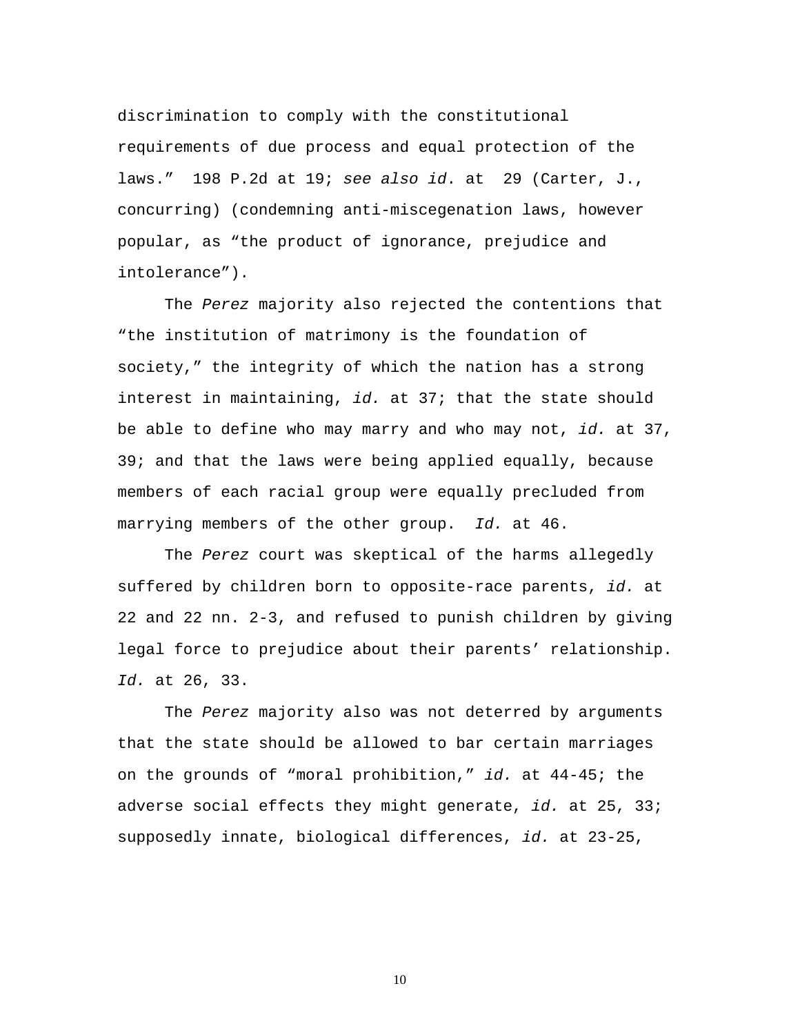discrimination to comply with the constitutional requirements of due process and equal protection of the laws." 198 P.2d at 19; *see also id*. at 29 (Carter, J., concurring) (condemning anti-miscegenation laws, however popular, as "the product of ignorance, prejudice and intolerance").

The *Perez* majority also rejected the contentions that "the institution of matrimony is the foundation of society," the integrity of which the nation has a strong interest in maintaining, *id.* at 37; that the state should be able to define who may marry and who may not, *id.* at 37, 39; and that the laws were being applied equally, because members of each racial group were equally precluded from marrying members of the other group. *Id.* at 46.

The *Perez* court was skeptical of the harms allegedly suffered by children born to opposite-race parents, *id.* at 22 and 22 nn. 2-3, and refused to punish children by giving legal force to prejudice about their parents' relationship. *Id.* at 26, 33.

The *Perez* majority also was not deterred by arguments that the state should be allowed to bar certain marriages on the grounds of "moral prohibition," *id.* at 44-45; the adverse social effects they might generate, *id.* at 25, 33; supposedly innate, biological differences, *id.* at 23-25,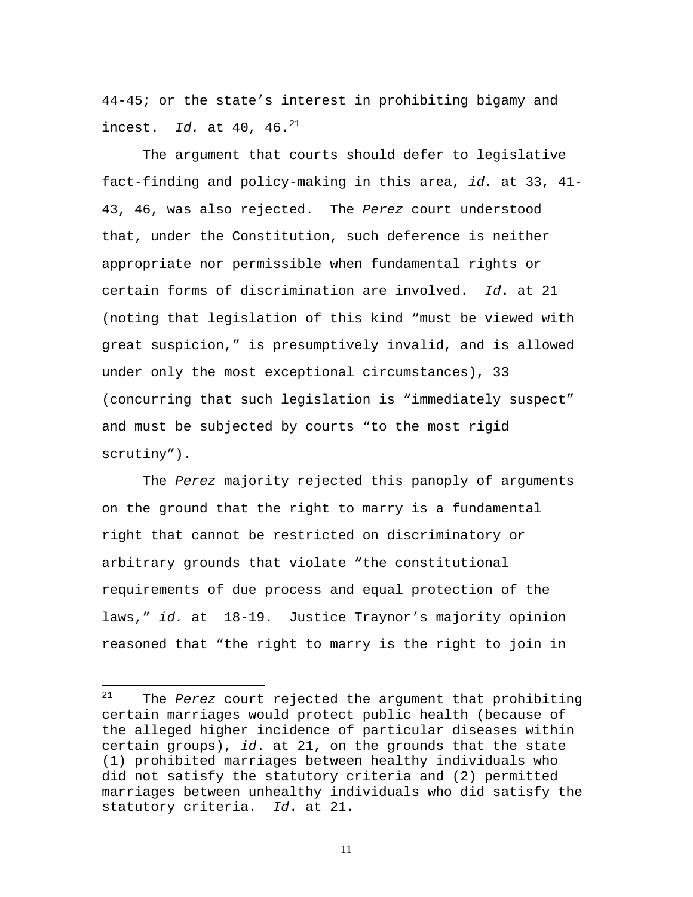44-45; or the state's interest in prohibiting bigamy and incest. *Id.* at 40, 46.[21]

The argument that courts should defer to legislative fact-finding and policy-making in this area, *id.* at 33, 41-43, 46, was also rejected. The *Perez* court understood that, under the Constitution, such deference is neither appropriate nor permissible when fundamental rights or certain forms of discrimination are involved. *Id*. at 21 (noting that legislation of this kind "must be viewed with great suspicion," is presumptively invalid, and is allowed under only the most exceptional circumstances), 33 (concurring that such legislation is "immediately suspect" and must be subjected by courts "to the most rigid scrutiny").

The *Perez* majority rejected this panoply of arguments on the ground that the right to marry is a fundamental right that cannot be restricted on discriminatory or arbitrary grounds that violate "the constitutional requirements of due process and equal protection of the laws," *id.* at 18-19. Justice Traynor's majority opinion reasoned that "the right to marry is the right to join in

---

[21] The *Perez* court rejected the argument that prohibiting certain marriages would protect public health (because of the alleged higher incidence of particular diseases within certain groups), *id*. at 21, on the grounds that the state (1) prohibited marriages between healthy individuals who did not satisfy the statutory criteria and (2) permitted marriages between unhealthy individuals who did satisfy the statutory criteria. *Id*. at 21.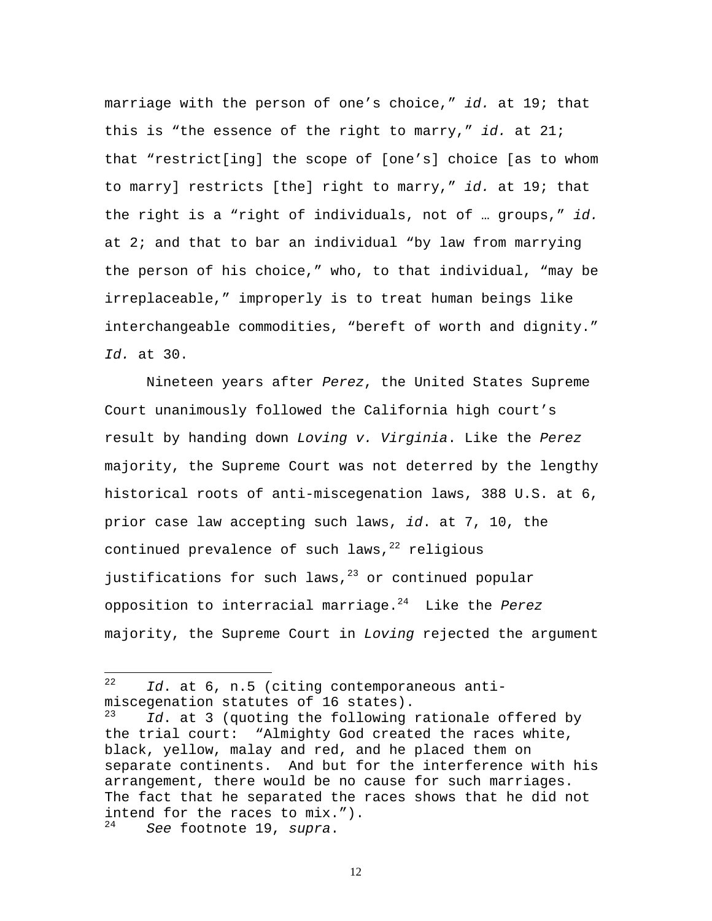marriage with the person of one's choice," *id.* at 19; that this is "the essence of the right to marry," *id.* at 21; that "restrict[ing] the scope of [one's] choice [as to whom to marry] restricts [the] right to marry," *id.* at 19; that the right is a "right of individuals, not of … groups," *id.* at 2; and that to bar an individual "by law from marrying the person of his choice," who, to that individual, "may be irreplaceable," improperly is to treat human beings like interchangeable commodities, "bereft of worth and dignity." *Id.* at 30.

Nineteen years after *Perez*, the United States Supreme Court unanimously followed the California high court's result by handing down *Loving v. Virginia*. Like the *Perez* majority, the Supreme Court was not deterred by the lengthy historical roots of anti-miscegenation laws, 388 U.S. at 6, prior case law accepting such laws, *id*. at 7, 10, the continued prevalence of such laws,[22] religious justifications for such laws,[23] or continued popular opposition to interracial marriage.[24] Like the *Perez* majority, the Supreme Court in *Loving* rejected the argument

---

[22] *Id*. at 6, n.5 (citing contemporaneous anti-miscegenation statutes of 16 states).

[23] *Id*. at 3 (quoting the following rationale offered by the trial court: "Almighty God created the races white, black, yellow, malay and red, and he placed them on separate continents. And but for the interference with his arrangement, there would be no cause for such marriages. The fact that he separated the races shows that he did not intend for the races to mix.").

[24] *See* footnote 19, *supra*.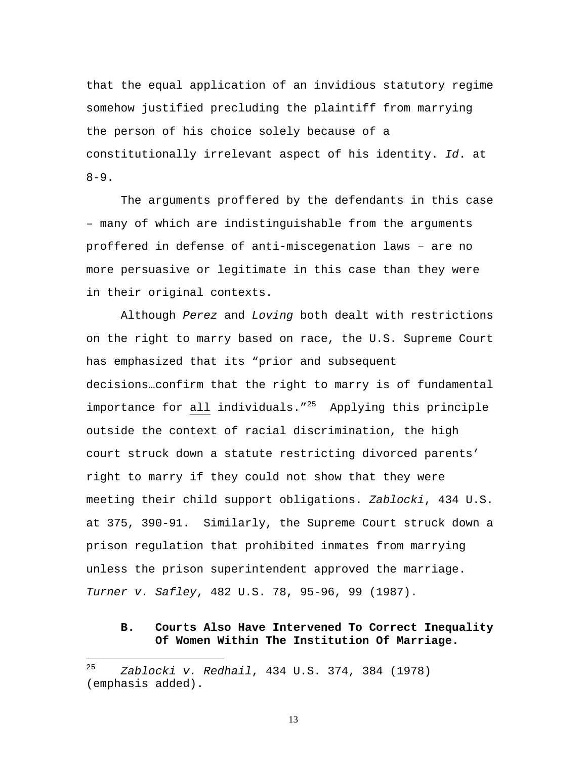that the equal application of an invidious statutory regime somehow justified precluding the plaintiff from marrying the person of his choice solely because of a constitutionally irrelevant aspect of his identity. *Id*. at 8-9.

The arguments proffered by the defendants in this case – many of which are indistinguishable from the arguments proffered in defense of anti-miscegenation laws – are no more persuasive or legitimate in this case than they were in their original contexts.

Although *Perez* and *Loving* both dealt with restrictions on the right to marry based on race, the U.S. Supreme Court has emphasized that its "prior and subsequent decisions…confirm that the right to marry is of fundamental importance for <u>all</u> individuals."[25] Applying this principle outside the context of racial discrimination, the high court struck down a statute restricting divorced parents' right to marry if they could not show that they were meeting their child support obligations. *Zablocki*, 434 U.S. at 375, 390-91. Similarly, the Supreme Court struck down a prison regulation that prohibited inmates from marrying unless the prison superintendent approved the marriage. *Turner v. Safley*, 482 U.S. 78, 95-96, 99 (1987).

### B. Courts Also Have Intervened To Correct Inequality Of Women Within The Institution Of Marriage.

---

[25] *Zablocki v. Redhail*, 434 U.S. 374, 384 (1978) (emphasis added).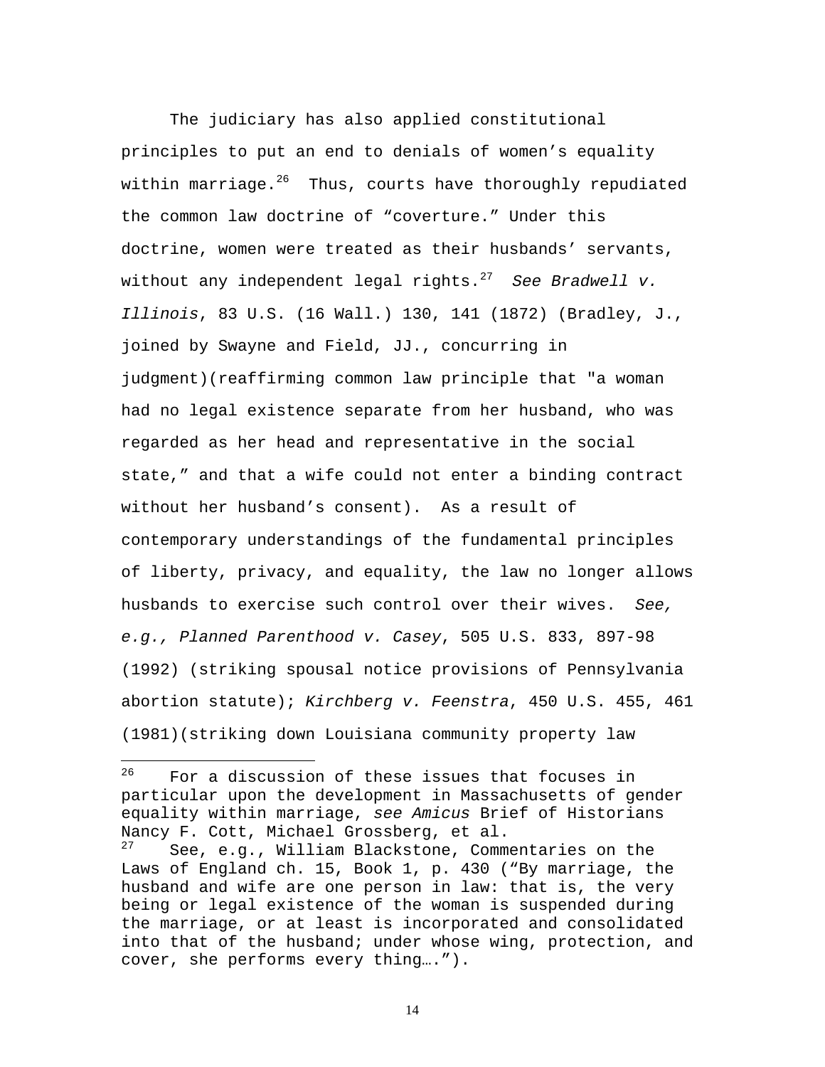The judiciary has also applied constitutional principles to put an end to denials of women's equality within marriage.[26] Thus, courts have thoroughly repudiated the common law doctrine of "coverture." Under this doctrine, women were treated as their husbands' servants, without any independent legal rights.[27] *See Bradwell v. Illinois*, 83 U.S. (16 Wall.) 130, 141 (1872) (Bradley, J., joined by Swayne and Field, JJ., concurring in judgment)(reaffirming common law principle that "a woman had no legal existence separate from her husband, who was regarded as her head and representative in the social state," and that a wife could not enter a binding contract without her husband's consent). As a result of contemporary understandings of the fundamental principles of liberty, privacy, and equality, the law no longer allows husbands to exercise such control over their wives. *See, e.g., Planned Parenthood v. Casey*, 505 U.S. 833, 897-98 (1992) (striking spousal notice provisions of Pennsylvania abortion statute); *Kirchberg v. Feenstra*, 450 U.S. 455, 461 (1981)(striking down Louisiana community property law

---

[26] For a discussion of these issues that focuses in particular upon the development in Massachusetts of gender equality within marriage, *see Amicus* Brief of Historians Nancy F. Cott, Michael Grossberg, et al.

[27] See, e.g., William Blackstone, Commentaries on the Laws of England ch. 15, Book 1, p. 430 ("By marriage, the husband and wife are one person in law: that is, the very being or legal existence of the woman is suspended during the marriage, or at least is incorporated and consolidated into that of the husband; under whose wing, protection, and cover, she performs every thing….").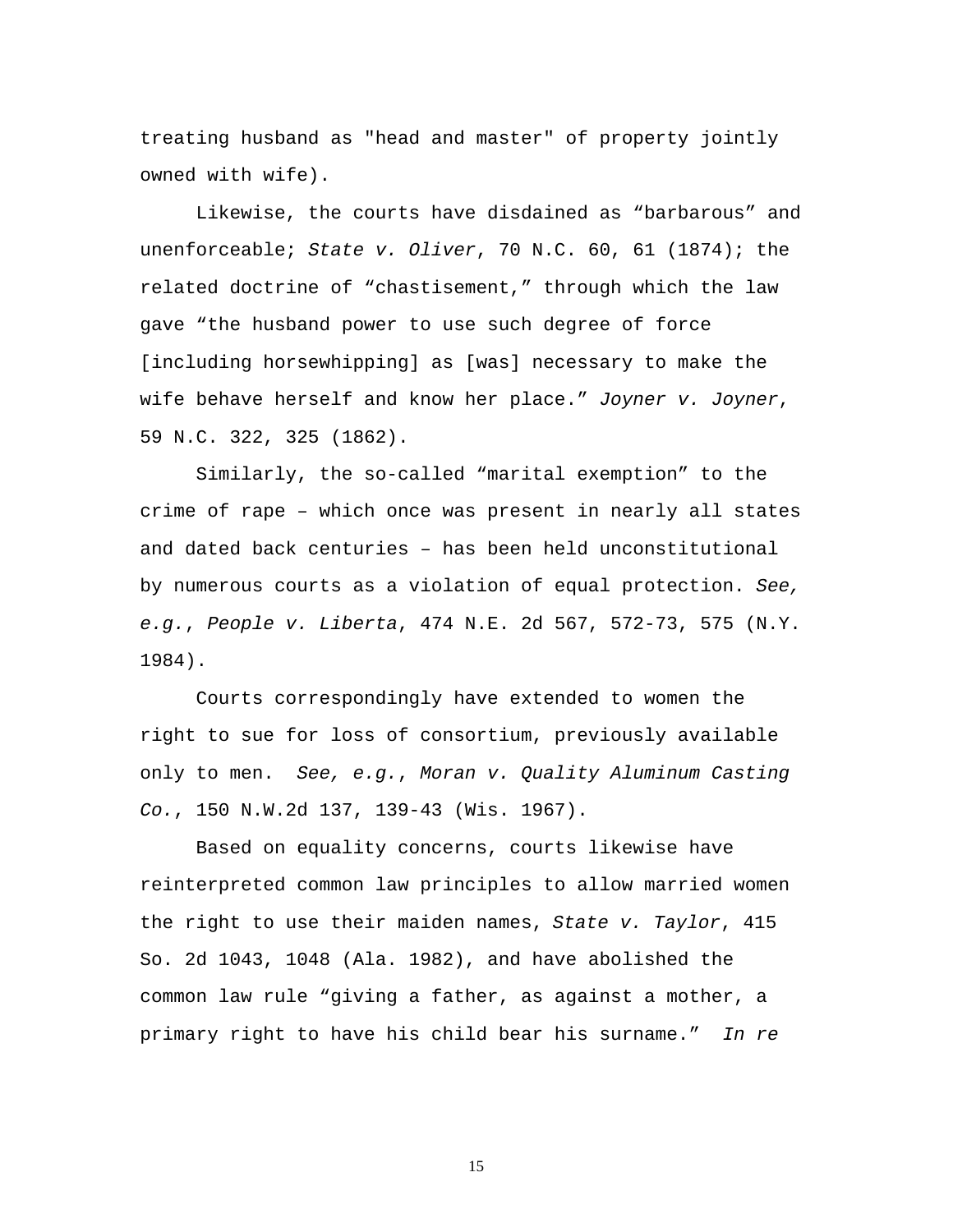treating husband as "head and master" of property jointly owned with wife).

Likewise, the courts have disdained as “barbarous” and unenforceable; *State v. Oliver*, 70 N.C. 60, 61 (1874); the related doctrine of “chastisement,” through which the law gave “the husband power to use such degree of force [including horsewhipping] as [was] necessary to make the wife behave herself and know her place.” *Joyner v. Joyner*, 59 N.C. 322, 325 (1862).

Similarly, the so-called “marital exemption” to the crime of rape – which once was present in nearly all states and dated back centuries – has been held unconstitutional by numerous courts as a violation of equal protection. *See, e.g.*, *People v. Liberta*, 474 N.E. 2d 567, 572-73, 575 (N.Y. 1984).

Courts correspondingly have extended to women the right to sue for loss of consortium, previously available only to men. *See, e.g.*, *Moran v. Quality Aluminum Casting Co.*, 150 N.W.2d 137, 139-43 (Wis. 1967).

Based on equality concerns, courts likewise have reinterpreted common law principles to allow married women the right to use their maiden names, *State v. Taylor*, 415 So. 2d 1043, 1048 (Ala. 1982), and have abolished the common law rule “giving a father, as against a mother, a primary right to have his child bear his surname.” *In re*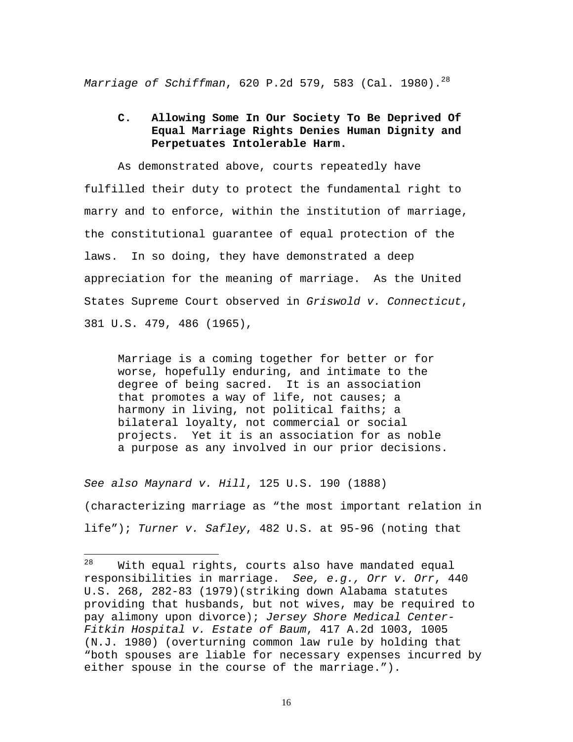*Marriage of Schiffman*, 620 P.2d 579, 583 (Cal. 1980).[28]

### C. Allowing Some In Our Society To Be Deprived Of Equal Marriage Rights Denies Human Dignity and Perpetuates Intolerable Harm.

As demonstrated above, courts repeatedly have fulfilled their duty to protect the fundamental right to marry and to enforce, within the institution of marriage, the constitutional guarantee of equal protection of the laws. In so doing, they have demonstrated a deep appreciation for the meaning of marriage. As the United States Supreme Court observed in *Griswold v. Connecticut*, 381 U.S. 479, 486 (1965),

> Marriage is a coming together for better or for worse, hopefully enduring, and intimate to the degree of being sacred. It is an association that promotes a way of life, not causes; a harmony in living, not political faiths; a bilateral loyalty, not commercial or social projects. Yet it is an association for as noble a purpose as any involved in our prior decisions.

*See also Maynard v. Hill*, 125 U.S. 190 (1888) (characterizing marriage as "the most important relation in life"); *Turner v. Safley*, 482 U.S. at 95-96 (noting that

---

[28] With equal rights, courts also have mandated equal responsibilities in marriage. *See, e.g., Orr v. Orr*, 440 U.S. 268, 282-83 (1979)(striking down Alabama statutes providing that husbands, but not wives, may be required to pay alimony upon divorce); *Jersey Shore Medical Center-Fitkin Hospital v. Estate of Baum*, 417 A.2d 1003, 1005 (N.J. 1980) (overturning common law rule by holding that "both spouses are liable for necessary expenses incurred by either spouse in the course of the marriage.").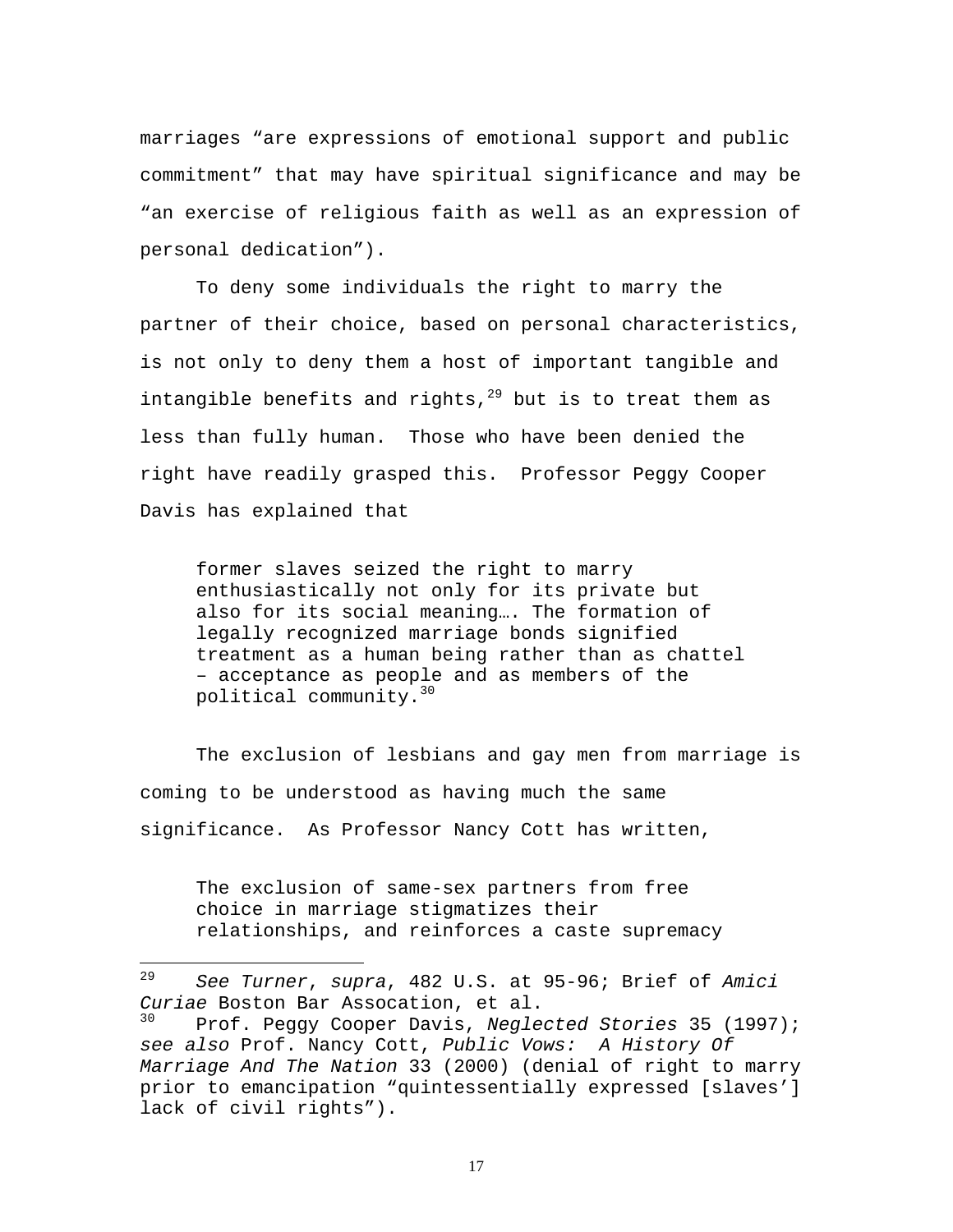marriages "are expressions of emotional support and public commitment" that may have spiritual significance and may be "an exercise of religious faith as well as an expression of personal dedication").

To deny some individuals the right to marry the partner of their choice, based on personal characteristics, is not only to deny them a host of important tangible and intangible benefits and rights,[29] but is to treat them as less than fully human. Those who have been denied the right have readily grasped this. Professor Peggy Cooper Davis has explained that

> former slaves seized the right to marry enthusiastically not only for its private but also for its social meaning…. The formation of legally recognized marriage bonds signified treatment as a human being rather than as chattel – acceptance as people and as members of the political community.[30]

The exclusion of lesbians and gay men from marriage is coming to be understood as having much the same significance. As Professor Nancy Cott has written,

> The exclusion of same-sex partners from free choice in marriage stigmatizes their relationships, and reinforces a caste supremacy

---

[29] *See Turner*, *supra*, 482 U.S. at 95-96; Brief of *Amici Curiae* Boston Bar Assocation, et al.

[30] Prof. Peggy Cooper Davis, *Neglected Stories* 35 (1997); *see also* Prof. Nancy Cott, *Public Vows: A History Of Marriage And The Nation* 33 (2000) (denial of right to marry prior to emancipation "quintessentially expressed [slaves'] lack of civil rights").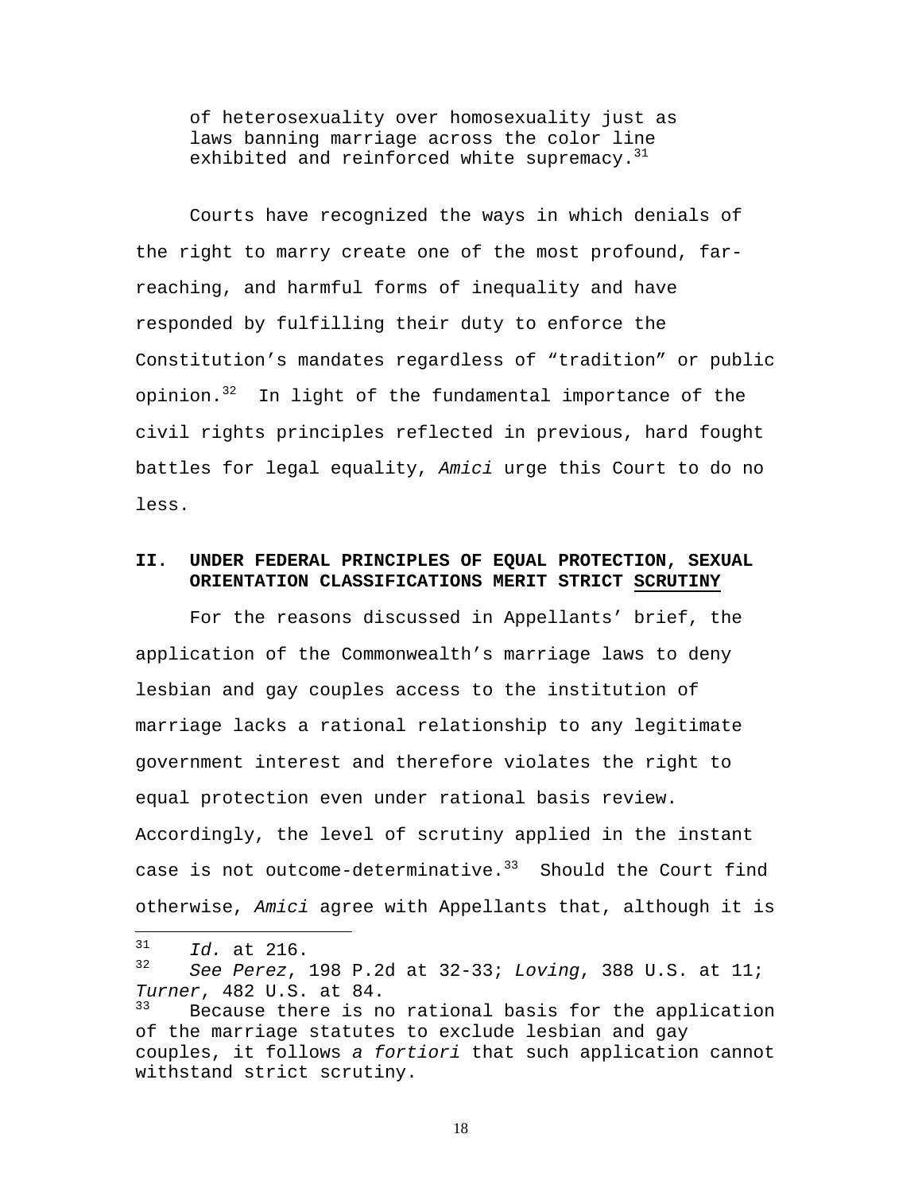of heterosexuality over homosexuality just as laws banning marriage across the color line exhibited and reinforced white supremacy.[31]

Courts have recognized the ways in which denials of the right to marry create one of the most profound, far-reaching, and harmful forms of inequality and have responded by fulfilling their duty to enforce the Constitution's mandates regardless of "tradition" or public opinion.[32] In light of the fundamental importance of the civil rights principles reflected in previous, hard fought battles for legal equality, *Amici* urge this Court to do no less.

## II. UNDER FEDERAL PRINCIPLES OF EQUAL PROTECTION, SEXUAL ORIENTATION CLASSIFICATIONS MERIT STRICT SCRUTINY

For the reasons discussed in Appellants' brief, the application of the Commonwealth's marriage laws to deny lesbian and gay couples access to the institution of marriage lacks a rational relationship to any legitimate government interest and therefore violates the right to equal protection even under rational basis review. Accordingly, the level of scrutiny applied in the instant case is not outcome-determinative.[33] Should the Court find otherwise, *Amici* agree with Appellants that, although it is

---

[31] *Id.* at 216.

[32] *See Perez*, 198 P.2d at 32-33; *Loving*, 388 U.S. at 11; *Turner*, 482 U.S. at 84.

[33] Because there is no rational basis for the application of the marriage statutes to exclude lesbian and gay couples, it follows *a fortiori* that such application cannot withstand strict scrutiny.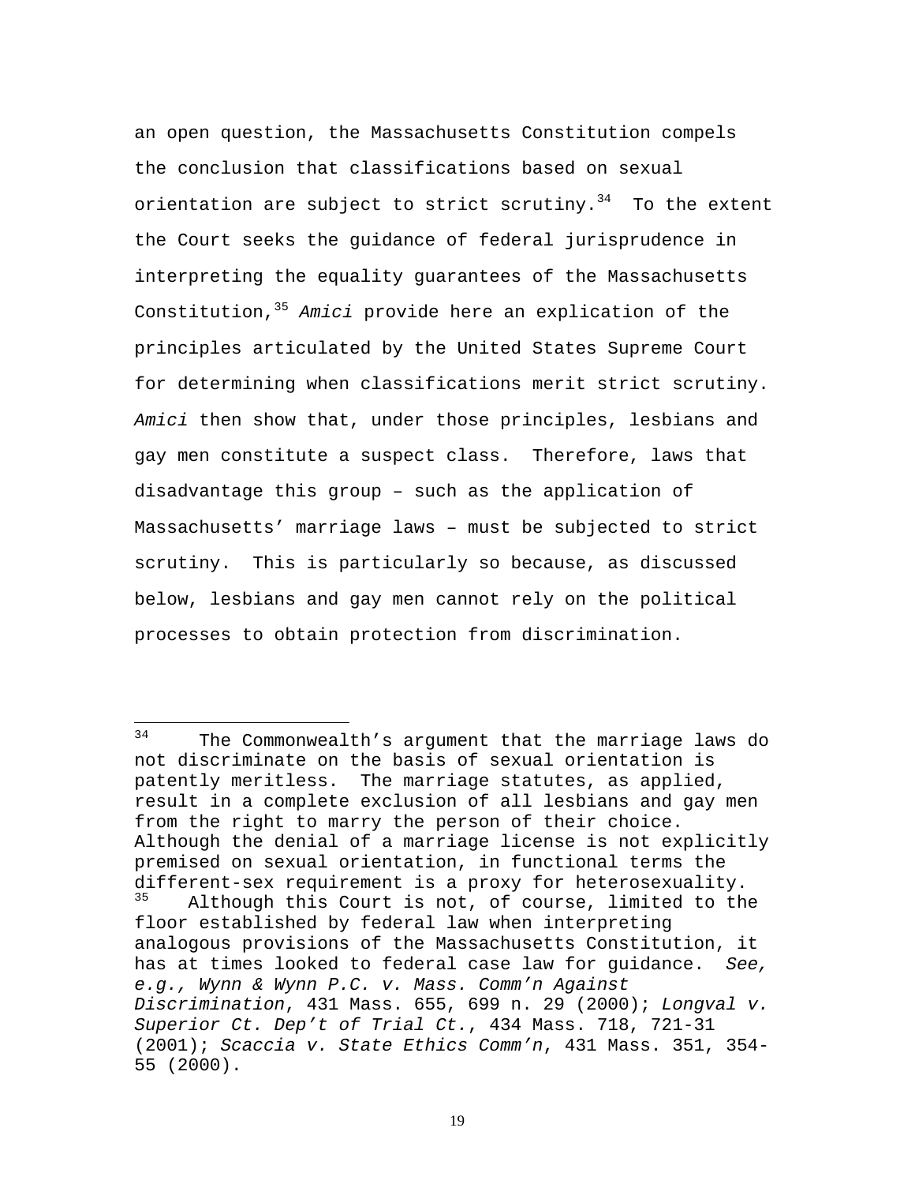an open question, the Massachusetts Constitution compels the conclusion that classifications based on sexual orientation are subject to strict scrutiny.[34] To the extent the Court seeks the guidance of federal jurisprudence in interpreting the equality guarantees of the Massachusetts Constitution,[35] *Amici* provide here an explication of the principles articulated by the United States Supreme Court for determining when classifications merit strict scrutiny. *Amici* then show that, under those principles, lesbians and gay men constitute a suspect class. Therefore, laws that disadvantage this group – such as the application of Massachusetts' marriage laws – must be subjected to strict scrutiny. This is particularly so because, as discussed below, lesbians and gay men cannot rely on the political processes to obtain protection from discrimination.

---

[34] The Commonwealth's argument that the marriage laws do not discriminate on the basis of sexual orientation is patently meritless. The marriage statutes, as applied, result in a complete exclusion of all lesbians and gay men from the right to marry the person of their choice. Although the denial of a marriage license is not explicitly premised on sexual orientation, in functional terms the different-sex requirement is a proxy for heterosexuality.

[35] Although this Court is not, of course, limited to the floor established by federal law when interpreting analogous provisions of the Massachusetts Constitution, it has at times looked to federal case law for guidance. *See, e.g., Wynn & Wynn P.C. v. Mass. Comm'n Against Discrimination*, 431 Mass. 655, 699 n. 29 (2000); *Longval v. Superior Ct. Dep't of Trial Ct.*, 434 Mass. 718, 721-31 (2001); *Scaccia v. State Ethics Comm'n*, 431 Mass. 351, 354-55 (2000).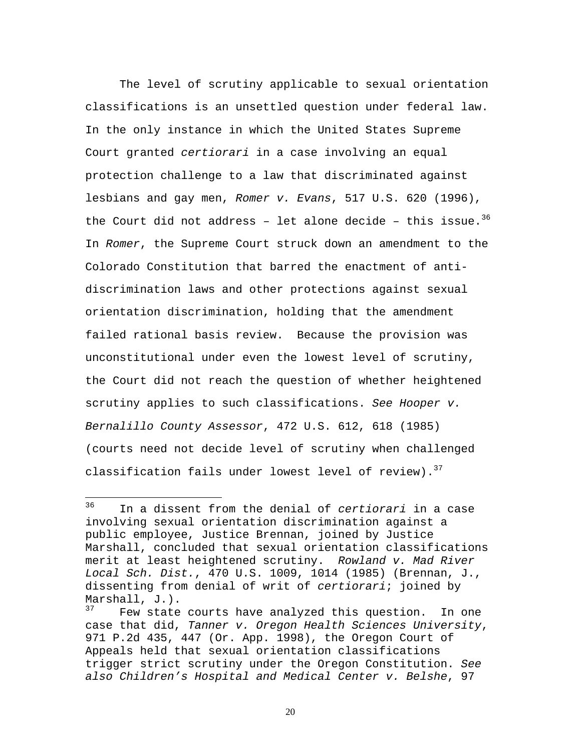The level of scrutiny applicable to sexual orientation classifications is an unsettled question under federal law. In the only instance in which the United States Supreme Court granted *certiorari* in a case involving an equal protection challenge to a law that discriminated against lesbians and gay men, *Romer v. Evans*, 517 U.S. 620 (1996), the Court did not address – let alone decide – this issue.[36] In *Romer*, the Supreme Court struck down an amendment to the Colorado Constitution that barred the enactment of anti-discrimination laws and other protections against sexual orientation discrimination, holding that the amendment failed rational basis review. Because the provision was unconstitutional under even the lowest level of scrutiny, the Court did not reach the question of whether heightened scrutiny applies to such classifications. *See Hooper v. Bernalillo County Assessor*, 472 U.S. 612, 618 (1985) (courts need not decide level of scrutiny when challenged classification fails under lowest level of review).[37]

---

[36] In a dissent from the denial of *certiorari* in a case involving sexual orientation discrimination against a public employee, Justice Brennan, joined by Justice Marshall, concluded that sexual orientation classifications merit at least heightened scrutiny. *Rowland v. Mad River Local Sch. Dist.*, 470 U.S. 1009, 1014 (1985) (Brennan, J., dissenting from denial of writ of *certiorari*; joined by Marshall, J.).

[37] Few state courts have analyzed this question. In one case that did, *Tanner v. Oregon Health Sciences University*, 971 P.2d 435, 447 (Or. App. 1998), the Oregon Court of Appeals held that sexual orientation classifications trigger strict scrutiny under the Oregon Constitution. *See also Children's Hospital and Medical Center v. Belshe*, 97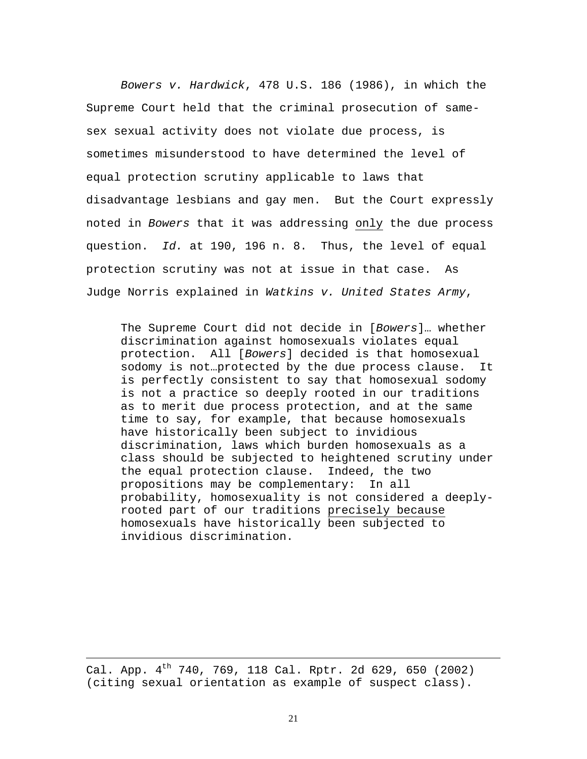*Bowers v. Hardwick*, 478 U.S. 186 (1986), in which the Supreme Court held that the criminal prosecution of same-sex sexual activity does not violate due process, is sometimes misunderstood to have determined the level of equal protection scrutiny applicable to laws that disadvantage lesbians and gay men. But the Court expressly noted in *Bowers* that it was addressing <u>only</u> the due process question. *Id.* at 190, 196 n. 8. Thus, the level of equal protection scrutiny was not at issue in that case. As Judge Norris explained in *Watkins v. United States Army*,

> The Supreme Court did not decide in [*Bowers*]… whether discrimination against homosexuals violates equal protection. All [*Bowers*] decided is that homosexual sodomy is not…protected by the due process clause. It is perfectly consistent to say that homosexual sodomy is not a practice so deeply rooted in our traditions as to merit due process protection, and at the same time to say, for example, that because homosexuals have historically been subject to invidious discrimination, laws which burden homosexuals as a class should be subjected to heightened scrutiny under the equal protection clause. Indeed, the two propositions may be complementary: In all probability, homosexuality is not considered a deeply-rooted part of our traditions <u>precisely because</u> homosexuals have historically been subjected to invidious discrimination.

---

Cal. App. 4th 740, 769, 118 Cal. Rptr. 2d 629, 650 (2002) (citing sexual orientation as example of suspect class).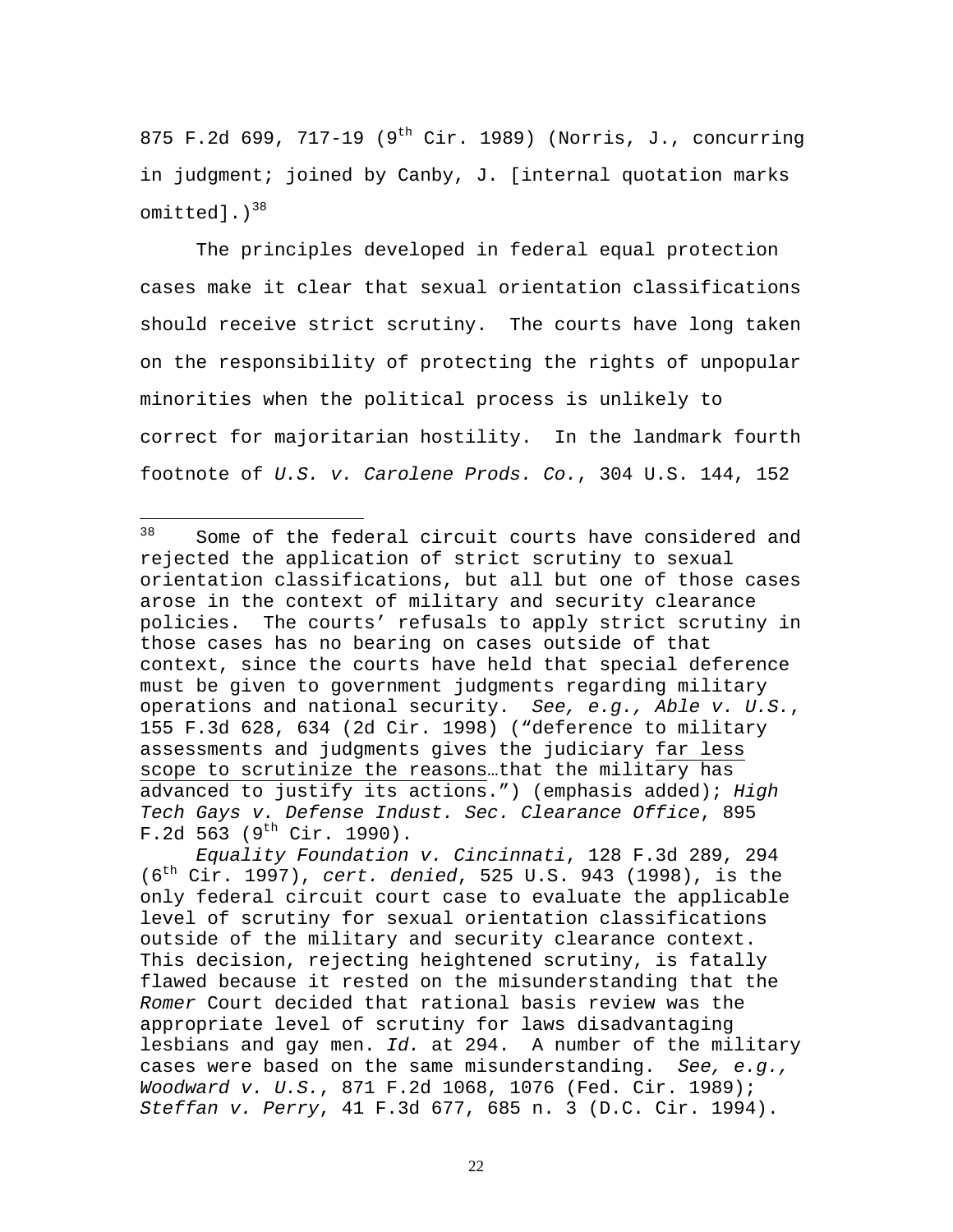875 F.2d 699, 717-19 (9th Cir. 1989) (Norris, J., concurring in judgment; joined by Canby, J. [internal quotation marks omitted].)[38]

The principles developed in federal equal protection cases make it clear that sexual orientation classifications should receive strict scrutiny. The courts have long taken on the responsibility of protecting the rights of unpopular minorities when the political process is unlikely to correct for majoritarian hostility. In the landmark fourth footnote of *U.S. v. Carolene Prods. Co.*, 304 U.S. 144, 152

---

[38] Some of the federal circuit courts have considered and rejected the application of strict scrutiny to sexual orientation classifications, but all but one of those cases arose in the context of military and security clearance policies. The courts' refusals to apply strict scrutiny in those cases has no bearing on cases outside of that context, since the courts have held that special deference must be given to government judgments regarding military operations and national security. *See, e.g., Able v. U.S.*, 155 F.3d 628, 634 (2d Cir. 1998) ("deference to military assessments and judgments gives the judiciary <u>far less scope to scrutinize the reasons</u>…that the military has advanced to justify its actions.") (emphasis added); *High Tech Gays v. Defense Indust. Sec. Clearance Office*, 895 F.2d 563 (9th Cir. 1990).

*Equality Foundation v. Cincinnati*, 128 F.3d 289, 294 (6th Cir. 1997), *cert. denied*, 525 U.S. 943 (1998), is the only federal circuit court case to evaluate the applicable level of scrutiny for sexual orientation classifications outside of the military and security clearance context. This decision, rejecting heightened scrutiny, is fatally flawed because it rested on the misunderstanding that the *Romer* Court decided that rational basis review was the appropriate level of scrutiny for laws disadvantaging lesbians and gay men. *Id.* at 294. A number of the military cases were based on the same misunderstanding. *See, e.g., Woodward v. U.S.*, 871 F.2d 1068, 1076 (Fed. Cir. 1989); *Steffan v. Perry*, 41 F.3d 677, 685 n. 3 (D.C. Cir. 1994).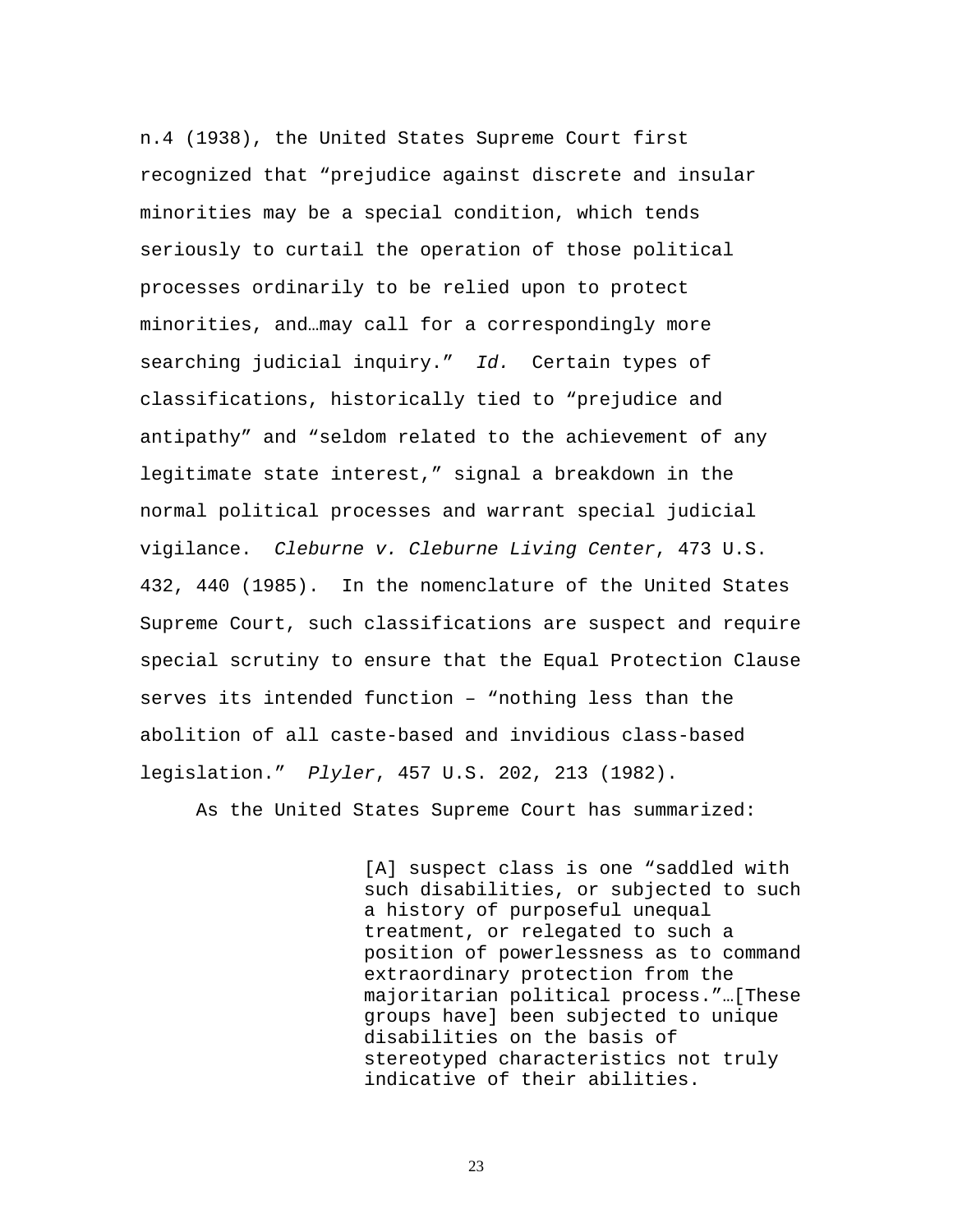n.4 (1938), the United States Supreme Court first recognized that "prejudice against discrete and insular minorities may be a special condition, which tends seriously to curtail the operation of those political processes ordinarily to be relied upon to protect minorities, and…may call for a correspondingly more searching judicial inquiry." *Id.* Certain types of classifications, historically tied to "prejudice and antipathy" and "seldom related to the achievement of any legitimate state interest," signal a breakdown in the normal political processes and warrant special judicial vigilance. *Cleburne v. Cleburne Living Center*, 473 U.S. 432, 440 (1985). In the nomenclature of the United States Supreme Court, such classifications are suspect and require special scrutiny to ensure that the Equal Protection Clause serves its intended function – "nothing less than the abolition of all caste-based and invidious class-based legislation." *Plyler*, 457 U.S. 202, 213 (1982).

As the United States Supreme Court has summarized:

> [A] suspect class is one "saddled with such disabilities, or subjected to such a history of purposeful unequal treatment, or relegated to such a position of powerlessness as to command extraordinary protection from the majoritarian political process."…[These groups have] been subjected to unique disabilities on the basis of stereotyped characteristics not truly indicative of their abilities.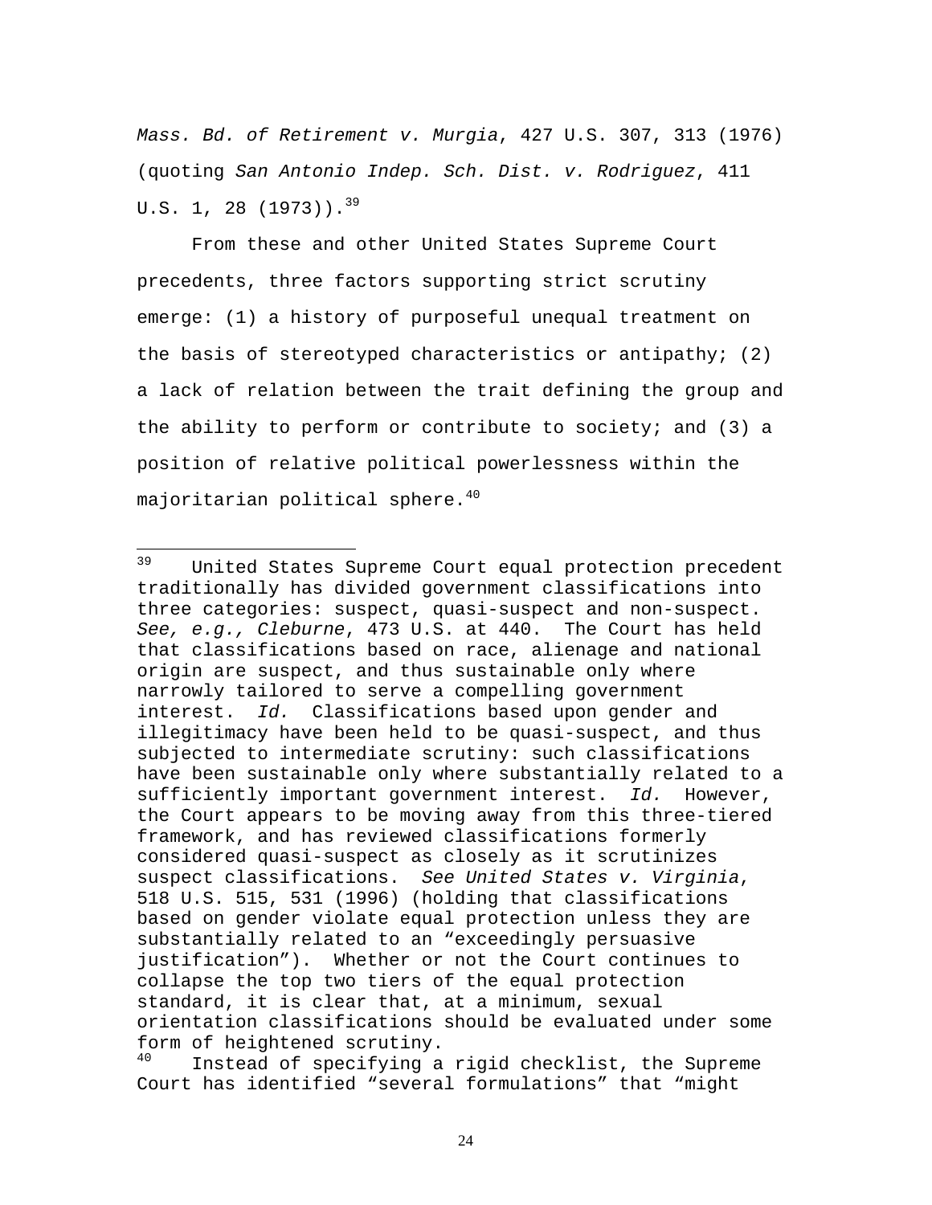*Mass. Bd. of Retirement v. Murgia*, 427 U.S. 307, 313 (1976) (quoting *San Antonio Indep. Sch. Dist. v. Rodriguez*, 411 U.S. 1, 28 (1973)).[39]

From these and other United States Supreme Court precedents, three factors supporting strict scrutiny emerge: (1) a history of purposeful unequal treatment on the basis of stereotyped characteristics or antipathy; (2) a lack of relation between the trait defining the group and the ability to perform or contribute to society; and (3) a position of relative political powerlessness within the majoritarian political sphere.[40]

---

[39] United States Supreme Court equal protection precedent traditionally has divided government classifications into three categories: suspect, quasi-suspect and non-suspect. *See, e.g., Cleburne*, 473 U.S. at 440. The Court has held that classifications based on race, alienage and national origin are suspect, and thus sustainable only where narrowly tailored to serve a compelling government interest. *Id.* Classifications based upon gender and illegitimacy have been held to be quasi-suspect, and thus subjected to intermediate scrutiny: such classifications have been sustainable only where substantially related to a sufficiently important government interest. *Id.* However, the Court appears to be moving away from this three-tiered framework, and has reviewed classifications formerly considered quasi-suspect as closely as it scrutinizes suspect classifications. *See United States v. Virginia*, 518 U.S. 515, 531 (1996) (holding that classifications based on gender violate equal protection unless they are substantially related to an "exceedingly persuasive justification"). Whether or not the Court continues to collapse the top two tiers of the equal protection standard, it is clear that, at a minimum, sexual orientation classifications should be evaluated under some form of heightened scrutiny.

[40] Instead of specifying a rigid checklist, the Supreme Court has identified "several formulations" that "might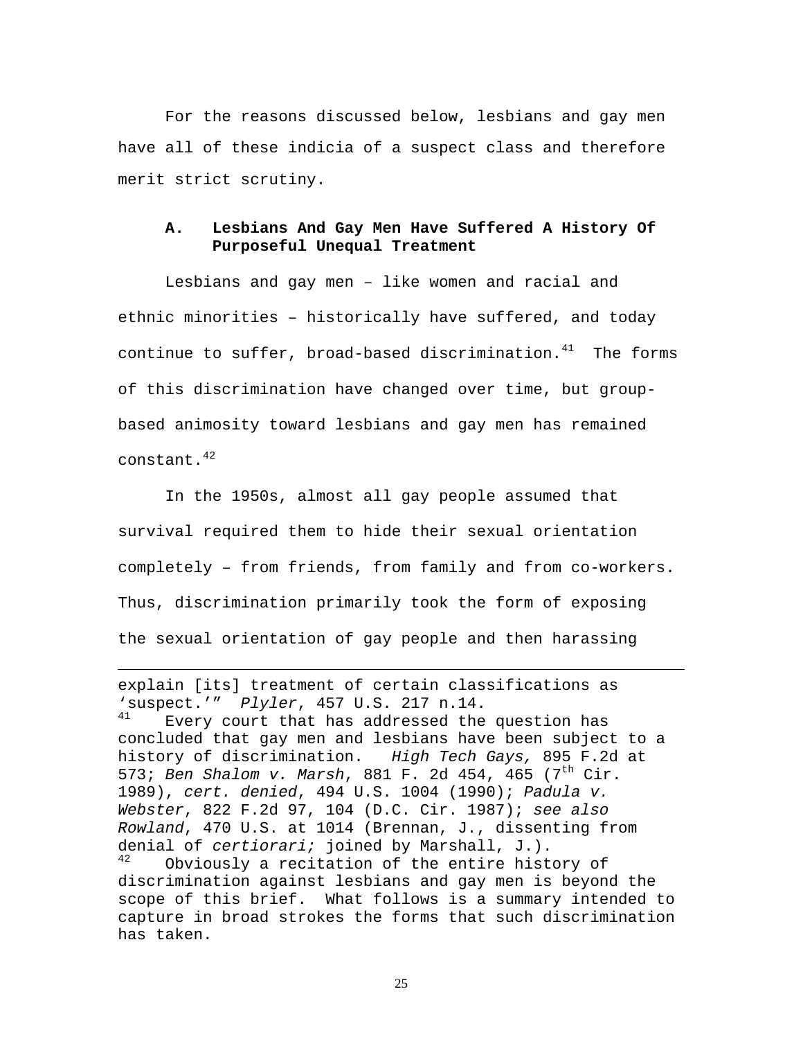For the reasons discussed below, lesbians and gay men have all of these indicia of a suspect class and therefore merit strict scrutiny.

### A. Lesbians And Gay Men Have Suffered A History Of Purposeful Unequal Treatment

Lesbians and gay men – like women and racial and ethnic minorities – historically have suffered, and today continue to suffer, broad-based discrimination.[41] The forms of this discrimination have changed over time, but group-based animosity toward lesbians and gay men has remained constant.[42]

In the 1950s, almost all gay people assumed that survival required them to hide their sexual orientation completely – from friends, from family and from co-workers. Thus, discrimination primarily took the form of exposing the sexual orientation of gay people and then harassing

---

explain [its] treatment of certain classifications as 'suspect.'" *Plyler*, 457 U.S. 217 n.14.

[41] Every court that has addressed the question has concluded that gay men and lesbians have been subject to a history of discrimination. *High Tech Gays,* 895 F.2d at 573; *Ben Shalom v. Marsh*, 881 F. 2d 454, 465 (7th Cir. 1989), *cert. denied*, 494 U.S. 1004 (1990); *Padula v. Webster*, 822 F.2d 97, 104 (D.C. Cir. 1987); *see also Rowland*, 470 U.S. at 1014 (Brennan, J., dissenting from denial of *certiorari;* joined by Marshall, J.).

[42] Obviously a recitation of the entire history of discrimination against lesbians and gay men is beyond the scope of this brief. What follows is a summary intended to capture in broad strokes the forms that such discrimination has taken.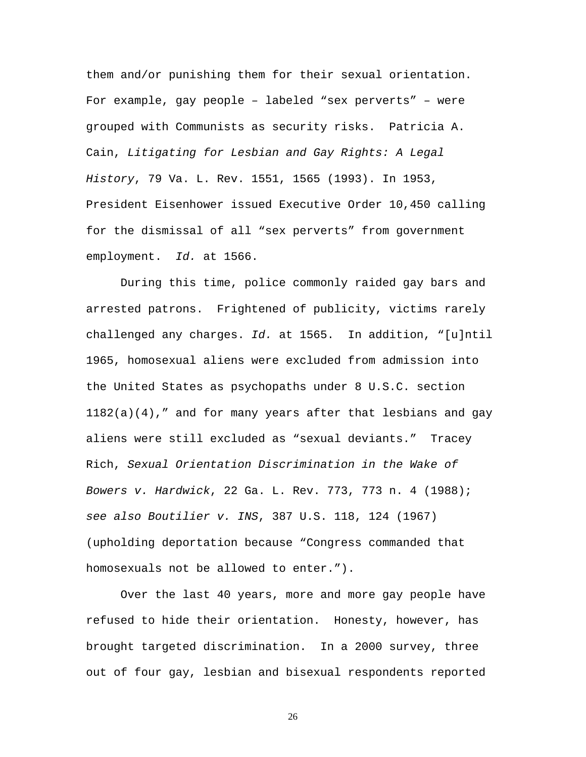them and/or punishing them for their sexual orientation. For example, gay people – labeled “sex perverts” – were grouped with Communists as security risks. Patricia A. Cain, *Litigating for Lesbian and Gay Rights: A Legal History*, 79 Va. L. Rev. 1551, 1565 (1993). In 1953, President Eisenhower issued Executive Order 10,450 calling for the dismissal of all “sex perverts” from government employment. *Id.* at 1566.

During this time, police commonly raided gay bars and arrested patrons. Frightened of publicity, victims rarely challenged any charges. *Id.* at 1565. In addition, “[u]ntil 1965, homosexual aliens were excluded from admission into the United States as psychopaths under 8 U.S.C. section 1182(a)(4),” and for many years after that lesbians and gay aliens were still excluded as “sexual deviants.” Tracey Rich, *Sexual Orientation Discrimination in the Wake of Bowers v. Hardwick*, 22 Ga. L. Rev. 773, 773 n. 4 (1988); *see also Boutilier v. INS*, 387 U.S. 118, 124 (1967) (upholding deportation because “Congress commanded that homosexuals not be allowed to enter.”).

Over the last 40 years, more and more gay people have refused to hide their orientation. Honesty, however, has brought targeted discrimination. In a 2000 survey, three out of four gay, lesbian and bisexual respondents reported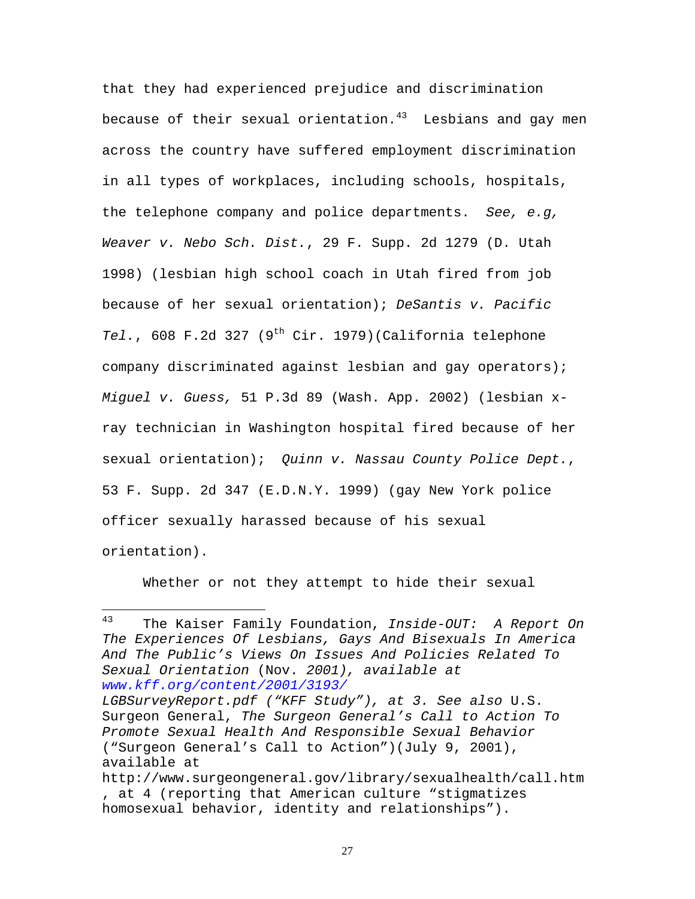that they had experienced prejudice and discrimination because of their sexual orientation.[43] Lesbians and gay men across the country have suffered employment discrimination in all types of workplaces, including schools, hospitals, the telephone company and police departments. *See, e.g, Weaver v. Nebo Sch. Dist.*, 29 F. Supp. 2d 1279 (D. Utah 1998) (lesbian high school coach in Utah fired from job because of her sexual orientation); *DeSantis v. Pacific Tel.*, 608 F.2d 327 (9th Cir. 1979)(California telephone company discriminated against lesbian and gay operators); *Miguel v. Guess,* 51 P.3d 89 (Wash. App. 2002) (lesbian x-ray technician in Washington hospital fired because of her sexual orientation); *Quinn v. Nassau County Police Dept.*, 53 F. Supp. 2d 347 (E.D.N.Y. 1999) (gay New York police officer sexually harassed because of his sexual orientation).

Whether or not they attempt to hide their sexual

---

[43] The Kaiser Family Foundation, *Inside-OUT: A Report On The Experiences Of Lesbians, Gays And Bisexuals In America And The Public's Views On Issues And Policies Related To Sexual Orientation* (Nov. *2001), available at www.kff.org/content/2001/3193/ LGBSurveyReport.pdf ("KFF Study"), at 3. See also* U.S. Surgeon General, *The Surgeon General's Call to Action To Promote Sexual Health And Responsible Sexual Behavior* ("Surgeon General's Call to Action")(July 9, 2001), available at http://www.surgeongeneral.gov/library/sexualhealth/call.htm , at 4 (reporting that American culture "stigmatizes homosexual behavior, identity and relationships").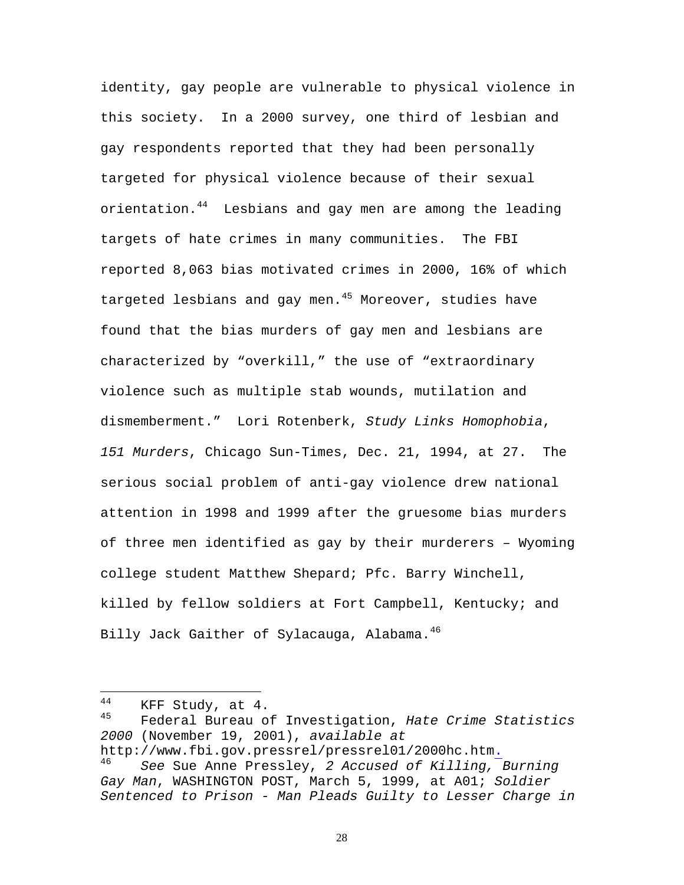identity, gay people are vulnerable to physical violence in this society. In a 2000 survey, one third of lesbian and gay respondents reported that they had been personally targeted for physical violence because of their sexual orientation.[44] Lesbians and gay men are among the leading targets of hate crimes in many communities. The FBI reported 8,063 bias motivated crimes in 2000, 16% of which targeted lesbians and gay men.[45] Moreover, studies have found that the bias murders of gay men and lesbians are characterized by "overkill," the use of "extraordinary violence such as multiple stab wounds, mutilation and dismemberment." Lori Rotenberk, *Study Links Homophobia, 151 Murders*, Chicago Sun-Times, Dec. 21, 1994, at 27. The serious social problem of anti-gay violence drew national attention in 1998 and 1999 after the gruesome bias murders of three men identified as gay by their murderers – Wyoming college student Matthew Shepard; Pfc. Barry Winchell, killed by fellow soldiers at Fort Campbell, Kentucky; and Billy Jack Gaither of Sylacauga, Alabama.[46]

---

[44] KFF Study, at 4.

[45] Federal Bureau of Investigation, *Hate Crime Statistics 2000* (November 19, 2001), *available at* http://www.fbi.gov.pressrel/pressrel01/2000hc.htm.

[46] *See* Sue Anne Pressley, *2 Accused of Killing, Burning Gay Man*, WASHINGTON POST, March 5, 1999, at A01; *Soldier Sentenced to Prison - Man Pleads Guilty to Lesser Charge in*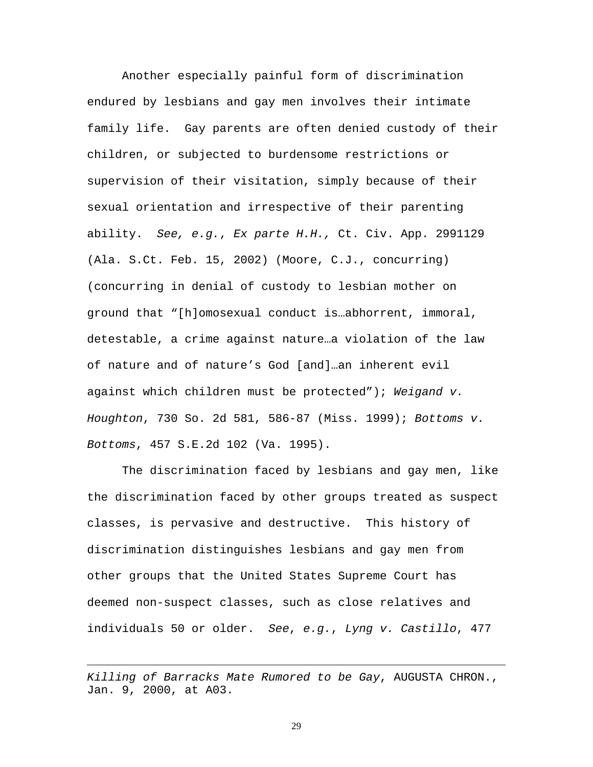Another especially painful form of discrimination endured by lesbians and gay men involves their intimate family life. Gay parents are often denied custody of their children, or subjected to burdensome restrictions or supervision of their visitation, simply because of their sexual orientation and irrespective of their parenting ability. *See, e.g.*, *Ex parte H.H.,* Ct. Civ. App. 2991129 (Ala. S.Ct. Feb. 15, 2002) (Moore, C.J., concurring) (concurring in denial of custody to lesbian mother on ground that “[h]omosexual conduct is…abhorrent, immoral, detestable, a crime against nature…a violation of the law of nature and of nature’s God [and]…an inherent evil against which children must be protected”); *Weigand v. Houghton*, 730 So. 2d 581, 586-87 (Miss. 1999); *Bottoms v. Bottoms*, 457 S.E.2d 102 (Va. 1995).

The discrimination faced by lesbians and gay men, like the discrimination faced by other groups treated as suspect classes, is pervasive and destructive. This history of discrimination distinguishes lesbians and gay men from other groups that the United States Supreme Court has deemed non-suspect classes, such as close relatives and individuals 50 or older. *See*, *e.g.*, *Lyng v. Castillo*, 477

---

*Killing of Barracks Mate Rumored to be Gay*, AUGUSTA CHRON., Jan. 9, 2000, at A03.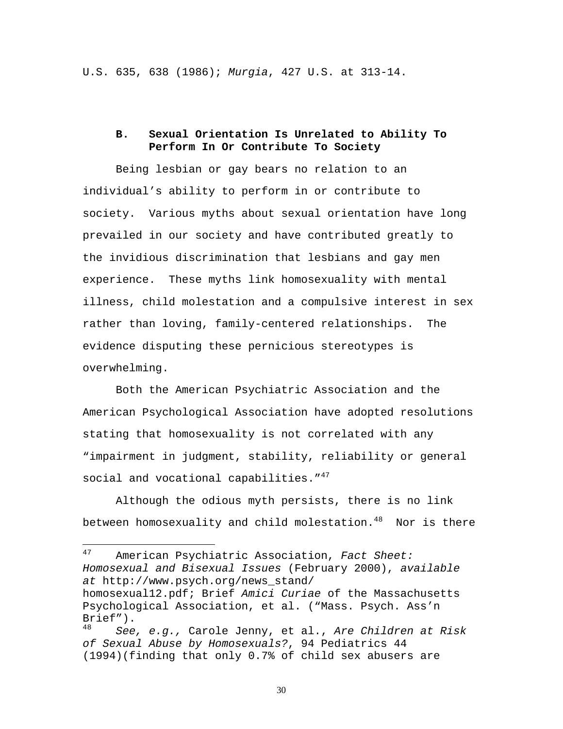U.S. 635, 638 (1986); *Murgia*, 427 U.S. at 313-14.

### B. Sexual Orientation Is Unrelated to Ability To Perform In Or Contribute To Society

Being lesbian or gay bears no relation to an individual's ability to perform in or contribute to society. Various myths about sexual orientation have long prevailed in our society and have contributed greatly to the invidious discrimination that lesbians and gay men experience. These myths link homosexuality with mental illness, child molestation and a compulsive interest in sex rather than loving, family-centered relationships. The evidence disputing these pernicious stereotypes is overwhelming.

Both the American Psychiatric Association and the American Psychological Association have adopted resolutions stating that homosexuality is not correlated with any "impairment in judgment, stability, reliability or general social and vocational capabilities."[47]

Although the odious myth persists, there is no link between homosexuality and child molestation.[48] Nor is there

---

[47] American Psychiatric Association, *Fact Sheet: Homosexual and Bisexual Issues* (February 2000), *available at* http://www.psych.org/news_stand/ homosexual12.pdf; Brief *Amici Curiae* of the Massachusetts Psychological Association, et al. ("Mass. Psych. Ass'n Brief").

[48] *See, e.g.,* Carole Jenny, et al., *Are Children at Risk of Sexual Abuse by Homosexuals?*, 94 Pediatrics 44 (1994)(finding that only 0.7% of child sex abusers are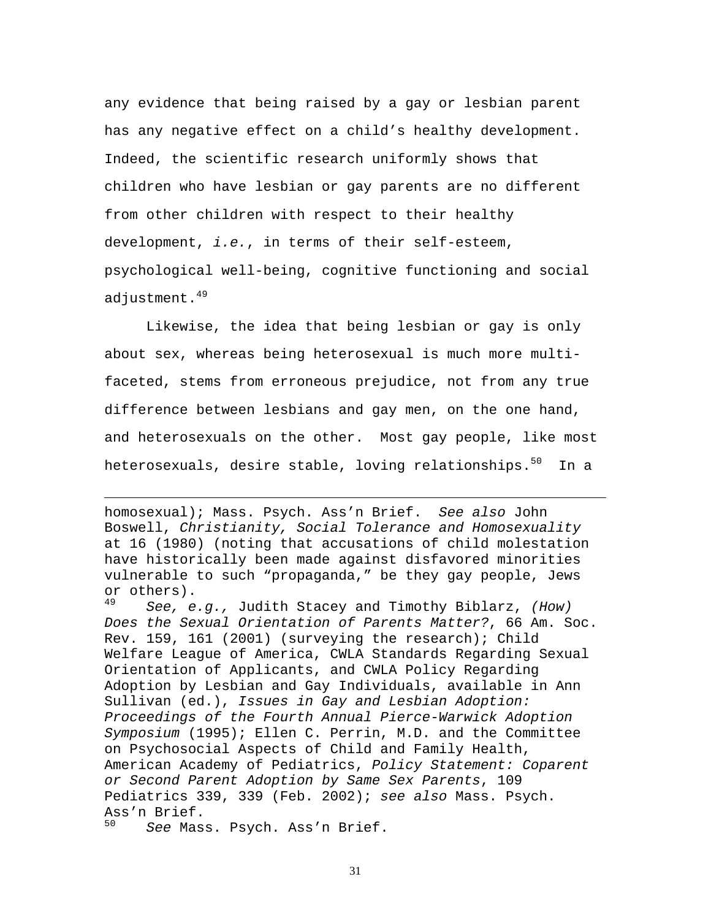any evidence that being raised by a gay or lesbian parent has any negative effect on a child's healthy development. Indeed, the scientific research uniformly shows that children who have lesbian or gay parents are no different from other children with respect to their healthy development, *i.e.*, in terms of their self-esteem, psychological well-being, cognitive functioning and social adjustment.[49]

Likewise, the idea that being lesbian or gay is only about sex, whereas being heterosexual is much more multi-faceted, stems from erroneous prejudice, not from any true difference between lesbians and gay men, on the one hand, and heterosexuals on the other. Most gay people, like most heterosexuals, desire stable, loving relationships.[50] In a

---

homosexual); Mass. Psych. Ass'n Brief. *See also* John Boswell, *Christianity, Social Tolerance and Homosexuality* at 16 (1980) (noting that accusations of child molestation have historically been made against disfavored minorities vulnerable to such "propaganda," be they gay people, Jews or others).

[49] *See, e.g.,* Judith Stacey and Timothy Biblarz, *(How) Does the Sexual Orientation of Parents Matter?*, 66 Am. Soc. Rev. 159, 161 (2001) (surveying the research); Child Welfare League of America, CWLA Standards Regarding Sexual Orientation of Applicants, and CWLA Policy Regarding Adoption by Lesbian and Gay Individuals, available in Ann Sullivan (ed.), *Issues in Gay and Lesbian Adoption: Proceedings of the Fourth Annual Pierce-Warwick Adoption Symposium* (1995); Ellen C. Perrin, M.D. and the Committee on Psychosocial Aspects of Child and Family Health, American Academy of Pediatrics, *Policy Statement: Coparent or Second Parent Adoption by Same Sex Parents*, 109 Pediatrics 339, 339 (Feb. 2002); *see also* Mass. Psych. Ass'n Brief.

[50] *See* Mass. Psych. Ass'n Brief.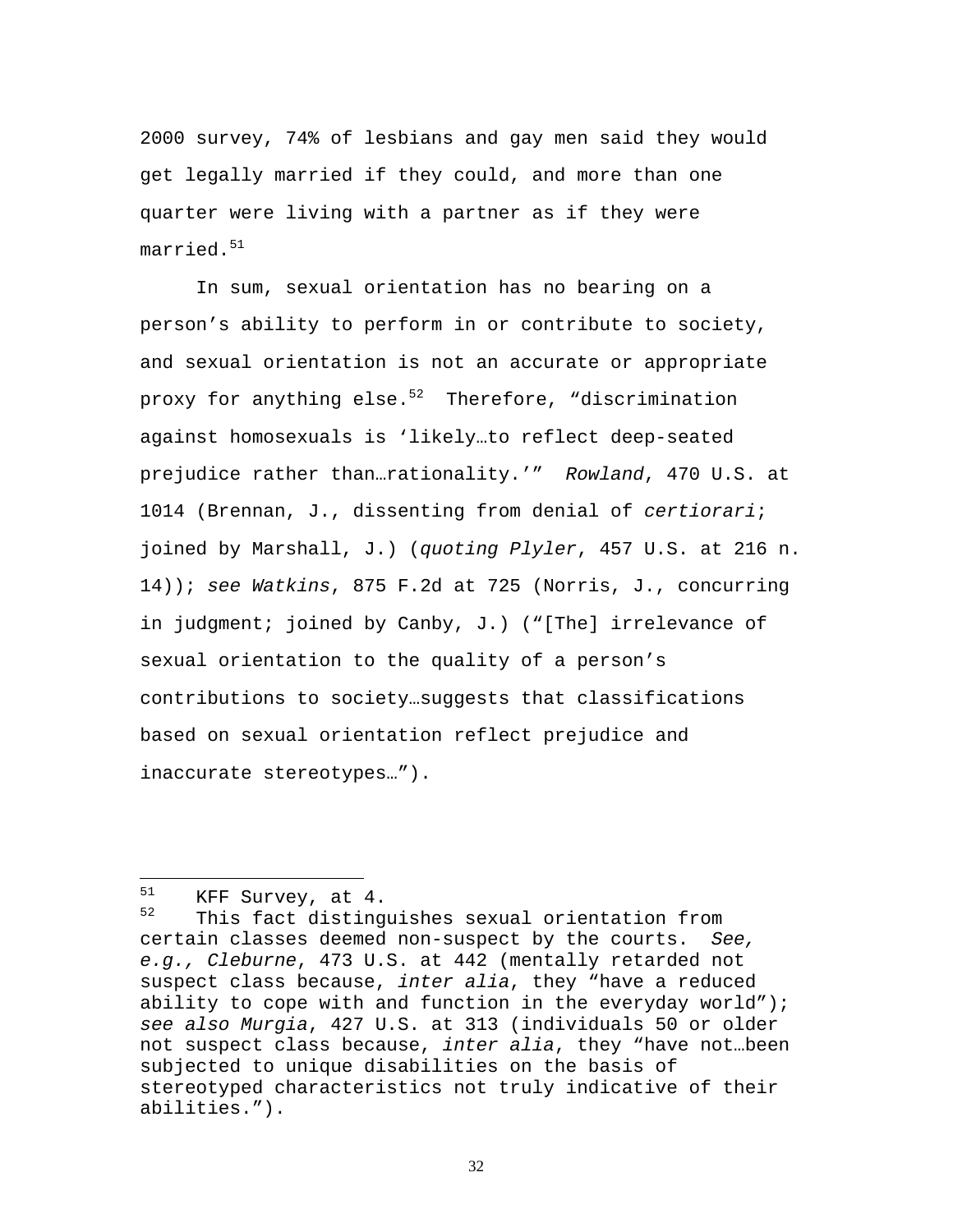2000 survey, 74% of lesbians and gay men said they would get legally married if they could, and more than one quarter were living with a partner as if they were married.[51]

In sum, sexual orientation has no bearing on a person's ability to perform in or contribute to society, and sexual orientation is not an accurate or appropriate proxy for anything else.[52] Therefore, "discrimination against homosexuals is 'likely…to reflect deep-seated prejudice rather than…rationality.'" *Rowland*, 470 U.S. at 1014 (Brennan, J., dissenting from denial of *certiorari*; joined by Marshall, J.) (*quoting Plyler*, 457 U.S. at 216 n. 14)); *see Watkins*, 875 F.2d at 725 (Norris, J., concurring in judgment; joined by Canby, J.) ("[The] irrelevance of sexual orientation to the quality of a person's contributions to society…suggests that classifications based on sexual orientation reflect prejudice and inaccurate stereotypes…").

---

[51] KFF Survey, at 4.

[52] This fact distinguishes sexual orientation from certain classes deemed non-suspect by the courts. *See, e.g., Cleburne*, 473 U.S. at 442 (mentally retarded not suspect class because, *inter alia*, they "have a reduced ability to cope with and function in the everyday world"); *see also Murgia*, 427 U.S. at 313 (individuals 50 or older not suspect class because, *inter alia*, they "have not…been subjected to unique disabilities on the basis of stereotyped characteristics not truly indicative of their abilities.").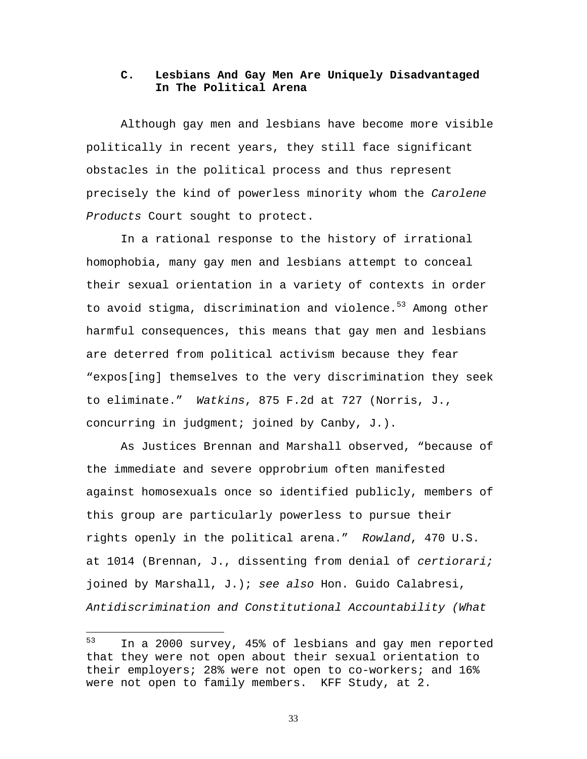### C. Lesbians And Gay Men Are Uniquely Disadvantaged In The Political Arena

Although gay men and lesbians have become more visible politically in recent years, they still face significant obstacles in the political process and thus represent precisely the kind of powerless minority whom the *Carolene Products* Court sought to protect.

In a rational response to the history of irrational homophobia, many gay men and lesbians attempt to conceal their sexual orientation in a variety of contexts in order to avoid stigma, discrimination and violence.[53] Among other harmful consequences, this means that gay men and lesbians are deterred from political activism because they fear "expos[ing] themselves to the very discrimination they seek to eliminate." *Watkins*, 875 F.2d at 727 (Norris, J., concurring in judgment; joined by Canby, J.).

As Justices Brennan and Marshall observed, "because of the immediate and severe opprobrium often manifested against homosexuals once so identified publicly, members of this group are particularly powerless to pursue their rights openly in the political arena." *Rowland*, 470 U.S. at 1014 (Brennan, J., dissenting from denial of *certiorari;* joined by Marshall, J.); *see also* Hon. Guido Calabresi, *Antidiscrimination and Constitutional Accountability (What*

---

[53] In a 2000 survey, 45% of lesbians and gay men reported that they were not open about their sexual orientation to their employers; 28% were not open to co-workers; and 16% were not open to family members. KFF Study, at 2.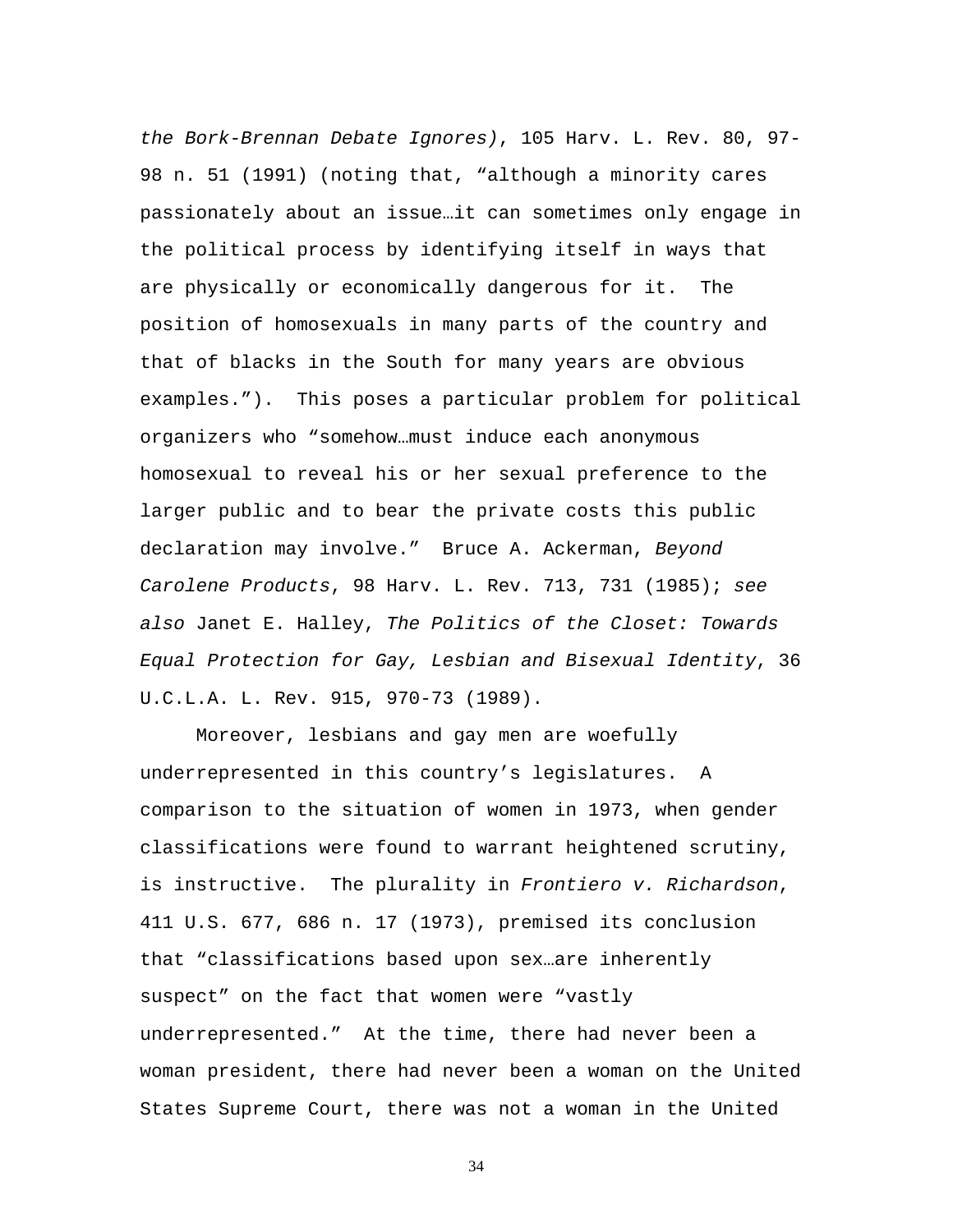*the Bork-Brennan Debate Ignores)*, 105 Harv. L. Rev. 80, 97-98 n. 51 (1991) (noting that, "although a minority cares passionately about an issue…it can sometimes only engage in the political process by identifying itself in ways that are physically or economically dangerous for it. The position of homosexuals in many parts of the country and that of blacks in the South for many years are obvious examples."). This poses a particular problem for political organizers who "somehow…must induce each anonymous homosexual to reveal his or her sexual preference to the larger public and to bear the private costs this public declaration may involve." Bruce A. Ackerman, *Beyond Carolene Products*, 98 Harv. L. Rev. 713, 731 (1985); *see also* Janet E. Halley, *The Politics of the Closet: Towards Equal Protection for Gay, Lesbian and Bisexual Identity*, 36 U.C.L.A. L. Rev. 915, 970-73 (1989).

Moreover, lesbians and gay men are woefully underrepresented in this country's legislatures. A comparison to the situation of women in 1973, when gender classifications were found to warrant heightened scrutiny, is instructive. The plurality in *Frontiero v. Richardson*, 411 U.S. 677, 686 n. 17 (1973), premised its conclusion that "classifications based upon sex…are inherently suspect" on the fact that women were "vastly underrepresented." At the time, there had never been a woman president, there had never been a woman on the United States Supreme Court, there was not a woman in the United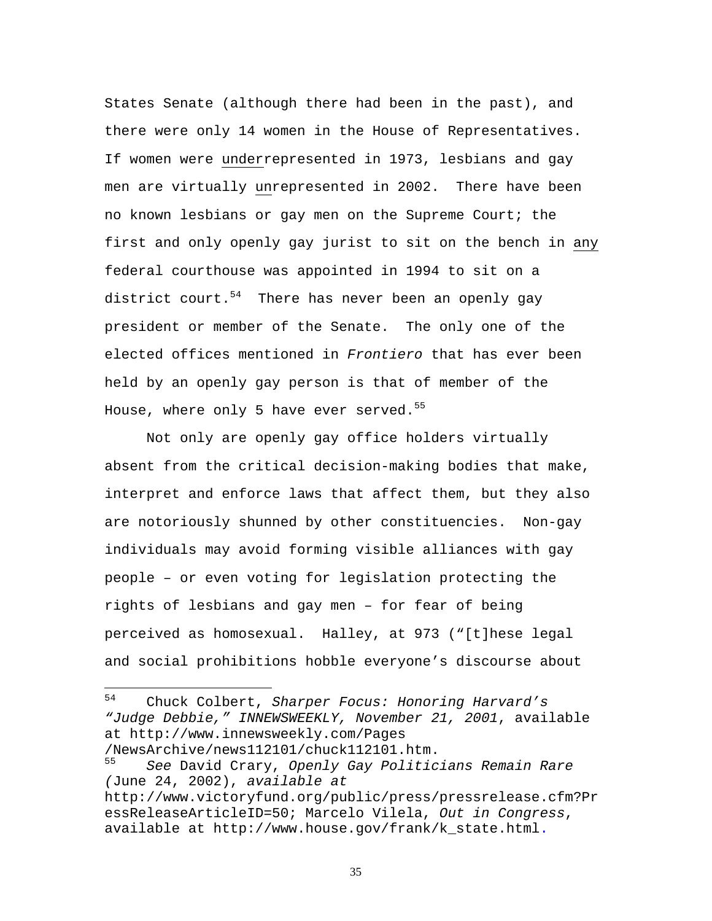States Senate (although there had been in the past), and there were only 14 women in the House of Representatives. If women were <u>under</u>represented in 1973, lesbians and gay men are virtually <u>un</u>represented in 2002. There have been no known lesbians or gay men on the Supreme Court; the first and only openly gay jurist to sit on the bench in <u>any</u> federal courthouse was appointed in 1994 to sit on a district court.[54] There has never been an openly gay president or member of the Senate. The only one of the elected offices mentioned in *Frontiero* that has ever been held by an openly gay person is that of member of the House, where only 5 have ever served.[55]

Not only are openly gay office holders virtually absent from the critical decision-making bodies that make, interpret and enforce laws that affect them, but they also are notoriously shunned by other constituencies. Non-gay individuals may avoid forming visible alliances with gay people – or even voting for legislation protecting the rights of lesbians and gay men – for fear of being perceived as homosexual. Halley, at 973 ("[t]hese legal and social prohibitions hobble everyone's discourse about

---

[54] Chuck Colbert, *Sharper Focus: Honoring Harvard's "Judge Debbie," INNEWSWEEKLY, November 21, 2001*, available at http://www.innewsweekly.com/Pages/NewsArchive/news112101/chuck112101.htm.

[55] *See* David Crary, *Openly Gay Politicians Remain Rare (*June 24, 2002), *available at* http://www.victoryfund.org/public/press/pressrelease.cfm?PressReleaseArticleID=50; Marcelo Vilela, *Out in Congress*, available at http://www.house.gov/frank/k_state.html.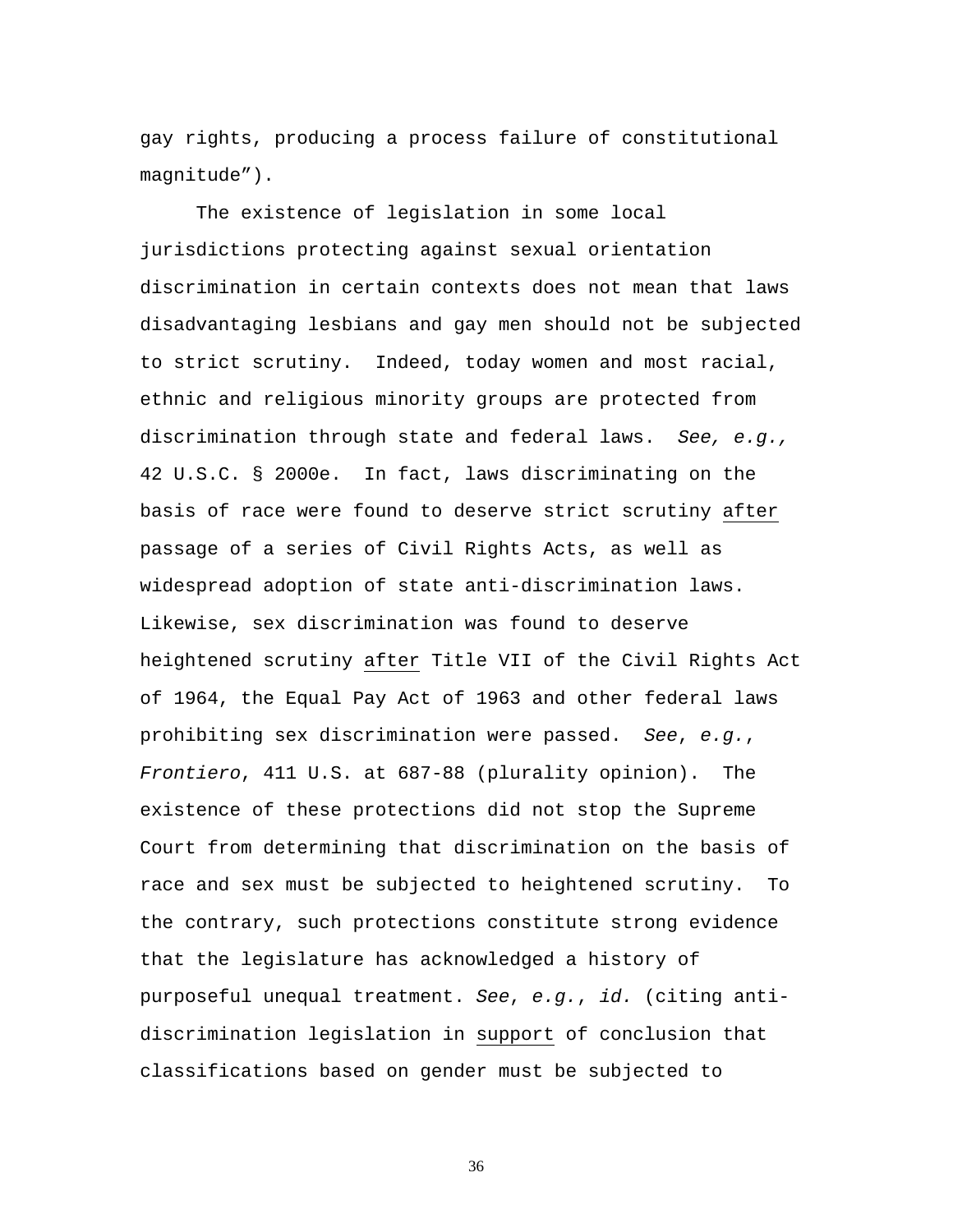gay rights, producing a process failure of constitutional magnitude").

The existence of legislation in some local jurisdictions protecting against sexual orientation discrimination in certain contexts does not mean that laws disadvantaging lesbians and gay men should not be subjected to strict scrutiny. Indeed, today women and most racial, ethnic and religious minority groups are protected from discrimination through state and federal laws. *See, e.g.,* 42 U.S.C. § 2000e. In fact, laws discriminating on the basis of race were found to deserve strict scrutiny <u>after</u> passage of a series of Civil Rights Acts, as well as widespread adoption of state anti-discrimination laws. Likewise, sex discrimination was found to deserve heightened scrutiny <u>after</u> Title VII of the Civil Rights Act of 1964, the Equal Pay Act of 1963 and other federal laws prohibiting sex discrimination were passed. *See*, *e.g.*, *Frontiero*, 411 U.S. at 687-88 (plurality opinion). The existence of these protections did not stop the Supreme Court from determining that discrimination on the basis of race and sex must be subjected to heightened scrutiny. To the contrary, such protections constitute strong evidence that the legislature has acknowledged a history of purposeful unequal treatment. *See*, *e.g.*, *id.* (citing anti-discrimination legislation in <u>support</u> of conclusion that classifications based on gender must be subjected to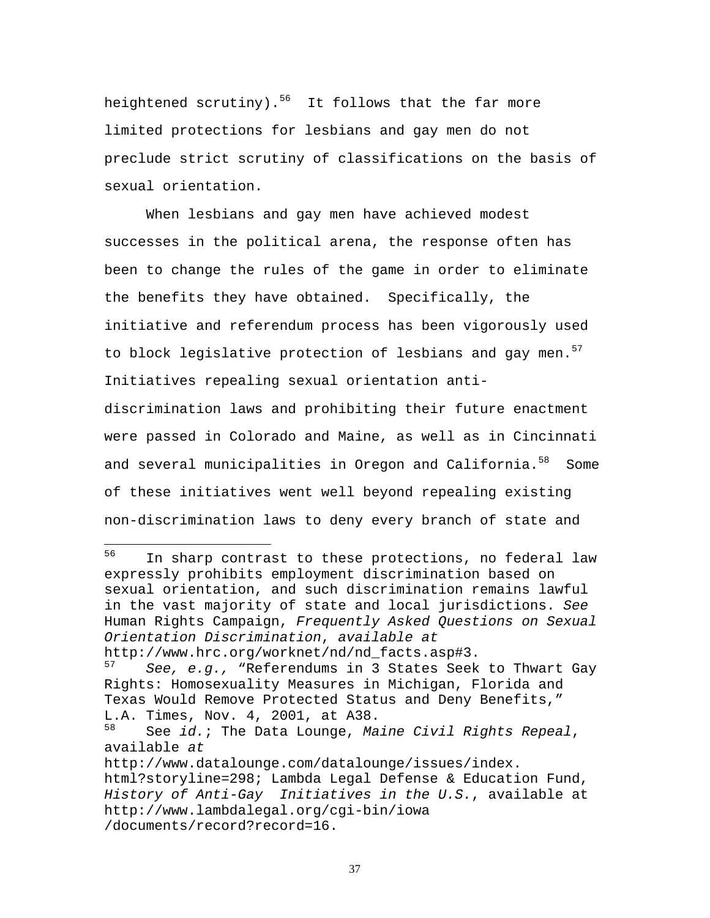heightened scrutiny).[56] It follows that the far more limited protections for lesbians and gay men do not preclude strict scrutiny of classifications on the basis of sexual orientation.

When lesbians and gay men have achieved modest successes in the political arena, the response often has been to change the rules of the game in order to eliminate the benefits they have obtained. Specifically, the initiative and referendum process has been vigorously used to block legislative protection of lesbians and gay men.[57] Initiatives repealing sexual orientation anti-discrimination laws and prohibiting their future enactment were passed in Colorado and Maine, as well as in Cincinnati and several municipalities in Oregon and California.[58] Some of these initiatives went well beyond repealing existing non-discrimination laws to deny every branch of state and

---

[56] In sharp contrast to these protections, no federal law expressly prohibits employment discrimination based on sexual orientation, and such discrimination remains lawful in the vast majority of state and local jurisdictions. *See* Human Rights Campaign, *Frequently Asked Questions on Sexual Orientation Discrimination*, *available at* http://www.hrc.org/worknet/nd/nd_facts.asp#3.

[57] *See, e.g.,* "Referendums in 3 States Seek to Thwart Gay Rights: Homosexuality Measures in Michigan, Florida and Texas Would Remove Protected Status and Deny Benefits," L.A. Times, Nov. 4, 2001, at A38.

[58] See *id.*; The Data Lounge, *Maine Civil Rights Repeal*, available *at* http://www.datalounge.com/datalounge/issues/index.html?storyline=298; Lambda Legal Defense & Education Fund, *History of Anti-Gay Initiatives in the U.S.*, available at http://www.lambdalegal.org/cgi-bin/iowa/documents/record?record=16.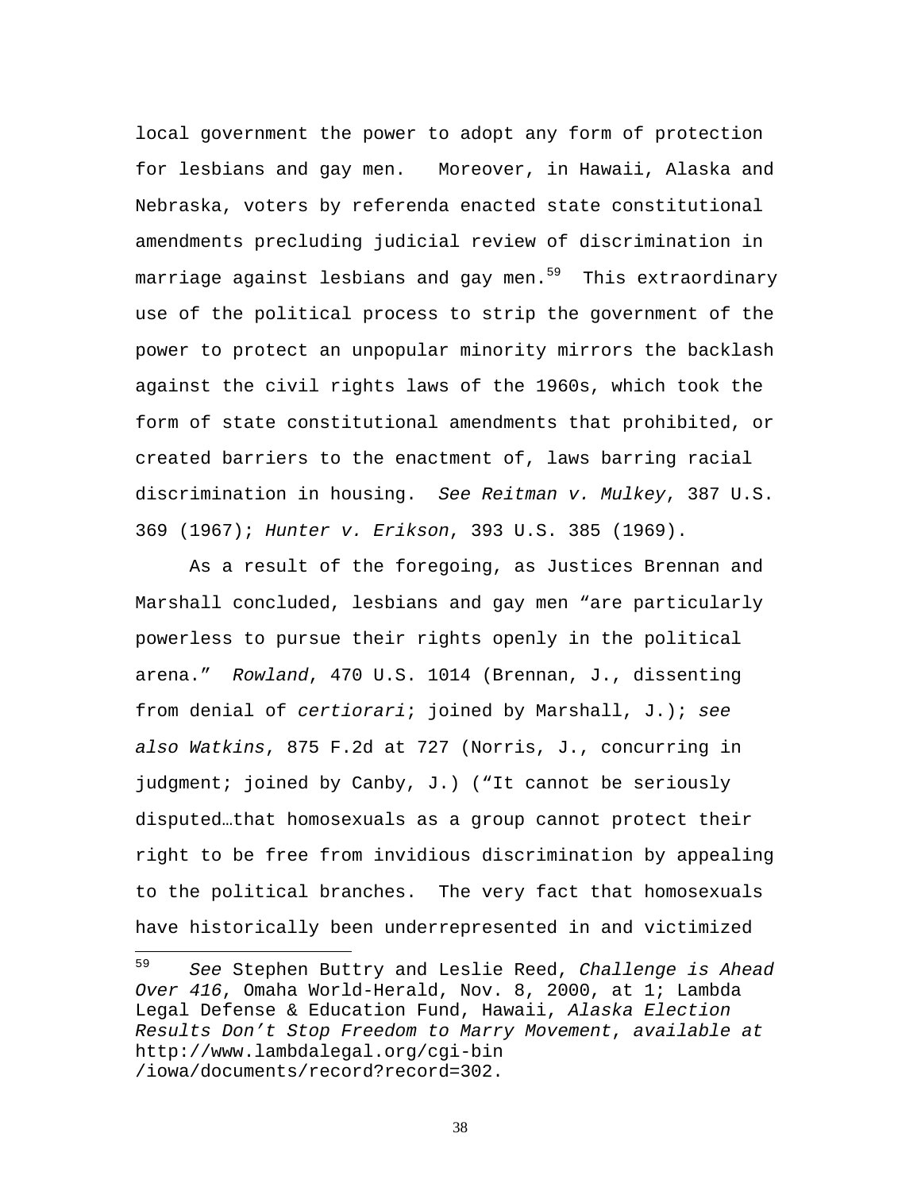local government the power to adopt any form of protection for lesbians and gay men. Moreover, in Hawaii, Alaska and Nebraska, voters by referenda enacted state constitutional amendments precluding judicial review of discrimination in marriage against lesbians and gay men.[59] This extraordinary use of the political process to strip the government of the power to protect an unpopular minority mirrors the backlash against the civil rights laws of the 1960s, which took the form of state constitutional amendments that prohibited, or created barriers to the enactment of, laws barring racial discrimination in housing. *See Reitman v. Mulkey*, 387 U.S. 369 (1967); *Hunter v. Erikson*, 393 U.S. 385 (1969).

As a result of the foregoing, as Justices Brennan and Marshall concluded, lesbians and gay men "are particularly powerless to pursue their rights openly in the political arena." *Rowland*, 470 U.S. 1014 (Brennan, J., dissenting from denial of *certiorari*; joined by Marshall, J.); *see also Watkins*, 875 F.2d at 727 (Norris, J., concurring in judgment; joined by Canby, J.) ("It cannot be seriously disputed…that homosexuals as a group cannot protect their right to be free from invidious discrimination by appealing to the political branches. The very fact that homosexuals have historically been underrepresented in and victimized

---

[59] *See* Stephen Buttry and Leslie Reed, *Challenge is Ahead Over 416*, Omaha World-Herald, Nov. 8, 2000, at 1; Lambda Legal Defense & Education Fund, Hawaii, *Alaska Election Results Don't Stop Freedom to Marry Movement*, *available at* http://www.lambdalegal.org/cgi-bin /iowa/documents/record?record=302.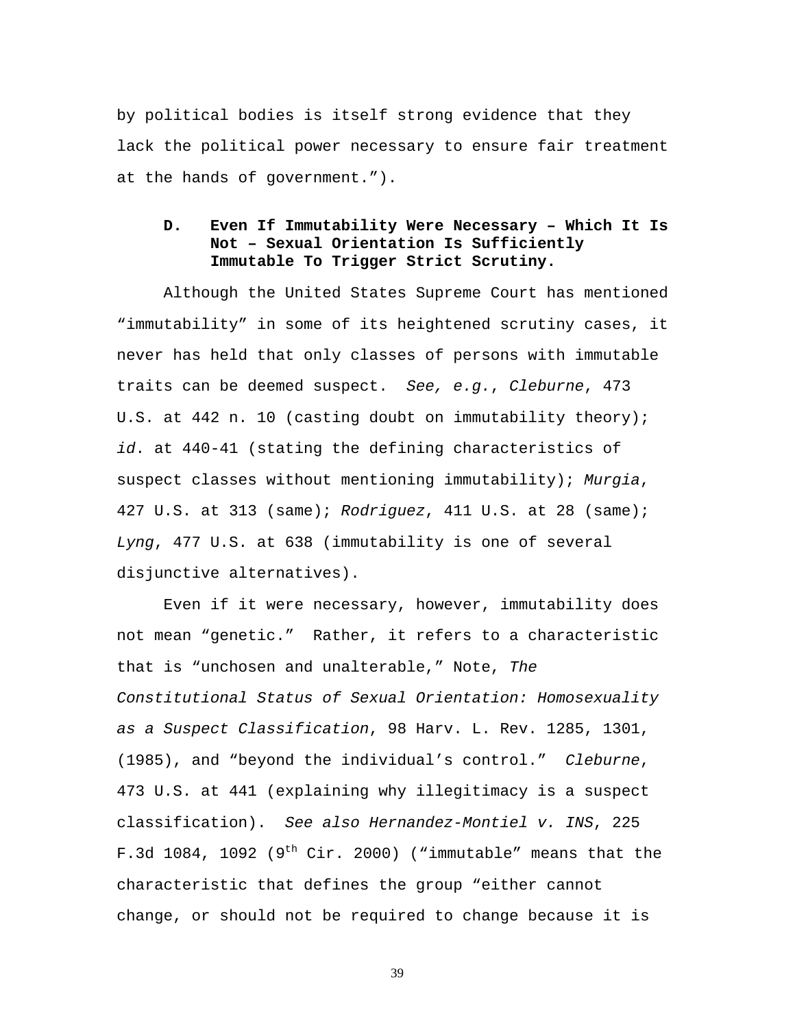by political bodies is itself strong evidence that they lack the political power necessary to ensure fair treatment at the hands of government.”).

### D. Even If Immutability Were Necessary – Which It Is Not – Sexual Orientation Is Sufficiently Immutable To Trigger Strict Scrutiny.

Although the United States Supreme Court has mentioned “immutability” in some of its heightened scrutiny cases, it never has held that only classes of persons with immutable traits can be deemed suspect. *See, e.g.*, *Cleburne*, 473 U.S. at 442 n. 10 (casting doubt on immutability theory); *id*. at 440-41 (stating the defining characteristics of suspect classes without mentioning immutability); *Murgia*, 427 U.S. at 313 (same); *Rodriguez*, 411 U.S. at 28 (same); *Lyng*, 477 U.S. at 638 (immutability is one of several disjunctive alternatives).

Even if it were necessary, however, immutability does not mean “genetic.” Rather, it refers to a characteristic that is “unchosen and unalterable,” Note, *The Constitutional Status of Sexual Orientation: Homosexuality as a Suspect Classification*, 98 Harv. L. Rev. 1285, 1301, (1985), and “beyond the individual’s control.” *Cleburne*, 473 U.S. at 441 (explaining why illegitimacy is a suspect classification). *See also Hernandez-Montiel v. INS*, 225 F.3d 1084, 1092 (9th Cir. 2000) (“immutable” means that the characteristic that defines the group “either cannot change, or should not be required to change because it is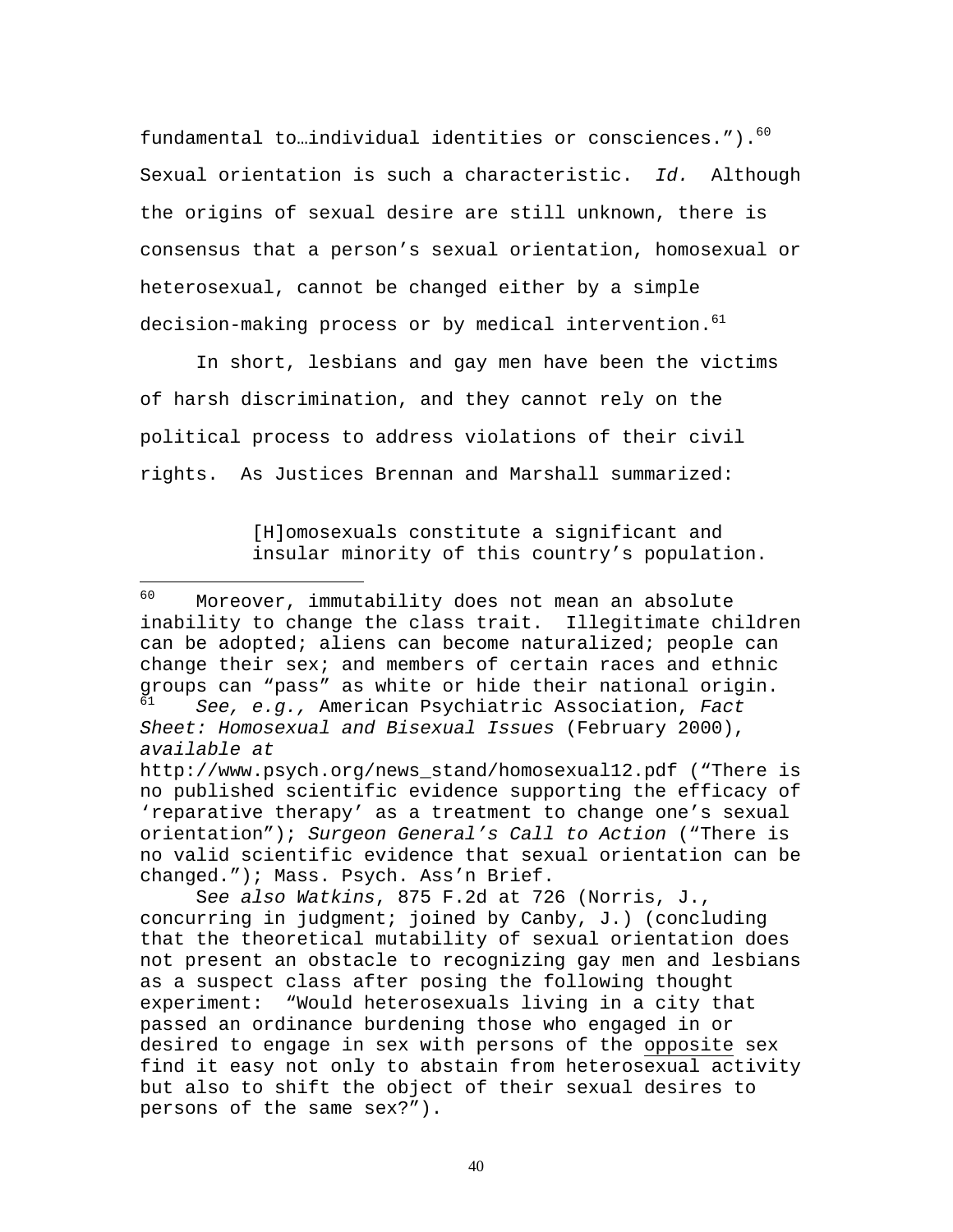fundamental to…individual identities or consciences.").[60] Sexual orientation is such a characteristic. *Id.* Although the origins of sexual desire are still unknown, there is consensus that a person's sexual orientation, homosexual or heterosexual, cannot be changed either by a simple decision-making process or by medical intervention.[61]

In short, lesbians and gay men have been the victims of harsh discrimination, and they cannot rely on the political process to address violations of their civil rights. As Justices Brennan and Marshall summarized:

> [H]omosexuals constitute a significant and insular minority of this country's population.

---

[60] Moreover, immutability does not mean an absolute inability to change the class trait. Illegitimate children can be adopted; aliens can become naturalized; people can change their sex; and members of certain races and ethnic groups can "pass" as white or hide their national origin.

[61] *See, e.g.,* American Psychiatric Association, *Fact Sheet: Homosexual and Bisexual Issues* (February 2000), *available at* http://www.psych.org/news_stand/homosexual12.pdf ("There is no published scientific evidence supporting the efficacy of 'reparative therapy' as a treatment to change one's sexual orientation"); *Surgeon General's Call to Action* ("There is no valid scientific evidence that sexual orientation can be changed."); Mass. Psych. Ass'n Brief.

S*ee also Watkins*, 875 F.2d at 726 (Norris, J., concurring in judgment; joined by Canby, J.) (concluding that the theoretical mutability of sexual orientation does not present an obstacle to recognizing gay men and lesbians as a suspect class after posing the following thought experiment: "Would heterosexuals living in a city that passed an ordinance burdening those who engaged in or desired to engage in sex with persons of the <u>opposite</u> sex find it easy not only to abstain from heterosexual activity but also to shift the object of their sexual desires to persons of the same sex?").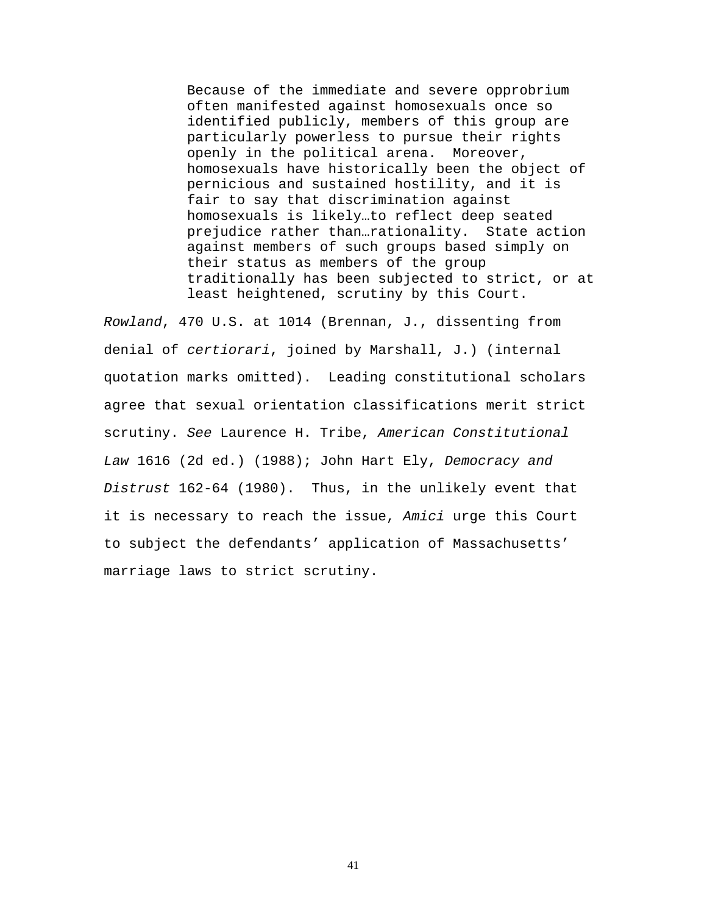> Because of the immediate and severe opprobrium often manifested against homosexuals once so identified publicly, members of this group are particularly powerless to pursue their rights openly in the political arena. Moreover, homosexuals have historically been the object of pernicious and sustained hostility, and it is fair to say that discrimination against homosexuals is likely…to reflect deep seated prejudice rather than…rationality. State action against members of such groups based simply on their status as members of the group traditionally has been subjected to strict, or at least heightened, scrutiny by this Court.

*Rowland*, 470 U.S. at 1014 (Brennan, J., dissenting from denial of *certiorari*, joined by Marshall, J.) (internal quotation marks omitted). Leading constitutional scholars agree that sexual orientation classifications merit strict scrutiny. *See* Laurence H. Tribe, *American Constitutional Law* 1616 (2d ed.) (1988); John Hart Ely, *Democracy and Distrust* 162-64 (1980). Thus, in the unlikely event that it is necessary to reach the issue, *Amici* urge this Court to subject the defendants' application of Massachusetts' marriage laws to strict scrutiny.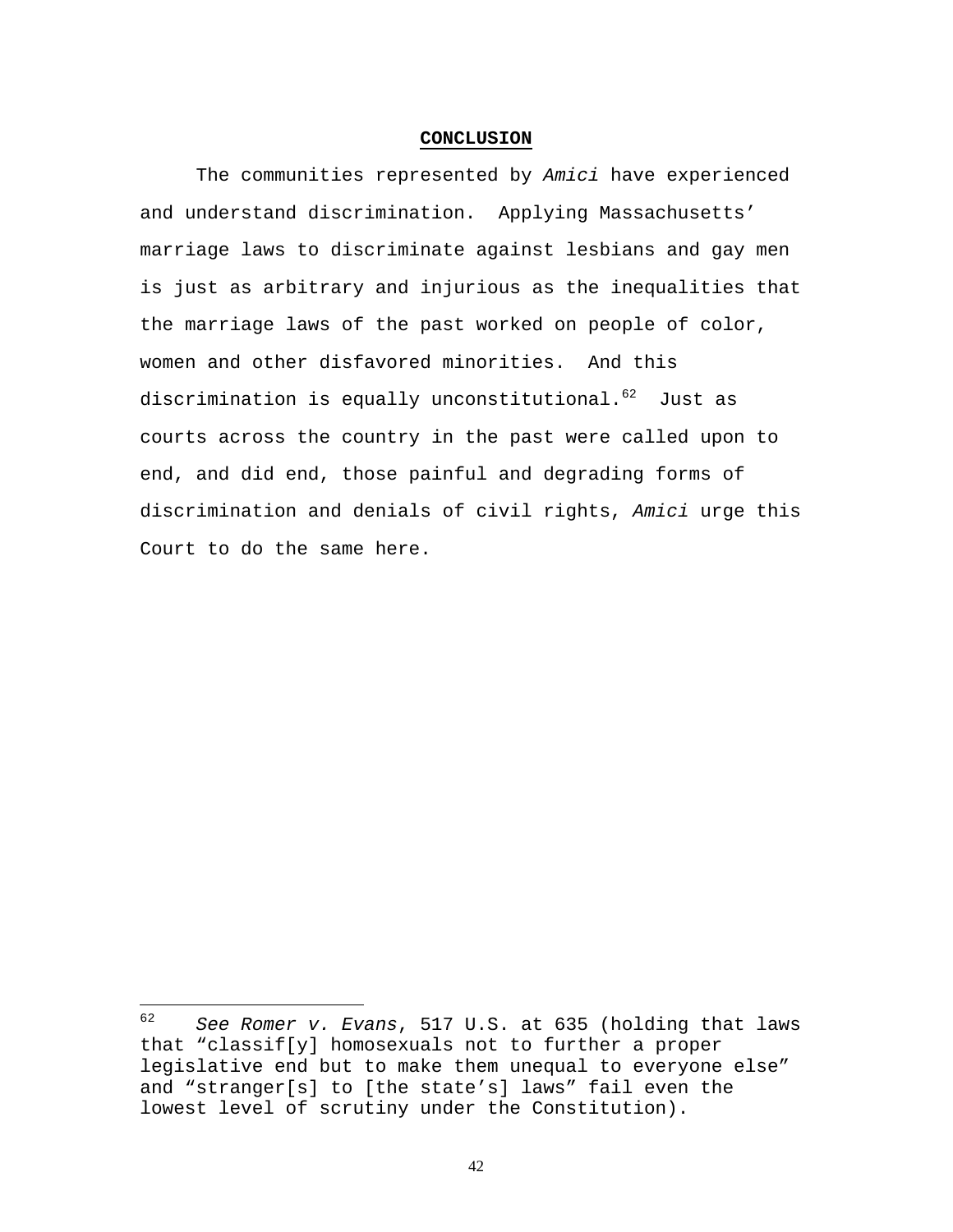## CONCLUSION

The communities represented by *Amici* have experienced and understand discrimination. Applying Massachusetts' marriage laws to discriminate against lesbians and gay men is just as arbitrary and injurious as the inequalities that the marriage laws of the past worked on people of color, women and other disfavored minorities. And this discrimination is equally unconstitutional.[62] Just as courts across the country in the past were called upon to end, and did end, those painful and degrading forms of discrimination and denials of civil rights, *Amici* urge this Court to do the same here.

---

[62] *See Romer v. Evans*, 517 U.S. at 635 (holding that laws that "classif[y] homosexuals not to further a proper legislative end but to make them unequal to everyone else" and "stranger[s] to [the state's] laws" fail even the lowest level of scrutiny under the Constitution).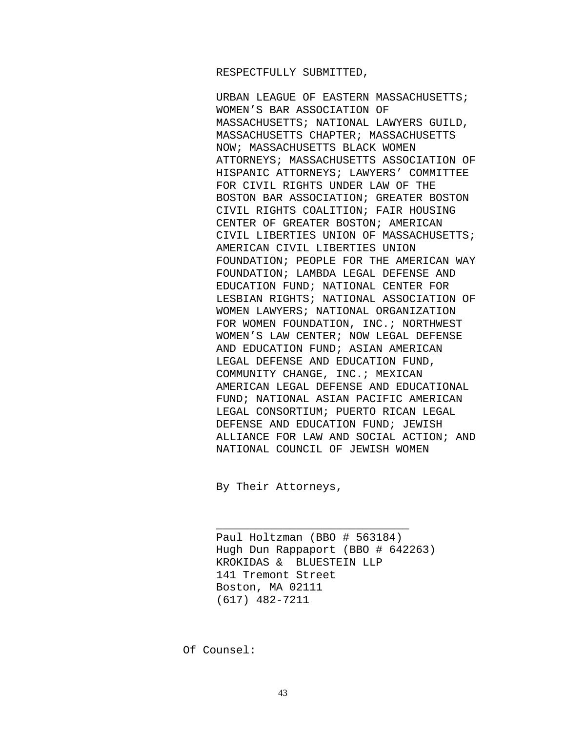RESPECTFULLY SUBMITTED,

URBAN LEAGUE OF EASTERN MASSACHUSETTS; WOMEN'S BAR ASSOCIATION OF MASSACHUSETTS; NATIONAL LAWYERS GUILD, MASSACHUSETTS CHAPTER; MASSACHUSETTS NOW; MASSACHUSETTS BLACK WOMEN ATTORNEYS; MASSACHUSETTS ASSOCIATION OF HISPANIC ATTORNEYS; LAWYERS' COMMITTEE FOR CIVIL RIGHTS UNDER LAW OF THE BOSTON BAR ASSOCIATION; GREATER BOSTON CIVIL RIGHTS COALITION; FAIR HOUSING CENTER OF GREATER BOSTON; AMERICAN CIVIL LIBERTIES UNION OF MASSACHUSETTS; AMERICAN CIVIL LIBERTIES UNION FOUNDATION; PEOPLE FOR THE AMERICAN WAY FOUNDATION; LAMBDA LEGAL DEFENSE AND EDUCATION FUND; NATIONAL CENTER FOR LESBIAN RIGHTS; NATIONAL ASSOCIATION OF WOMEN LAWYERS; NATIONAL ORGANIZATION FOR WOMEN FOUNDATION, INC.; NORTHWEST WOMEN'S LAW CENTER; NOW LEGAL DEFENSE AND EDUCATION FUND; ASIAN AMERICAN LEGAL DEFENSE AND EDUCATION FUND, COMMUNITY CHANGE, INC.; MEXICAN AMERICAN LEGAL DEFENSE AND EDUCATIONAL FUND; NATIONAL ASIAN PACIFIC AMERICAN LEGAL CONSORTIUM; PUERTO RICAN LEGAL DEFENSE AND EDUCATION FUND; JEWISH ALLIANCE FOR LAW AND SOCIAL ACTION; AND NATIONAL COUNCIL OF JEWISH WOMEN

By Their Attorneys,

_____________________________

Paul Holtzman (BBO # 563184)
Hugh Dun Rappaport (BBO # 642263)
KROKIDAS & BLUESTEIN LLP
141 Tremont Street
Boston, MA 02111
(617) 482-7211

Of Counsel: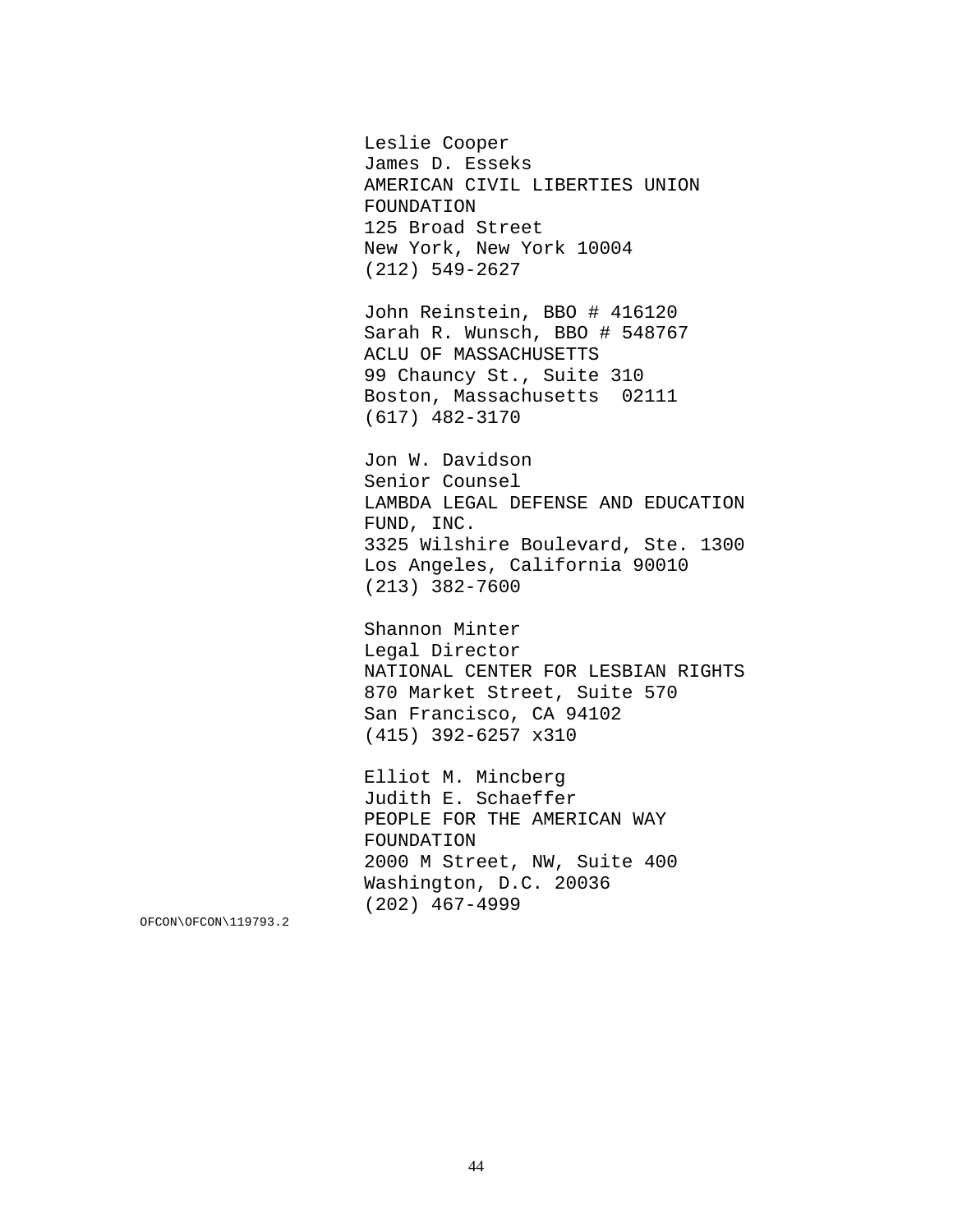Leslie Cooper
James D. Esseks
AMERICAN CIVIL LIBERTIES UNION FOUNDATION
125 Broad Street
New York, New York 10004
(212) 549-2627

John Reinstein, BBO # 416120
Sarah R. Wunsch, BBO # 548767
ACLU OF MASSACHUSETTS
99 Chauncy St., Suite 310
Boston, Massachusetts 02111
(617) 482-3170

Jon W. Davidson
Senior Counsel
LAMBDA LEGAL DEFENSE AND EDUCATION FUND, INC.
3325 Wilshire Boulevard, Ste. 1300
Los Angeles, California 90010
(213) 382-7600

Shannon Minter
Legal Director
NATIONAL CENTER FOR LESBIAN RIGHTS
870 Market Street, Suite 570
San Francisco, CA 94102
(415) 392-6257 x310

Elliot M. Mincberg
Judith E. Schaeffer
PEOPLE FOR THE AMERICAN WAY FOUNDATION
2000 M Street, NW, Suite 400
Washington, D.C. 20036
(202) 467-4999

OFCON\OFCON\119793.2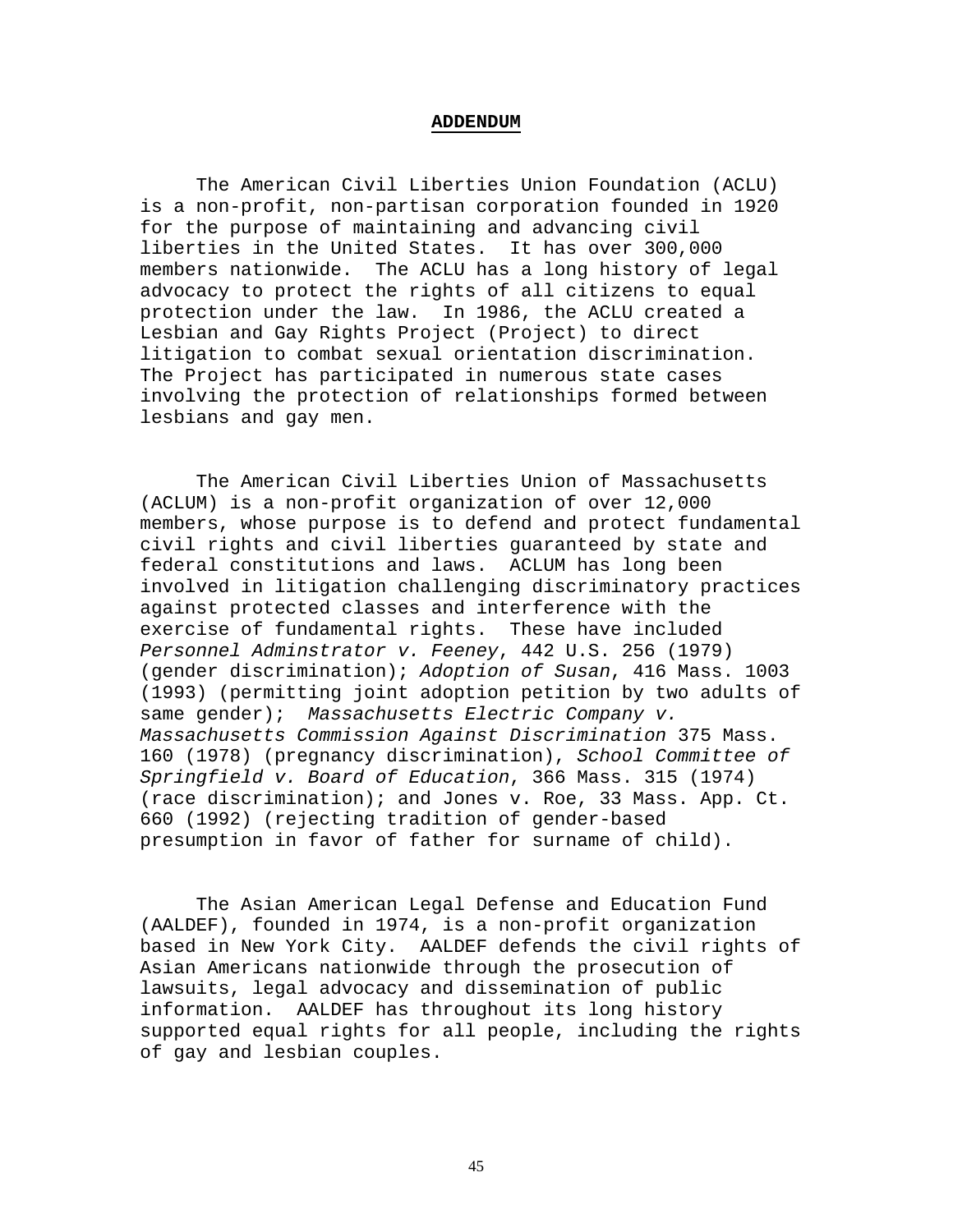## **ADDENDUM**

The American Civil Liberties Union Foundation (ACLU) is a non-profit, non-partisan corporation founded in 1920 for the purpose of maintaining and advancing civil liberties in the United States. It has over 300,000 members nationwide. The ACLU has a long history of legal advocacy to protect the rights of all citizens to equal protection under the law. In 1986, the ACLU created a Lesbian and Gay Rights Project (Project) to direct litigation to combat sexual orientation discrimination. The Project has participated in numerous state cases involving the protection of relationships formed between lesbians and gay men.

The American Civil Liberties Union of Massachusetts (ACLUM) is a non-profit organization of over 12,000 members, whose purpose is to defend and protect fundamental civil rights and civil liberties guaranteed by state and federal constitutions and laws. ACLUM has long been involved in litigation challenging discriminatory practices against protected classes and interference with the exercise of fundamental rights. These have included *Personnel Adminstrator v. Feeney*, 442 U.S. 256 (1979) (gender discrimination); *Adoption of Susan*, 416 Mass. 1003 (1993) (permitting joint adoption petition by two adults of same gender); *Massachusetts Electric Company v. Massachusetts Commission Against Discrimination* 375 Mass. 160 (1978) (pregnancy discrimination), *School Committee of Springfield v. Board of Education*, 366 Mass. 315 (1974) (race discrimination); and Jones v. Roe, 33 Mass. App. Ct. 660 (1992) (rejecting tradition of gender-based presumption in favor of father for surname of child).

The Asian American Legal Defense and Education Fund (AALDEF), founded in 1974, is a non-profit organization based in New York City. AALDEF defends the civil rights of Asian Americans nationwide through the prosecution of lawsuits, legal advocacy and dissemination of public information. AALDEF has throughout its long history supported equal rights for all people, including the rights of gay and lesbian couples.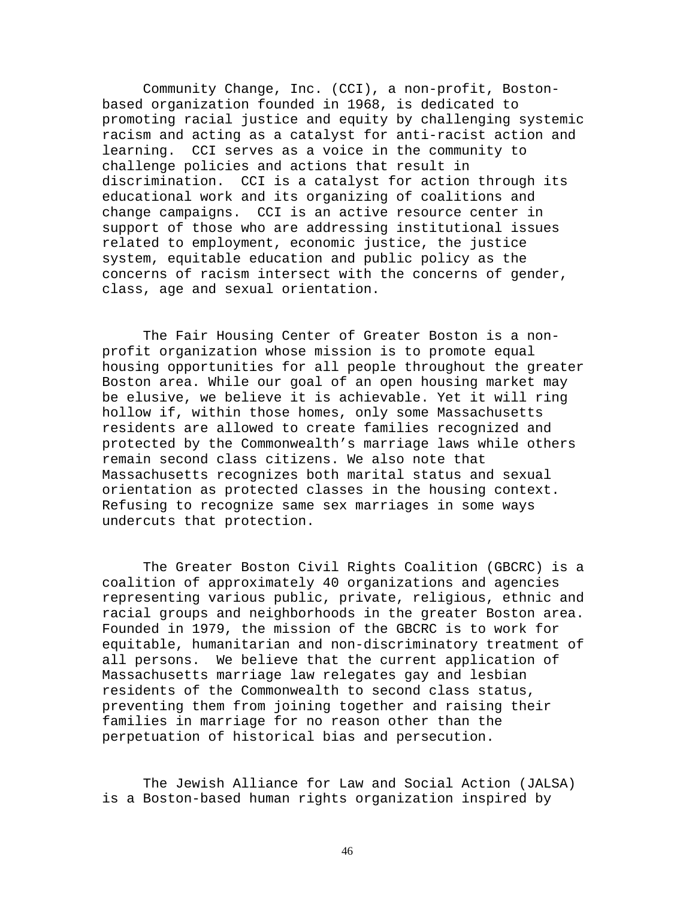Community Change, Inc. (CCI), a non-profit, Boston-based organization founded in 1968, is dedicated to promoting racial justice and equity by challenging systemic racism and acting as a catalyst for anti-racist action and learning. CCI serves as a voice in the community to challenge policies and actions that result in discrimination. CCI is a catalyst for action through its educational work and its organizing of coalitions and change campaigns. CCI is an active resource center in support of those who are addressing institutional issues related to employment, economic justice, the justice system, equitable education and public policy as the concerns of racism intersect with the concerns of gender, class, age and sexual orientation.

The Fair Housing Center of Greater Boston is a non-profit organization whose mission is to promote equal housing opportunities for all people throughout the greater Boston area. While our goal of an open housing market may be elusive, we believe it is achievable. Yet it will ring hollow if, within those homes, only some Massachusetts residents are allowed to create families recognized and protected by the Commonwealth's marriage laws while others remain second class citizens. We also note that Massachusetts recognizes both marital status and sexual orientation as protected classes in the housing context. Refusing to recognize same sex marriages in some ways undercuts that protection.

The Greater Boston Civil Rights Coalition (GBCRC) is a coalition of approximately 40 organizations and agencies representing various public, private, religious, ethnic and racial groups and neighborhoods in the greater Boston area. Founded in 1979, the mission of the GBCRC is to work for equitable, humanitarian and non-discriminatory treatment of all persons. We believe that the current application of Massachusetts marriage law relegates gay and lesbian residents of the Commonwealth to second class status, preventing them from joining together and raising their families in marriage for no reason other than the perpetuation of historical bias and persecution.

The Jewish Alliance for Law and Social Action (JALSA) is a Boston-based human rights organization inspired by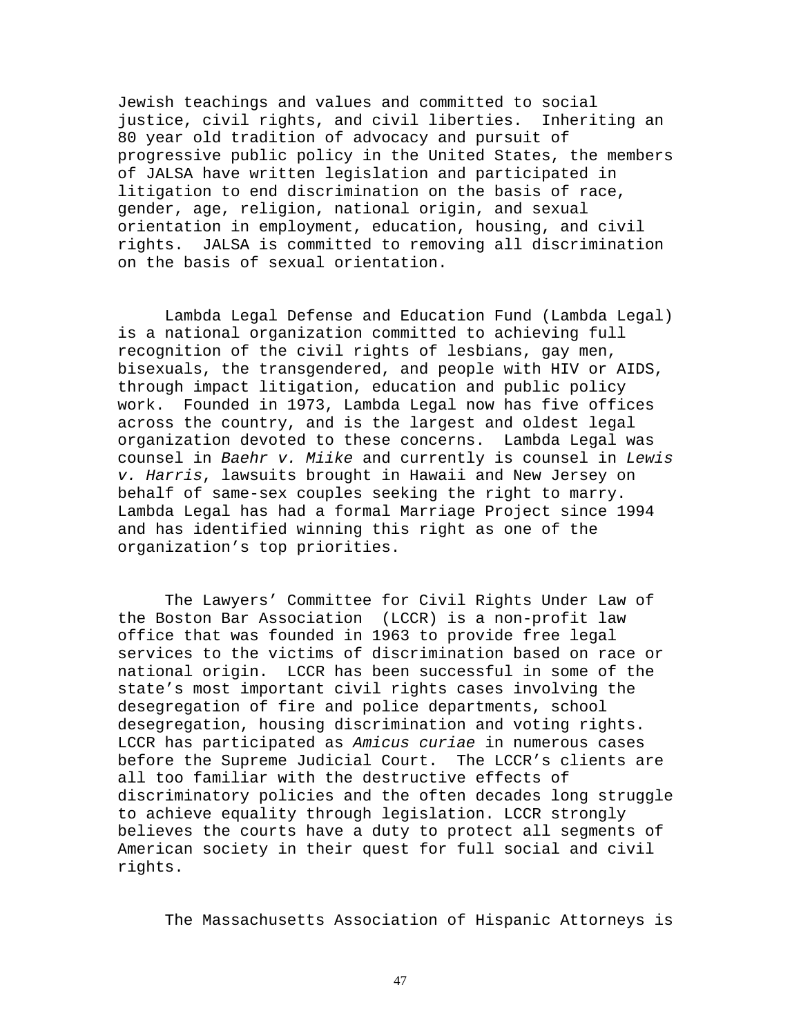Jewish teachings and values and committed to social justice, civil rights, and civil liberties. Inheriting an 80 year old tradition of advocacy and pursuit of progressive public policy in the United States, the members of JALSA have written legislation and participated in litigation to end discrimination on the basis of race, gender, age, religion, national origin, and sexual orientation in employment, education, housing, and civil rights. JALSA is committed to removing all discrimination on the basis of sexual orientation.

Lambda Legal Defense and Education Fund (Lambda Legal) is a national organization committed to achieving full recognition of the civil rights of lesbians, gay men, bisexuals, the transgendered, and people with HIV or AIDS, through impact litigation, education and public policy work. Founded in 1973, Lambda Legal now has five offices across the country, and is the largest and oldest legal organization devoted to these concerns. Lambda Legal was counsel in *Baehr v. Miike* and currently is counsel in *Lewis v. Harris*, lawsuits brought in Hawaii and New Jersey on behalf of same-sex couples seeking the right to marry. Lambda Legal has had a formal Marriage Project since 1994 and has identified winning this right as one of the organization's top priorities.

The Lawyers' Committee for Civil Rights Under Law of the Boston Bar Association (LCCR) is a non-profit law office that was founded in 1963 to provide free legal services to the victims of discrimination based on race or national origin. LCCR has been successful in some of the state's most important civil rights cases involving the desegregation of fire and police departments, school desegregation, housing discrimination and voting rights. LCCR has participated as *Amicus curiae* in numerous cases before the Supreme Judicial Court. The LCCR's clients are all too familiar with the destructive effects of discriminatory policies and the often decades long struggle to achieve equality through legislation. LCCR strongly believes the courts have a duty to protect all segments of American society in their quest for full social and civil rights.

The Massachusetts Association of Hispanic Attorneys is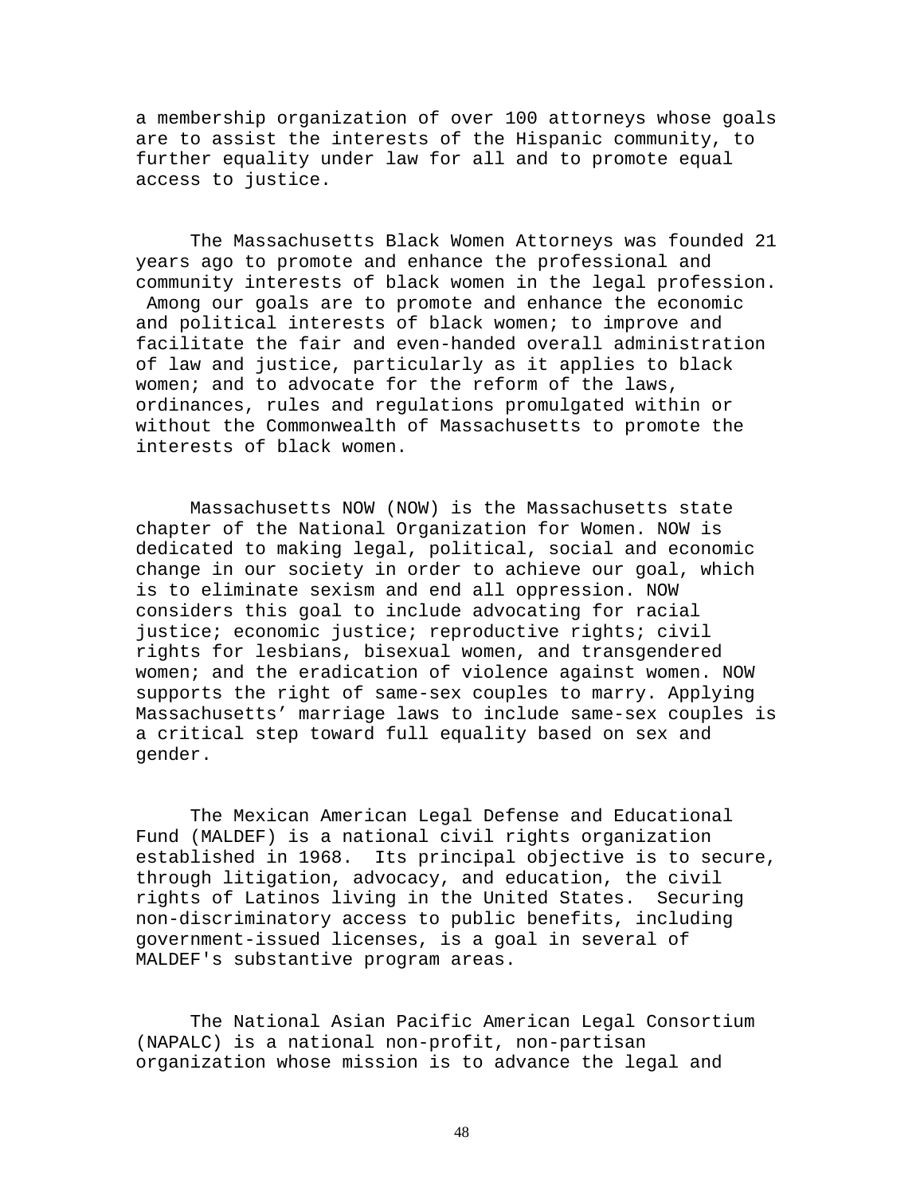a membership organization of over 100 attorneys whose goals are to assist the interests of the Hispanic community, to further equality under law for all and to promote equal access to justice.

The Massachusetts Black Women Attorneys was founded 21 years ago to promote and enhance the professional and community interests of black women in the legal profession. Among our goals are to promote and enhance the economic and political interests of black women; to improve and facilitate the fair and even-handed overall administration of law and justice, particularly as it applies to black women; and to advocate for the reform of the laws, ordinances, rules and regulations promulgated within or without the Commonwealth of Massachusetts to promote the interests of black women.

Massachusetts NOW (NOW) is the Massachusetts state chapter of the National Organization for Women. NOW is dedicated to making legal, political, social and economic change in our society in order to achieve our goal, which is to eliminate sexism and end all oppression. NOW considers this goal to include advocating for racial justice; economic justice; reproductive rights; civil rights for lesbians, bisexual women, and transgendered women; and the eradication of violence against women. NOW supports the right of same-sex couples to marry. Applying Massachusetts' marriage laws to include same-sex couples is a critical step toward full equality based on sex and gender.

The Mexican American Legal Defense and Educational Fund (MALDEF) is a national civil rights organization established in 1968. Its principal objective is to secure, through litigation, advocacy, and education, the civil rights of Latinos living in the United States. Securing non-discriminatory access to public benefits, including government-issued licenses, is a goal in several of MALDEF's substantive program areas.

The National Asian Pacific American Legal Consortium (NAPALC) is a national non-profit, non-partisan organization whose mission is to advance the legal and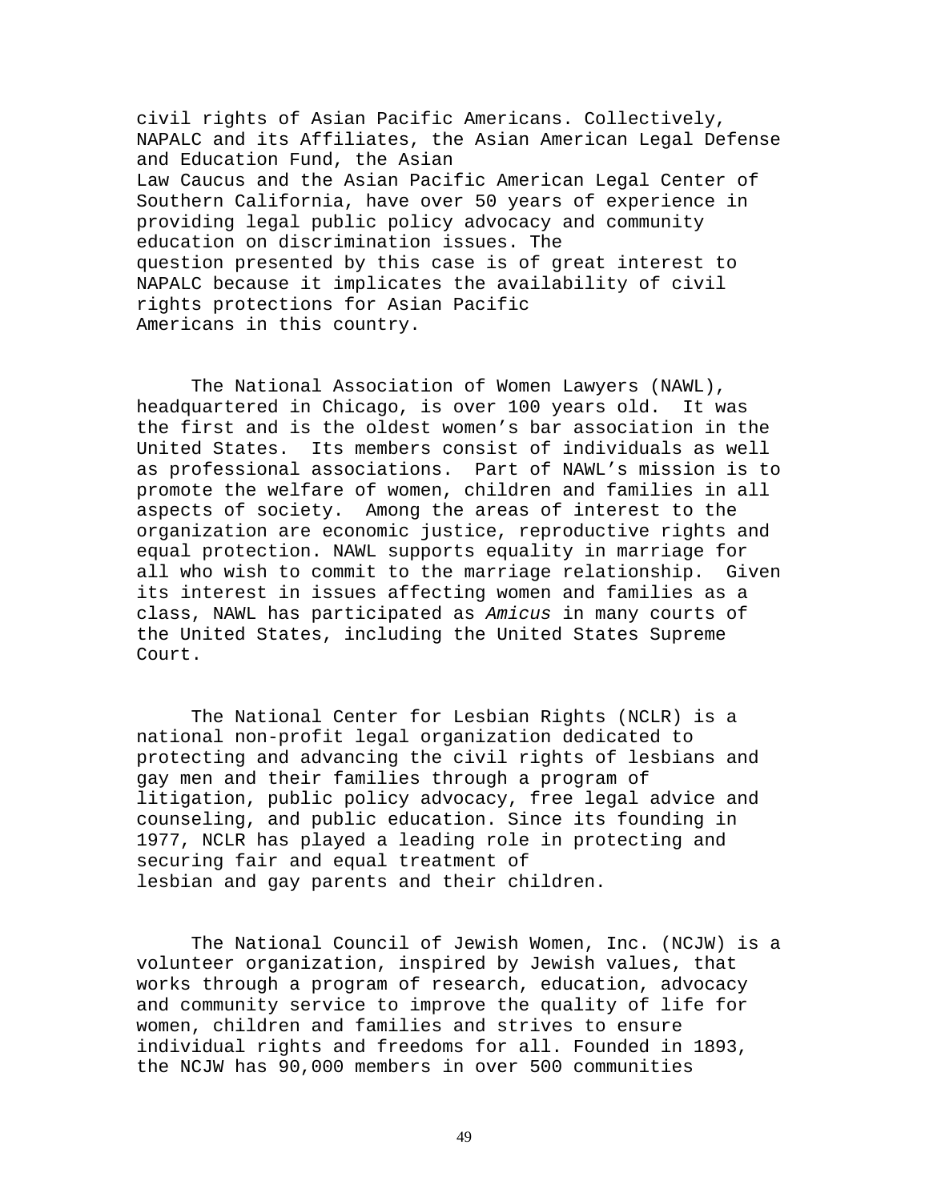civil rights of Asian Pacific Americans. Collectively, NAPALC and its Affiliates, the Asian American Legal Defense and Education Fund, the Asian Law Caucus and the Asian Pacific American Legal Center of Southern California, have over 50 years of experience in providing legal public policy advocacy and community education on discrimination issues. The question presented by this case is of great interest to NAPALC because it implicates the availability of civil rights protections for Asian Pacific Americans in this country.

The National Association of Women Lawyers (NAWL), headquartered in Chicago, is over 100 years old. It was the first and is the oldest women's bar association in the United States. Its members consist of individuals as well as professional associations. Part of NAWL's mission is to promote the welfare of women, children and families in all aspects of society. Among the areas of interest to the organization are economic justice, reproductive rights and equal protection. NAWL supports equality in marriage for all who wish to commit to the marriage relationship. Given its interest in issues affecting women and families as a class, NAWL has participated as *Amicus* in many courts of the United States, including the United States Supreme Court.

The National Center for Lesbian Rights (NCLR) is a national non-profit legal organization dedicated to protecting and advancing the civil rights of lesbians and gay men and their families through a program of litigation, public policy advocacy, free legal advice and counseling, and public education. Since its founding in 1977, NCLR has played a leading role in protecting and securing fair and equal treatment of lesbian and gay parents and their children.

The National Council of Jewish Women, Inc. (NCJW) is a volunteer organization, inspired by Jewish values, that works through a program of research, education, advocacy and community service to improve the quality of life for women, children and families and strives to ensure individual rights and freedoms for all. Founded in 1893, the NCJW has 90,000 members in over 500 communities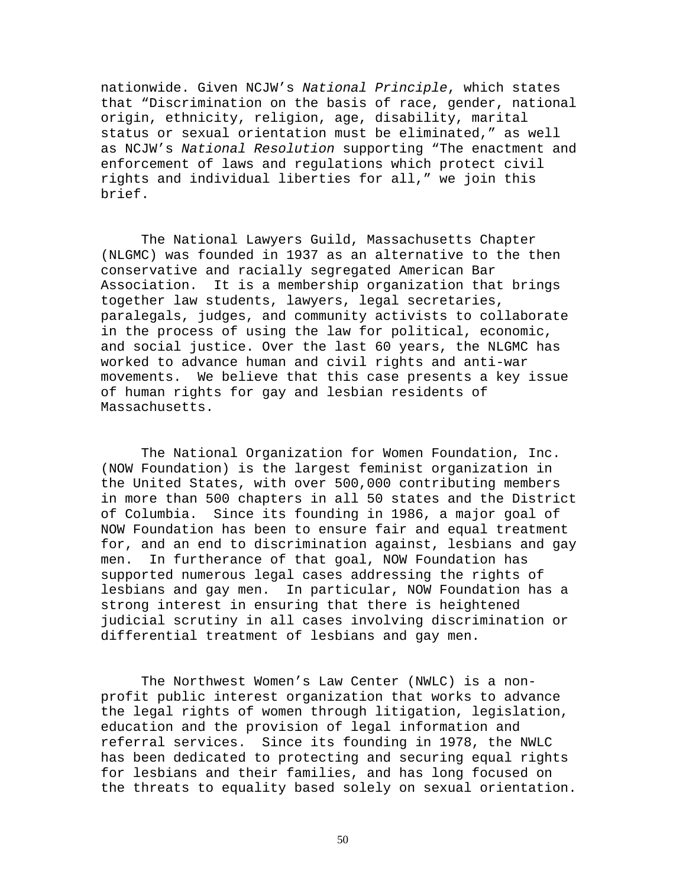nationwide. Given NCJW's *National Principle*, which states that "Discrimination on the basis of race, gender, national origin, ethnicity, religion, age, disability, marital status or sexual orientation must be eliminated," as well as NCJW's *National Resolution* supporting "The enactment and enforcement of laws and regulations which protect civil rights and individual liberties for all," we join this brief.

The National Lawyers Guild, Massachusetts Chapter (NLGMC) was founded in 1937 as an alternative to the then conservative and racially segregated American Bar Association. It is a membership organization that brings together law students, lawyers, legal secretaries, paralegals, judges, and community activists to collaborate in the process of using the law for political, economic, and social justice. Over the last 60 years, the NLGMC has worked to advance human and civil rights and anti-war movements. We believe that this case presents a key issue of human rights for gay and lesbian residents of Massachusetts.

The National Organization for Women Foundation, Inc. (NOW Foundation) is the largest feminist organization in the United States, with over 500,000 contributing members in more than 500 chapters in all 50 states and the District of Columbia. Since its founding in 1986, a major goal of NOW Foundation has been to ensure fair and equal treatment for, and an end to discrimination against, lesbians and gay men. In furtherance of that goal, NOW Foundation has supported numerous legal cases addressing the rights of lesbians and gay men. In particular, NOW Foundation has a strong interest in ensuring that there is heightened judicial scrutiny in all cases involving discrimination or differential treatment of lesbians and gay men.

The Northwest Women's Law Center (NWLC) is a non-profit public interest organization that works to advance the legal rights of women through litigation, legislation, education and the provision of legal information and referral services. Since its founding in 1978, the NWLC has been dedicated to protecting and securing equal rights for lesbians and their families, and has long focused on the threats to equality based solely on sexual orientation.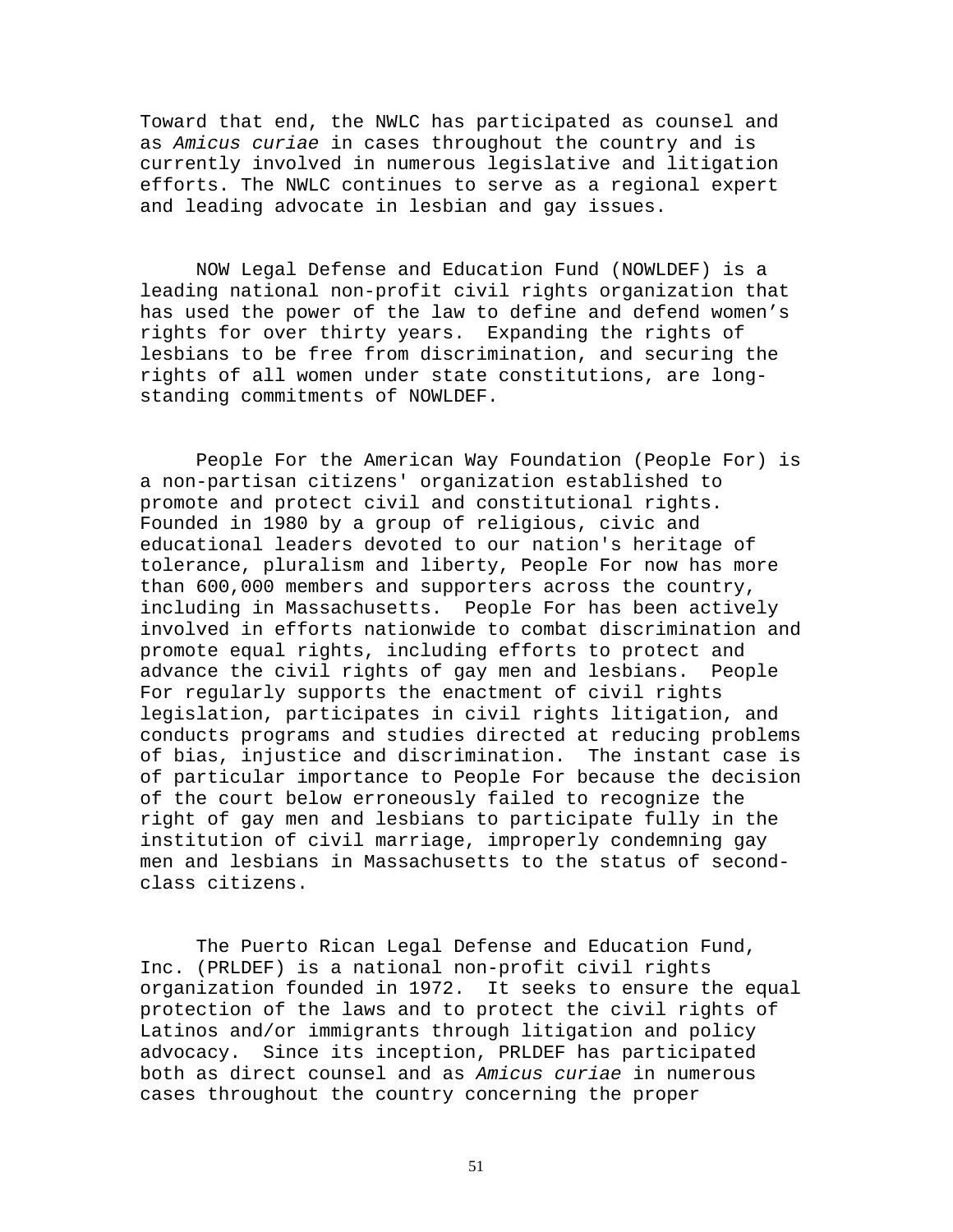Toward that end, the NWLC has participated as counsel and as *Amicus curiae* in cases throughout the country and is currently involved in numerous legislative and litigation efforts. The NWLC continues to serve as a regional expert and leading advocate in lesbian and gay issues.

NOW Legal Defense and Education Fund (NOWLDEF) is a leading national non-profit civil rights organization that has used the power of the law to define and defend women's rights for over thirty years. Expanding the rights of lesbians to be free from discrimination, and securing the rights of all women under state constitutions, are long-standing commitments of NOWLDEF.

People For the American Way Foundation (People For) is a non-partisan citizens' organization established to promote and protect civil and constitutional rights. Founded in 1980 by a group of religious, civic and educational leaders devoted to our nation's heritage of tolerance, pluralism and liberty, People For now has more than 600,000 members and supporters across the country, including in Massachusetts. People For has been actively involved in efforts nationwide to combat discrimination and promote equal rights, including efforts to protect and advance the civil rights of gay men and lesbians. People For regularly supports the enactment of civil rights legislation, participates in civil rights litigation, and conducts programs and studies directed at reducing problems of bias, injustice and discrimination. The instant case is of particular importance to People For because the decision of the court below erroneously failed to recognize the right of gay men and lesbians to participate fully in the institution of civil marriage, improperly condemning gay men and lesbians in Massachusetts to the status of second-class citizens.

The Puerto Rican Legal Defense and Education Fund, Inc. (PRLDEF) is a national non-profit civil rights organization founded in 1972. It seeks to ensure the equal protection of the laws and to protect the civil rights of Latinos and/or immigrants through litigation and policy advocacy. Since its inception, PRLDEF has participated both as direct counsel and as *Amicus curiae* in numerous cases throughout the country concerning the proper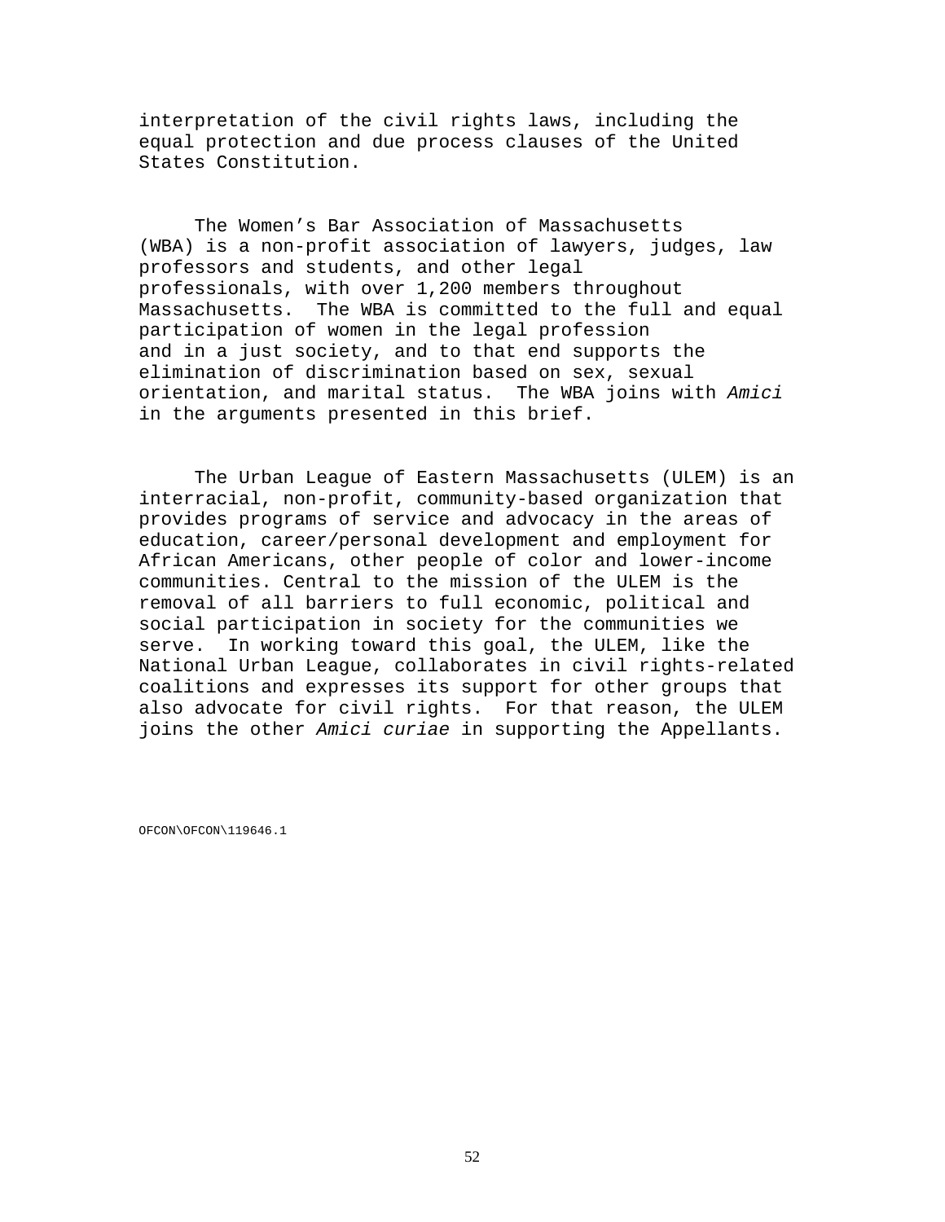interpretation of the civil rights laws, including the equal protection and due process clauses of the United States Constitution.

The Women's Bar Association of Massachusetts (WBA) is a non-profit association of lawyers, judges, law professors and students, and other legal professionals, with over 1,200 members throughout Massachusetts. The WBA is committed to the full and equal participation of women in the legal profession and in a just society, and to that end supports the elimination of discrimination based on sex, sexual orientation, and marital status. The WBA joins with *Amici* in the arguments presented in this brief.

The Urban League of Eastern Massachusetts (ULEM) is an interracial, non-profit, community-based organization that provides programs of service and advocacy in the areas of education, career/personal development and employment for African Americans, other people of color and lower-income communities. Central to the mission of the ULEM is the removal of all barriers to full economic, political and social participation in society for the communities we serve. In working toward this goal, the ULEM, like the National Urban League, collaborates in civil rights-related coalitions and expresses its support for other groups that also advocate for civil rights. For that reason, the ULEM joins the other *Amici curiae* in supporting the Appellants.

OFCON\OFCON\119646.1